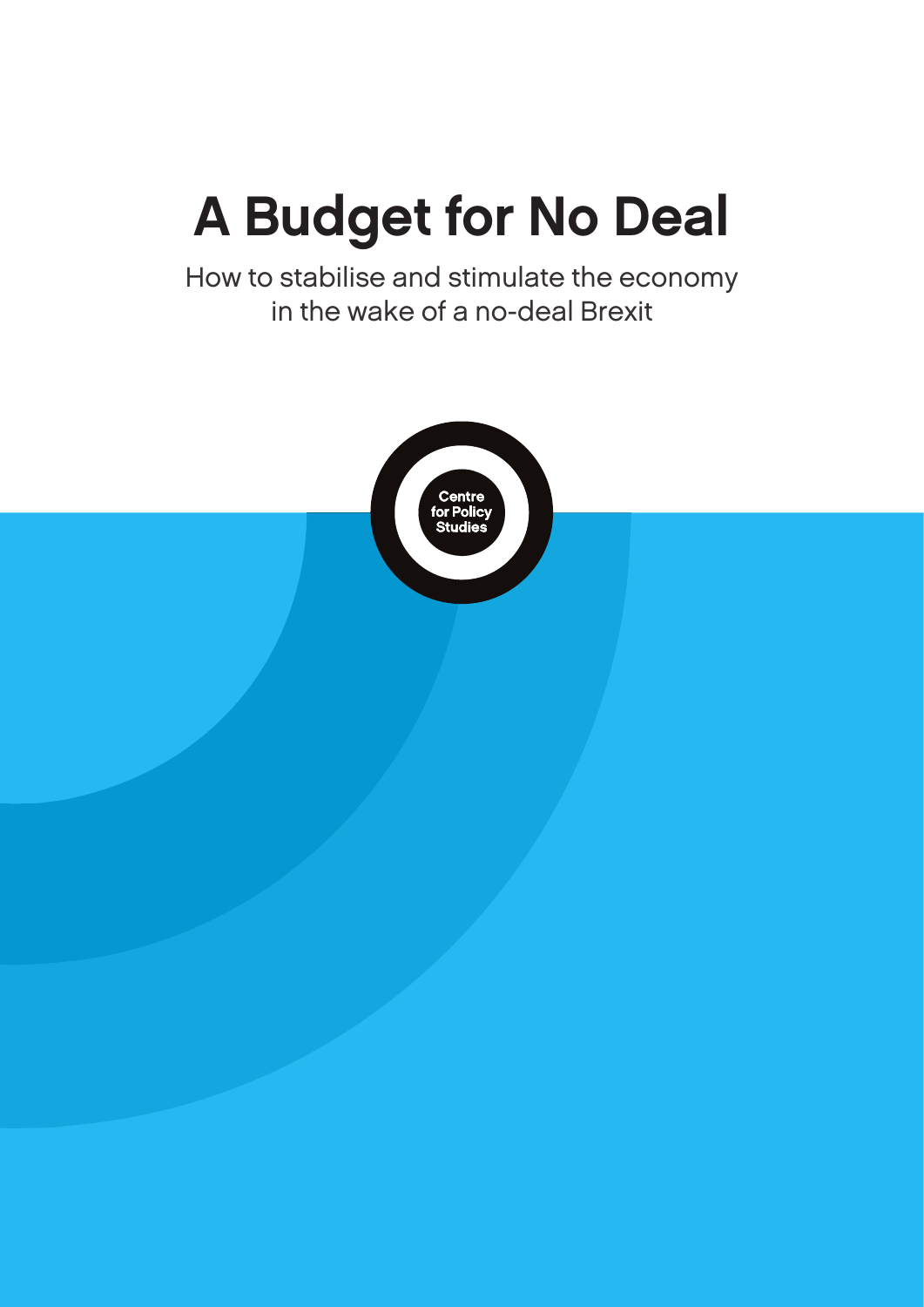# A Budget for No Deal

How to stabilise and stimulate the economy in the wake of a no-deal Brexit

Centre for Policy Studies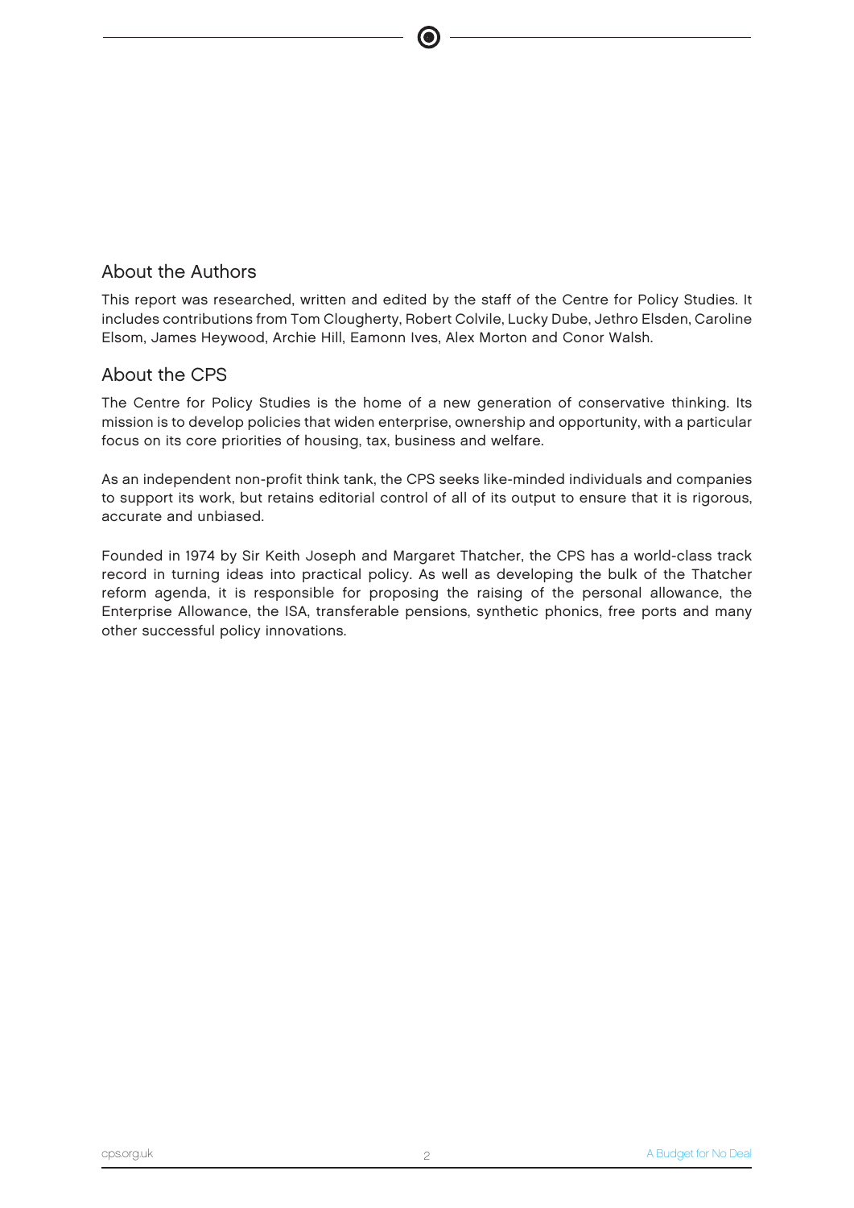## About the Authors

This report was researched, written and edited by the staff of the Centre for Policy Studies. It includes contributions from Tom Clougherty, Robert Colvile, Lucky Dube, Jethro Elsden, Caroline Elsom, James Heywood, Archie Hill, Eamonn Ives, Alex Morton and Conor Walsh.

## About the CPS

The Centre for Policy Studies is the home of a new generation of conservative thinking. Its mission is to develop policies that widen enterprise, ownership and opportunity, with a particular focus on its core priorities of housing, tax, business and welfare.

As an independent non-profit think tank, the CPS seeks like-minded individuals and companies to support its work, but retains editorial control of all of its output to ensure that it is rigorous, accurate and unbiased.

Founded in 1974 by Sir Keith Joseph and Margaret Thatcher, the CPS has a world-class track record in turning ideas into practical policy. As well as developing the bulk of the Thatcher reform agenda, it is responsible for proposing the raising of the personal allowance, the Enterprise Allowance, the ISA, transferable pensions, synthetic phonics, free ports and many other successful policy innovations.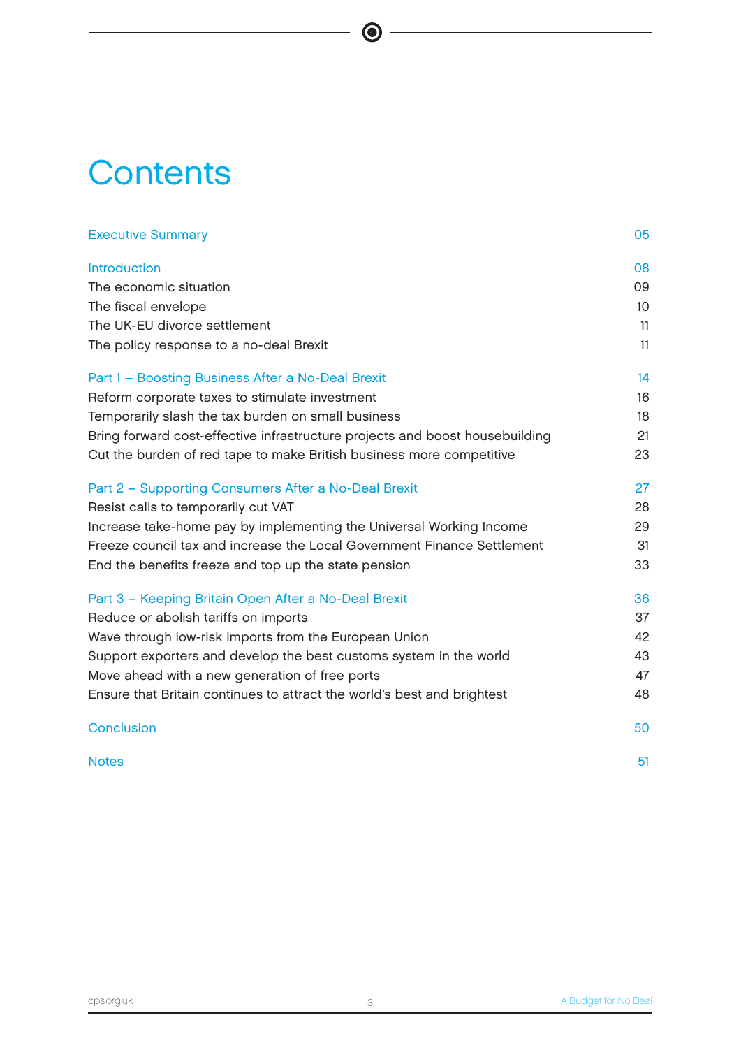# Contents

| | |
|---|---|
| Executive Summary | 05 |
| Introduction | 08 |
| The economic situation | 09 |
| The fiscal envelope | 10 |
| The UK-EU divorce settlement | 11 |
| The policy response to a no-deal Brexit | 11 |
| Part 1 – Boosting Business After a No-Deal Brexit | 14 |
| Reform corporate taxes to stimulate investment | 16 |
| Temporarily slash the tax burden on small business | 18 |
| Bring forward cost-effective infrastructure projects and boost housebuilding | 21 |
| Cut the burden of red tape to make British business more competitive | 23 |
| Part 2 – Supporting Consumers After a No-Deal Brexit | 27 |
| Resist calls to temporarily cut VAT | 28 |
| Increase take-home pay by implementing the Universal Working Income | 29 |
| Freeze council tax and increase the Local Government Finance Settlement | 31 |
| End the benefits freeze and top up the state pension | 33 |
| Part 3 – Keeping Britain Open After a No-Deal Brexit | 36 |
| Reduce or abolish tariffs on imports | 37 |
| Wave through low-risk imports from the European Union | 42 |
| Support exporters and develop the best customs system in the world | 43 |
| Move ahead with a new generation of free ports | 47 |
| Ensure that Britain continues to attract the world's best and brightest | 48 |
| Conclusion | 50 |
| Notes | 51 |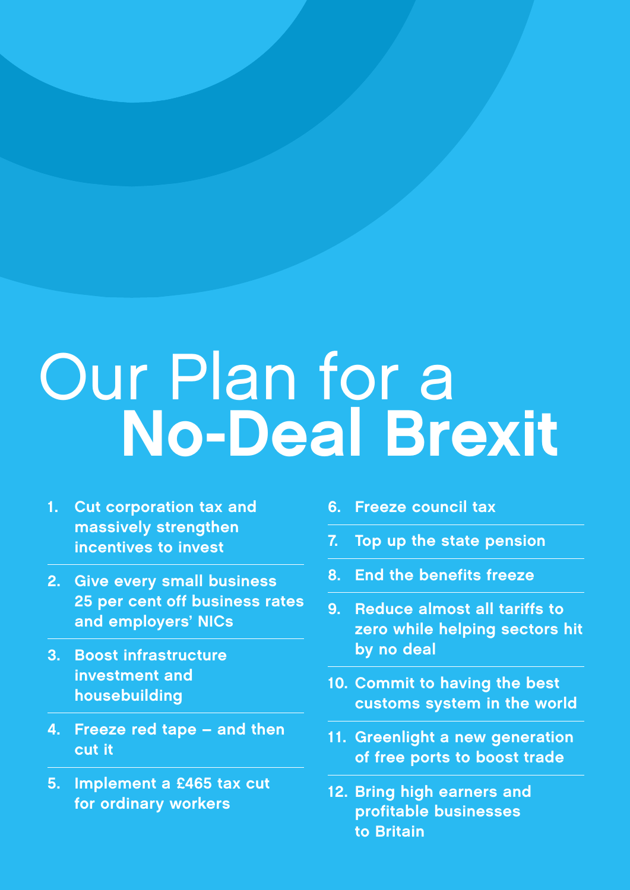# Our Plan for a **No-Deal Brexit**

1. Cut corporation tax and massively strengthen incentives to invest
2. Give every small business 25 per cent off business rates and employers' NICs
3. Boost infrastructure investment and housebuilding
4. Freeze red tape – and then cut it
5. Implement a £465 tax cut for ordinary workers
6. Freeze council tax
7. Top up the state pension
8. End the benefits freeze
9. Reduce almost all tariffs to zero while helping sectors hit by no deal
10. Commit to having the best customs system in the world
11. Greenlight a new generation of free ports to boost trade
12. Bring high earners and profitable businesses to Britain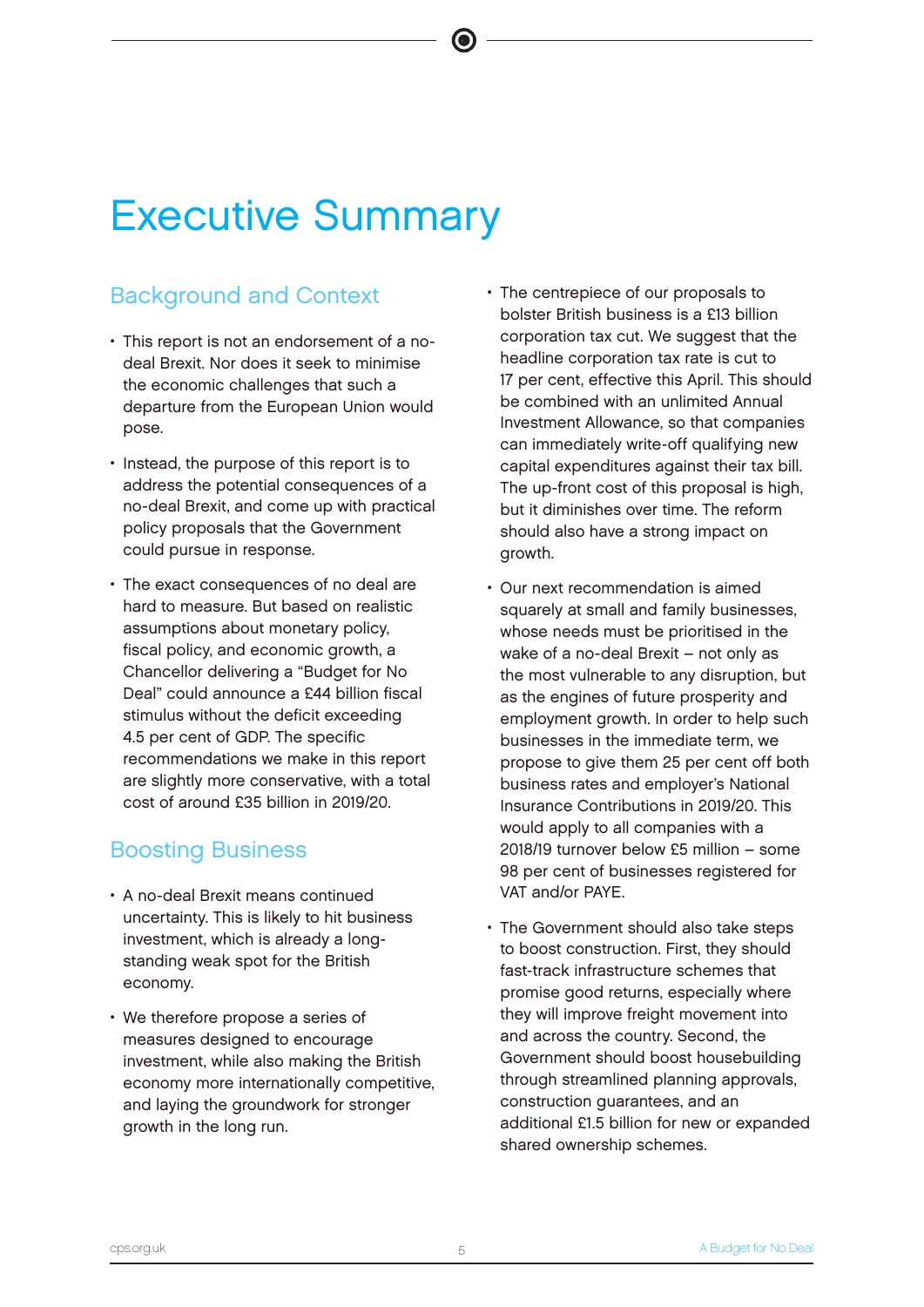# Executive Summary

## Background and Context

- This report is not an endorsement of a no-deal Brexit. Nor does it seek to minimise the economic challenges that such a departure from the European Union would pose.
- Instead, the purpose of this report is to address the potential consequences of a no-deal Brexit, and come up with practical policy proposals that the Government could pursue in response.
- The exact consequences of no deal are hard to measure. But based on realistic assumptions about monetary policy, fiscal policy, and economic growth, a Chancellor delivering a "Budget for No Deal" could announce a £44 billion fiscal stimulus without the deficit exceeding 4.5 per cent of GDP. The specific recommendations we make in this report are slightly more conservative, with a total cost of around £35 billion in 2019/20.

## Boosting Business

- A no-deal Brexit means continued uncertainty. This is likely to hit business investment, which is already a long-standing weak spot for the British economy.
- We therefore propose a series of measures designed to encourage investment, while also making the British economy more internationally competitive, and laying the groundwork for stronger growth in the long run.
- The centrepiece of our proposals to bolster British business is a £13 billion corporation tax cut. We suggest that the headline corporation tax rate is cut to 17 per cent, effective this April. This should be combined with an unlimited Annual Investment Allowance, so that companies can immediately write-off qualifying new capital expenditures against their tax bill. The up-front cost of this proposal is high, but it diminishes over time. The reform should also have a strong impact on growth.
- Our next recommendation is aimed squarely at small and family businesses, whose needs must be prioritised in the wake of a no-deal Brexit – not only as the most vulnerable to any disruption, but as the engines of future prosperity and employment growth. In order to help such businesses in the immediate term, we propose to give them 25 per cent off both business rates and employer's National Insurance Contributions in 2019/20. This would apply to all companies with a 2018/19 turnover below £5 million – some 98 per cent of businesses registered for VAT and/or PAYE.
- The Government should also take steps to boost construction. First, they should fast-track infrastructure schemes that promise good returns, especially where they will improve freight movement into and across the country. Second, the Government should boost housebuilding through streamlined planning approvals, construction guarantees, and an additional £1.5 billion for new or expanded shared ownership schemes.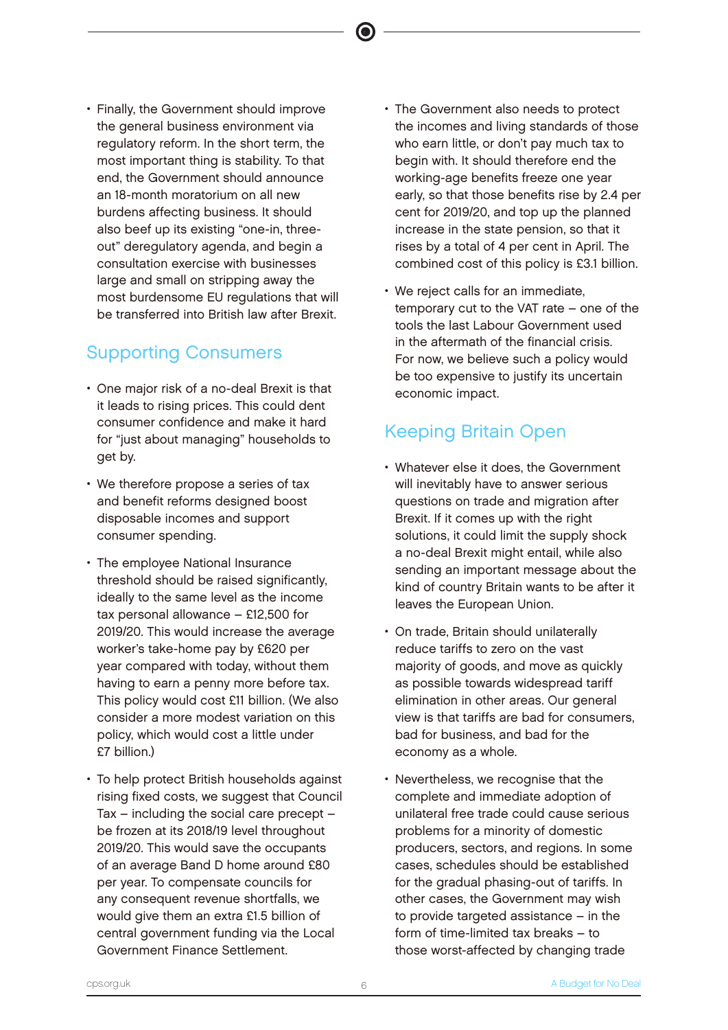- Finally, the Government should improve the general business environment via regulatory reform. In the short term, the most important thing is stability. To that end, the Government should announce an 18-month moratorium on all new burdens affecting business. It should also beef up its existing "one-in, three-out" deregulatory agenda, and begin a consultation exercise with businesses large and small on stripping away the most burdensome EU regulations that will be transferred into British law after Brexit.

## Supporting Consumers

- One major risk of a no-deal Brexit is that it leads to rising prices. This could dent consumer confidence and make it hard for "just about managing" households to get by.
- We therefore propose a series of tax and benefit reforms designed boost disposable incomes and support consumer spending.
- The employee National Insurance threshold should be raised significantly, ideally to the same level as the income tax personal allowance – £12,500 for 2019/20. This would increase the average worker's take-home pay by £620 per year compared with today, without them having to earn a penny more before tax. This policy would cost £11 billion. (We also consider a more modest variation on this policy, which would cost a little under £7 billion.)
- To help protect British households against rising fixed costs, we suggest that Council Tax – including the social care precept – be frozen at its 2018/19 level throughout 2019/20. This would save the occupants of an average Band D home around £80 per year. To compensate councils for any consequent revenue shortfalls, we would give them an extra £1.5 billion of central government funding via the Local Government Finance Settlement.
- The Government also needs to protect the incomes and living standards of those who earn little, or don't pay much tax to begin with. It should therefore end the working-age benefits freeze one year early, so that those benefits rise by 2.4 per cent for 2019/20, and top up the planned increase in the state pension, so that it rises by a total of 4 per cent in April. The combined cost of this policy is £3.1 billion.
- We reject calls for an immediate, temporary cut to the VAT rate – one of the tools the last Labour Government used in the aftermath of the financial crisis. For now, we believe such a policy would be too expensive to justify its uncertain economic impact.

## Keeping Britain Open

- Whatever else it does, the Government will inevitably have to answer serious questions on trade and migration after Brexit. If it comes up with the right solutions, it could limit the supply shock a no-deal Brexit might entail, while also sending an important message about the kind of country Britain wants to be after it leaves the European Union.
- On trade, Britain should unilaterally reduce tariffs to zero on the vast majority of goods, and move as quickly as possible towards widespread tariff elimination in other areas. Our general view is that tariffs are bad for consumers, bad for business, and bad for the economy as a whole.
- Nevertheless, we recognise that the complete and immediate adoption of unilateral free trade could cause serious problems for a minority of domestic producers, sectors, and regions. In some cases, schedules should be established for the gradual phasing-out of tariffs. In other cases, the Government may wish to provide targeted assistance – in the form of time-limited tax breaks – to those worst-affected by changing trade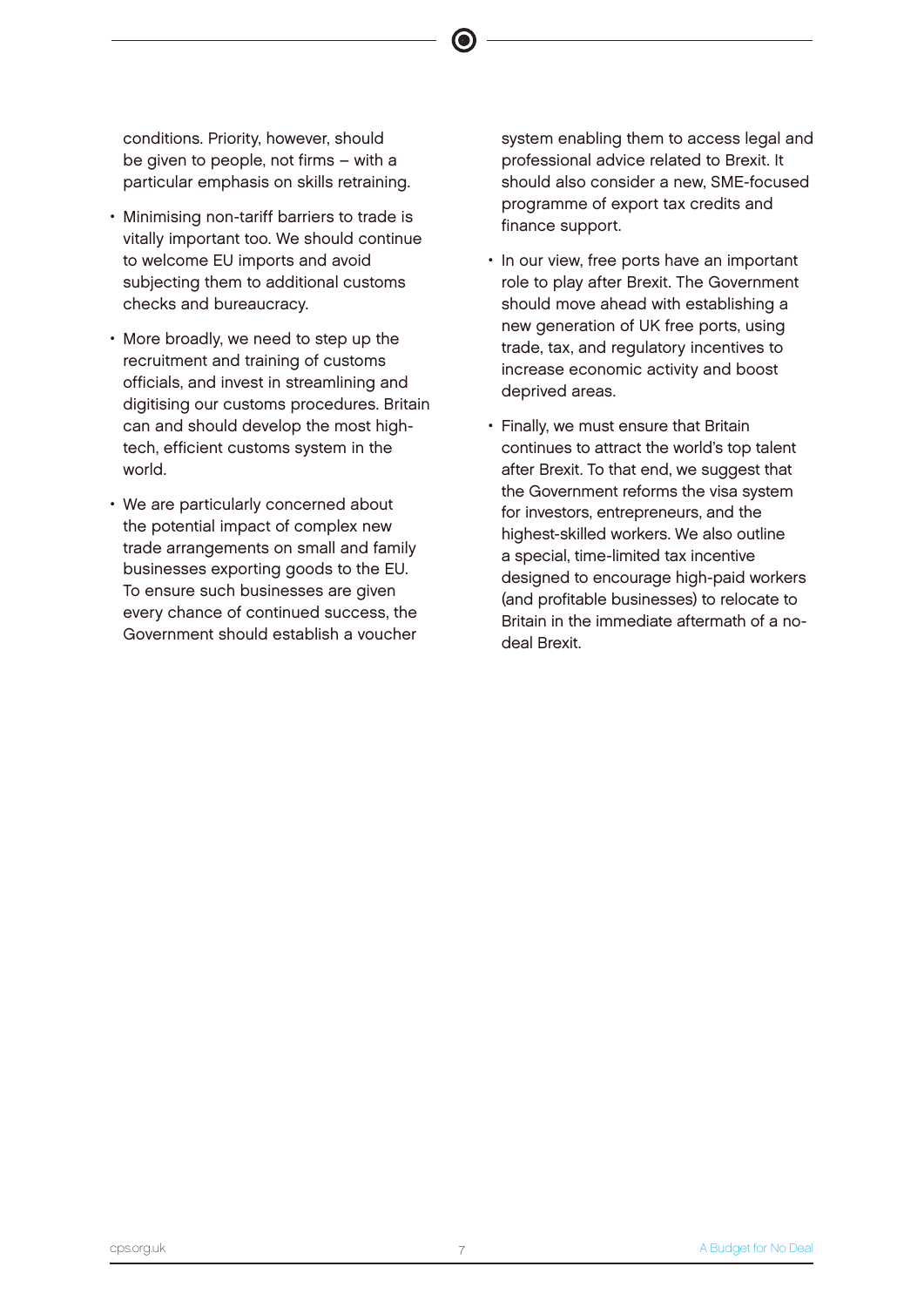conditions. Priority, however, should be given to people, not firms – with a particular emphasis on skills retraining.

- Minimising non-tariff barriers to trade is vitally important too. We should continue to welcome EU imports and avoid subjecting them to additional customs checks and bureaucracy.
- More broadly, we need to step up the recruitment and training of customs officials, and invest in streamlining and digitising our customs procedures. Britain can and should develop the most high-tech, efficient customs system in the world.
- We are particularly concerned about the potential impact of complex new trade arrangements on small and family businesses exporting goods to the EU. To ensure such businesses are given every chance of continued success, the Government should establish a voucher system enabling them to access legal and professional advice related to Brexit. It should also consider a new, SME-focused programme of export tax credits and finance support.
- In our view, free ports have an important role to play after Brexit. The Government should move ahead with establishing a new generation of UK free ports, using trade, tax, and regulatory incentives to increase economic activity and boost deprived areas.
- Finally, we must ensure that Britain continues to attract the world's top talent after Brexit. To that end, we suggest that the Government reforms the visa system for investors, entrepreneurs, and the highest-skilled workers. We also outline a special, time-limited tax incentive designed to encourage high-paid workers (and profitable businesses) to relocate to Britain in the immediate aftermath of a no-deal Brexit.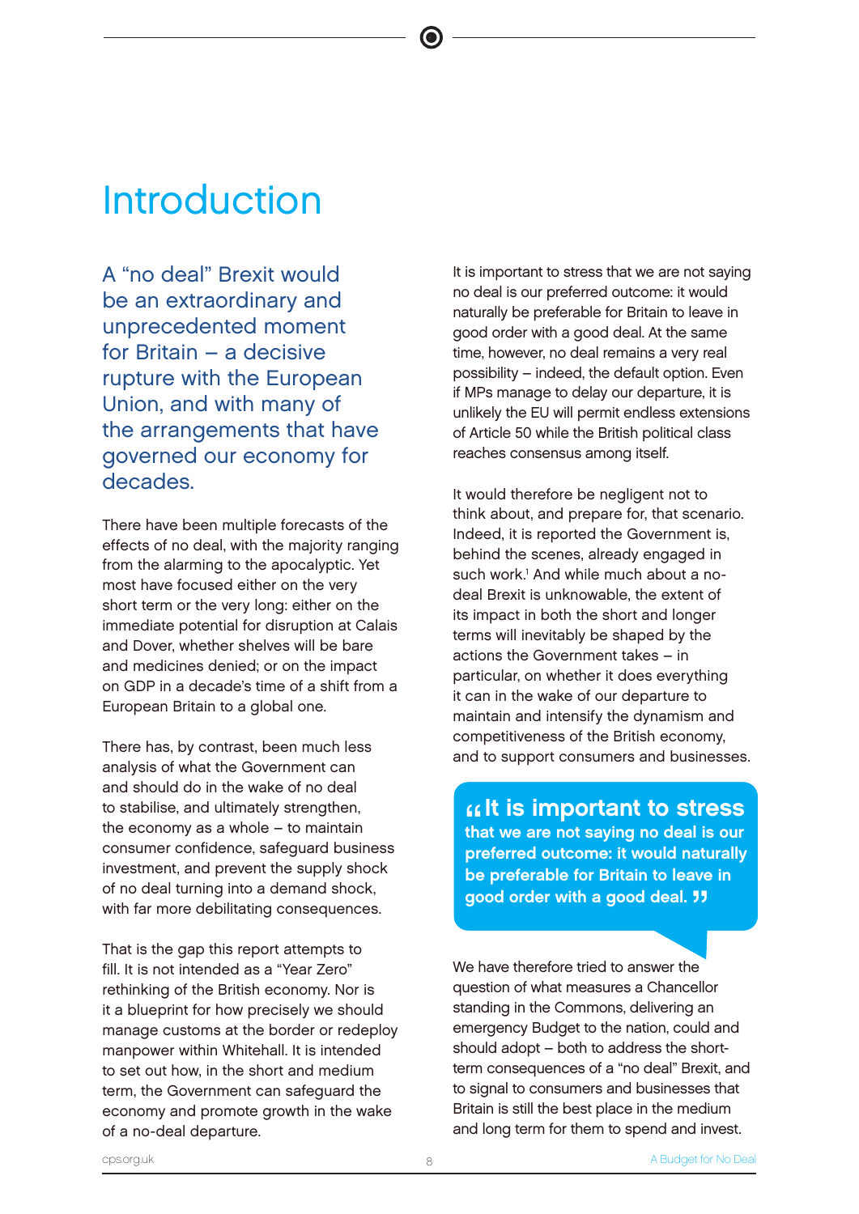# Introduction

A "no deal" Brexit would be an extraordinary and unprecedented moment for Britain – a decisive rupture with the European Union, and with many of the arrangements that have governed our economy for decades.

There have been multiple forecasts of the effects of no deal, with the majority ranging from the alarming to the apocalyptic. Yet most have focused either on the very short term or the very long: either on the immediate potential for disruption at Calais and Dover, whether shelves will be bare and medicines denied; or on the impact on GDP in a decade's time of a shift from a European Britain to a global one.

There has, by contrast, been much less analysis of what the Government can and should do in the wake of no deal to stabilise, and ultimately strengthen, the economy as a whole – to maintain consumer confidence, safeguard business investment, and prevent the supply shock of no deal turning into a demand shock, with far more debilitating consequences.

That is the gap this report attempts to fill. It is not intended as a "Year Zero" rethinking of the British economy. Nor is it a blueprint for how precisely we should manage customs at the border or redeploy manpower within Whitehall. It is intended to set out how, in the short and medium term, the Government can safeguard the economy and promote growth in the wake of a no-deal departure.

It is important to stress that we are not saying no deal is our preferred outcome: it would naturally be preferable for Britain to leave in good order with a good deal. At the same time, however, no deal remains a very real possibility – indeed, the default option. Even if MPs manage to delay our departure, it is unlikely the EU will permit endless extensions of Article 50 while the British political class reaches consensus among itself.

It would therefore be negligent not to think about, and prepare for, that scenario. Indeed, it is reported the Government is, behind the scenes, already engaged in such work.[1] And while much about a no-deal Brexit is unknowable, the extent of its impact in both the short and longer terms will inevitably be shaped by the actions the Government takes – in particular, on whether it does everything it can in the wake of our departure to maintain and intensify the dynamism and competitiveness of the British economy, and to support consumers and businesses.

> **"It is important to stress that we are not saying no deal is our preferred outcome: it would naturally be preferable for Britain to leave in good order with a good deal."**

We have therefore tried to answer the question of what measures a Chancellor standing in the Commons, delivering an emergency Budget to the nation, could and should adopt – both to address the short-term consequences of a "no deal" Brexit, and to signal to consumers and businesses that Britain is still the best place in the medium and long term for them to spend and invest.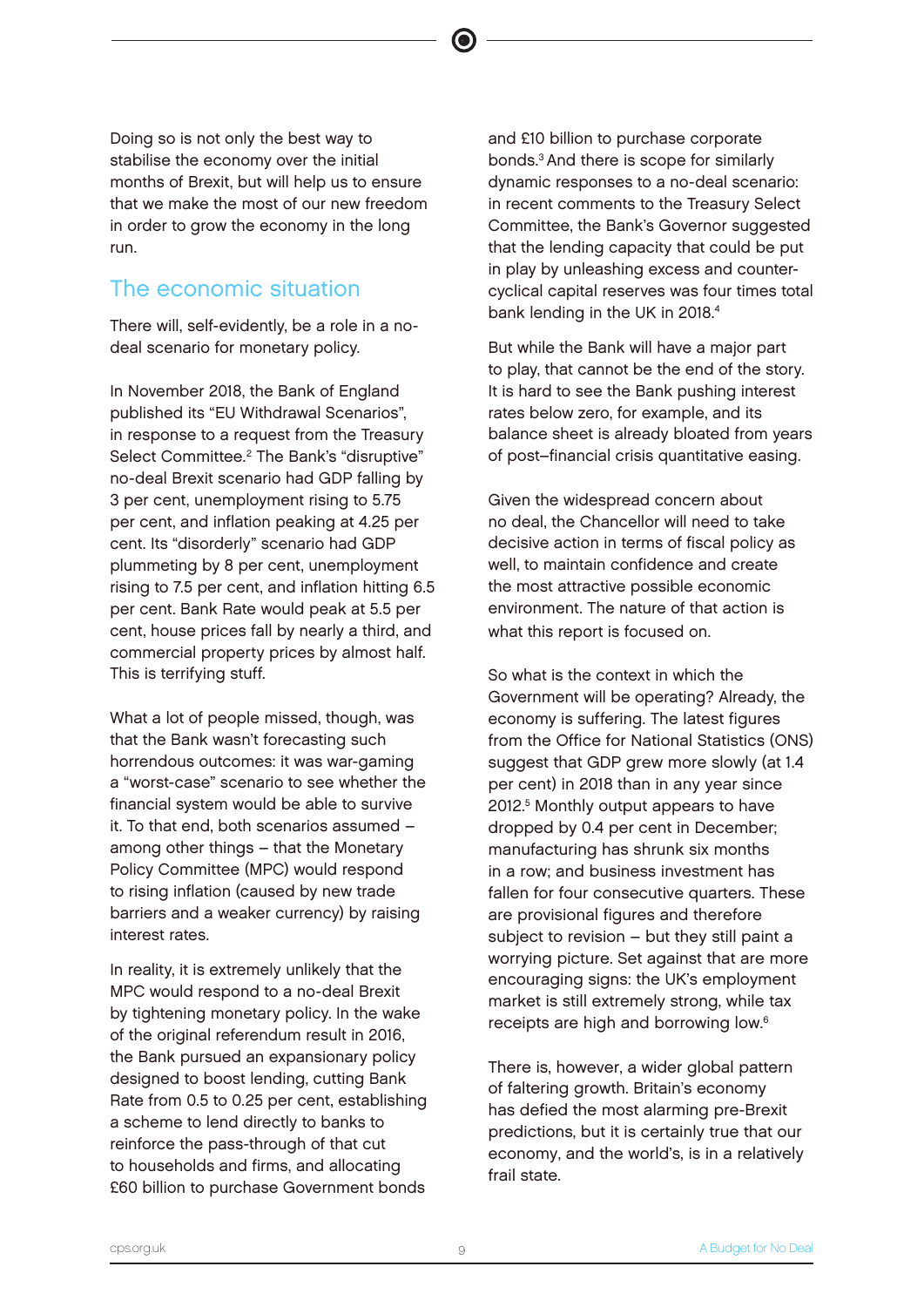Doing so is not only the best way to stabilise the economy over the initial months of Brexit, but will help us to ensure that we make the most of our new freedom in order to grow the economy in the long run.

## The economic situation

There will, self-evidently, be a role in a no-deal scenario for monetary policy.

In November 2018, the Bank of England published its "EU Withdrawal Scenarios", in response to a request from the Treasury Select Committee.[2] The Bank's "disruptive" no-deal Brexit scenario had GDP falling by 3 per cent, unemployment rising to 5.75 per cent, and inflation peaking at 4.25 per cent. Its "disorderly" scenario had GDP plummeting by 8 per cent, unemployment rising to 7.5 per cent, and inflation hitting 6.5 per cent. Bank Rate would peak at 5.5 per cent, house prices fall by nearly a third, and commercial property prices by almost half. This is terrifying stuff.

What a lot of people missed, though, was that the Bank wasn't forecasting such horrendous outcomes: it was war-gaming a "worst-case" scenario to see whether the financial system would be able to survive it. To that end, both scenarios assumed – among other things – that the Monetary Policy Committee (MPC) would respond to rising inflation (caused by new trade barriers and a weaker currency) by raising interest rates.

In reality, it is extremely unlikely that the MPC would respond to a no-deal Brexit by tightening monetary policy. In the wake of the original referendum result in 2016, the Bank pursued an expansionary policy designed to boost lending, cutting Bank Rate from 0.5 to 0.25 per cent, establishing a scheme to lend directly to banks to reinforce the pass-through of that cut to households and firms, and allocating £60 billion to purchase Government bonds and £10 billion to purchase corporate bonds.[3] And there is scope for similarly dynamic responses to a no-deal scenario: in recent comments to the Treasury Select Committee, the Bank's Governor suggested that the lending capacity that could be put in play by unleashing excess and counter-cyclical capital reserves was four times total bank lending in the UK in 2018.[4]

But while the Bank will have a major part to play, that cannot be the end of the story. It is hard to see the Bank pushing interest rates below zero, for example, and its balance sheet is already bloated from years of post–financial crisis quantitative easing.

Given the widespread concern about no deal, the Chancellor will need to take decisive action in terms of fiscal policy as well, to maintain confidence and create the most attractive possible economic environment. The nature of that action is what this report is focused on.

So what is the context in which the Government will be operating? Already, the economy is suffering. The latest figures from the Office for National Statistics (ONS) suggest that GDP grew more slowly (at 1.4 per cent) in 2018 than in any year since 2012.[5] Monthly output appears to have dropped by 0.4 per cent in December; manufacturing has shrunk six months in a row; and business investment has fallen for four consecutive quarters. These are provisional figures and therefore subject to revision – but they still paint a worrying picture. Set against that are more encouraging signs: the UK's employment market is still extremely strong, while tax receipts are high and borrowing low.[6]

There is, however, a wider global pattern of faltering growth. Britain's economy has defied the most alarming pre-Brexit predictions, but it is certainly true that our economy, and the world's, is in a relatively frail state.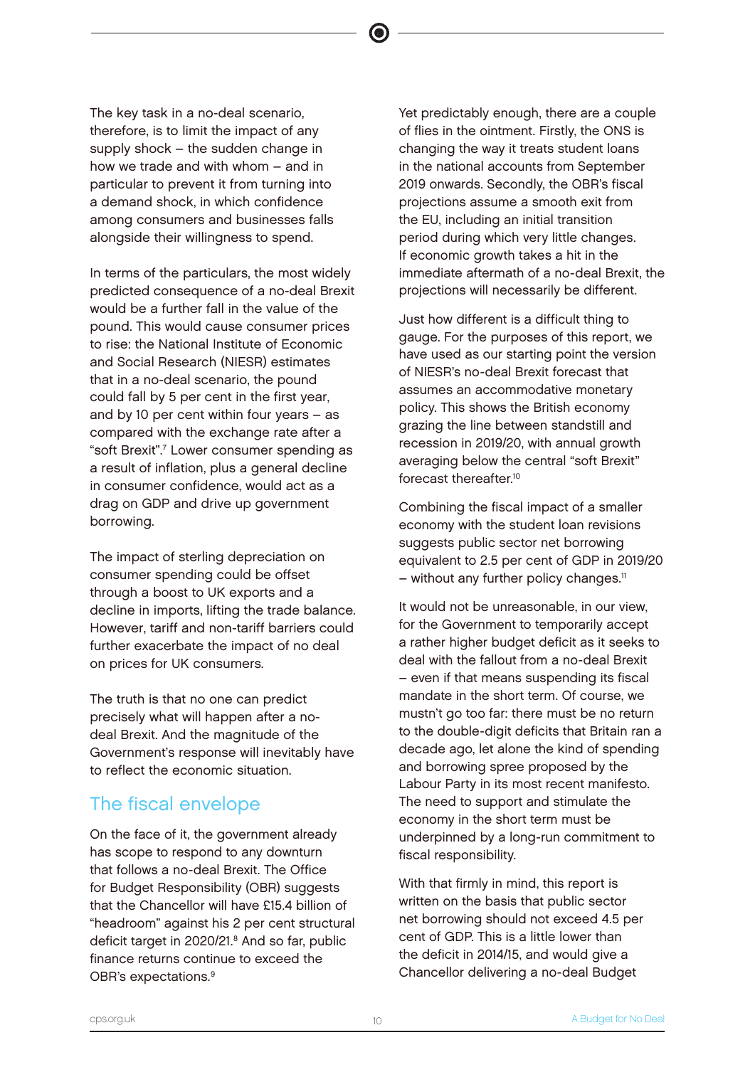The key task in a no-deal scenario, therefore, is to limit the impact of any supply shock – the sudden change in how we trade and with whom – and in particular to prevent it from turning into a demand shock, in which confidence among consumers and businesses falls alongside their willingness to spend.

In terms of the particulars, the most widely predicted consequence of a no-deal Brexit would be a further fall in the value of the pound. This would cause consumer prices to rise: the National Institute of Economic and Social Research (NIESR) estimates that in a no-deal scenario, the pound could fall by 5 per cent in the first year, and by 10 per cent within four years – as compared with the exchange rate after a "soft Brexit".[7] Lower consumer spending as a result of inflation, plus a general decline in consumer confidence, would act as a drag on GDP and drive up government borrowing.

The impact of sterling depreciation on consumer spending could be offset through a boost to UK exports and a decline in imports, lifting the trade balance. However, tariff and non-tariff barriers could further exacerbate the impact of no deal on prices for UK consumers.

The truth is that no one can predict precisely what will happen after a no-deal Brexit. And the magnitude of the Government's response will inevitably have to reflect the economic situation.

## The fiscal envelope

On the face of it, the government already has scope to respond to any downturn that follows a no-deal Brexit. The Office for Budget Responsibility (OBR) suggests that the Chancellor will have £15.4 billion of "headroom" against his 2 per cent structural deficit target in 2020/21.[8] And so far, public finance returns continue to exceed the OBR's expectations.[9]

Yet predictably enough, there are a couple of flies in the ointment. Firstly, the ONS is changing the way it treats student loans in the national accounts from September 2019 onwards. Secondly, the OBR's fiscal projections assume a smooth exit from the EU, including an initial transition period during which very little changes. If economic growth takes a hit in the immediate aftermath of a no-deal Brexit, the projections will necessarily be different.

Just how different is a difficult thing to gauge. For the purposes of this report, we have used as our starting point the version of NIESR's no-deal Brexit forecast that assumes an accommodative monetary policy. This shows the British economy grazing the line between standstill and recession in 2019/20, with annual growth averaging below the central "soft Brexit" forecast thereafter.[10]

Combining the fiscal impact of a smaller economy with the student loan revisions suggests public sector net borrowing equivalent to 2.5 per cent of GDP in 2019/20 – without any further policy changes.[11]

It would not be unreasonable, in our view, for the Government to temporarily accept a rather higher budget deficit as it seeks to deal with the fallout from a no-deal Brexit – even if that means suspending its fiscal mandate in the short term. Of course, we mustn't go too far: there must be no return to the double-digit deficits that Britain ran a decade ago, let alone the kind of spending and borrowing spree proposed by the Labour Party in its most recent manifesto. The need to support and stimulate the economy in the short term must be underpinned by a long-run commitment to fiscal responsibility.

With that firmly in mind, this report is written on the basis that public sector net borrowing should not exceed 4.5 per cent of GDP. This is a little lower than the deficit in 2014/15, and would give a Chancellor delivering a no-deal Budget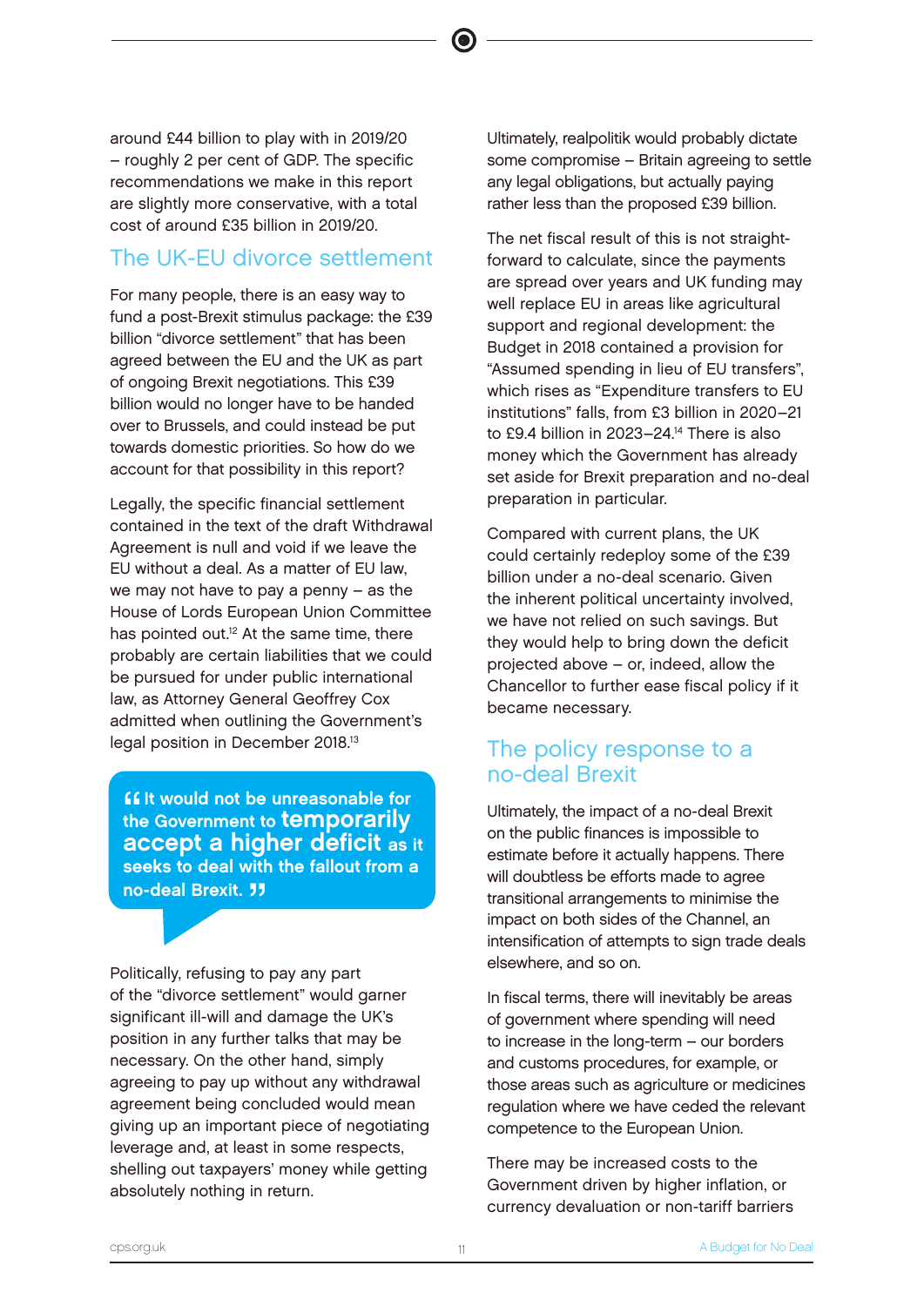around £44 billion to play with in 2019/20 – roughly 2 per cent of GDP. The specific recommendations we make in this report are slightly more conservative, with a total cost of around £35 billion in 2019/20.

## The UK-EU divorce settlement

For many people, there is an easy way to fund a post-Brexit stimulus package: the £39 billion "divorce settlement" that has been agreed between the EU and the UK as part of ongoing Brexit negotiations. This £39 billion would no longer have to be handed over to Brussels, and could instead be put towards domestic priorities. So how do we account for that possibility in this report?

Legally, the specific financial settlement contained in the text of the draft Withdrawal Agreement is null and void if we leave the EU without a deal. As a matter of EU law, we may not have to pay a penny – as the House of Lords European Union Committee has pointed out.[12] At the same time, there probably are certain liabilities that we could be pursued for under public international law, as Attorney General Geoffrey Cox admitted when outlining the Government's legal position in December 2018.[13]

> "It would not be unreasonable for the Government to **temporarily accept a higher deficit** as it seeks to deal with the fallout from a no-deal Brexit."

Politically, refusing to pay any part of the "divorce settlement" would garner significant ill-will and damage the UK's position in any further talks that may be necessary. On the other hand, simply agreeing to pay up without any withdrawal agreement being concluded would mean giving up an important piece of negotiating leverage and, at least in some respects, shelling out taxpayers' money while getting absolutely nothing in return.

Ultimately, realpolitik would probably dictate some compromise – Britain agreeing to settle any legal obligations, but actually paying rather less than the proposed £39 billion.

The net fiscal result of this is not straight-forward to calculate, since the payments are spread over years and UK funding may well replace EU in areas like agricultural support and regional development: the Budget in 2018 contained a provision for "Assumed spending in lieu of EU transfers", which rises as "Expenditure transfers to EU institutions" falls, from £3 billion in 2020–21 to £9.4 billion in 2023–24.[14] There is also money which the Government has already set aside for Brexit preparation and no-deal preparation in particular.

Compared with current plans, the UK could certainly redeploy some of the £39 billion under a no-deal scenario. Given the inherent political uncertainty involved, we have not relied on such savings. But they would help to bring down the deficit projected above – or, indeed, allow the Chancellor to further ease fiscal policy if it became necessary.

## The policy response to a no-deal Brexit

Ultimately, the impact of a no-deal Brexit on the public finances is impossible to estimate before it actually happens. There will doubtless be efforts made to agree transitional arrangements to minimise the impact on both sides of the Channel, an intensification of attempts to sign trade deals elsewhere, and so on.

In fiscal terms, there will inevitably be areas of government where spending will need to increase in the long-term – our borders and customs procedures, for example, or those areas such as agriculture or medicines regulation where we have ceded the relevant competence to the European Union.

There may be increased costs to the Government driven by higher inflation, or currency devaluation or non-tariff barriers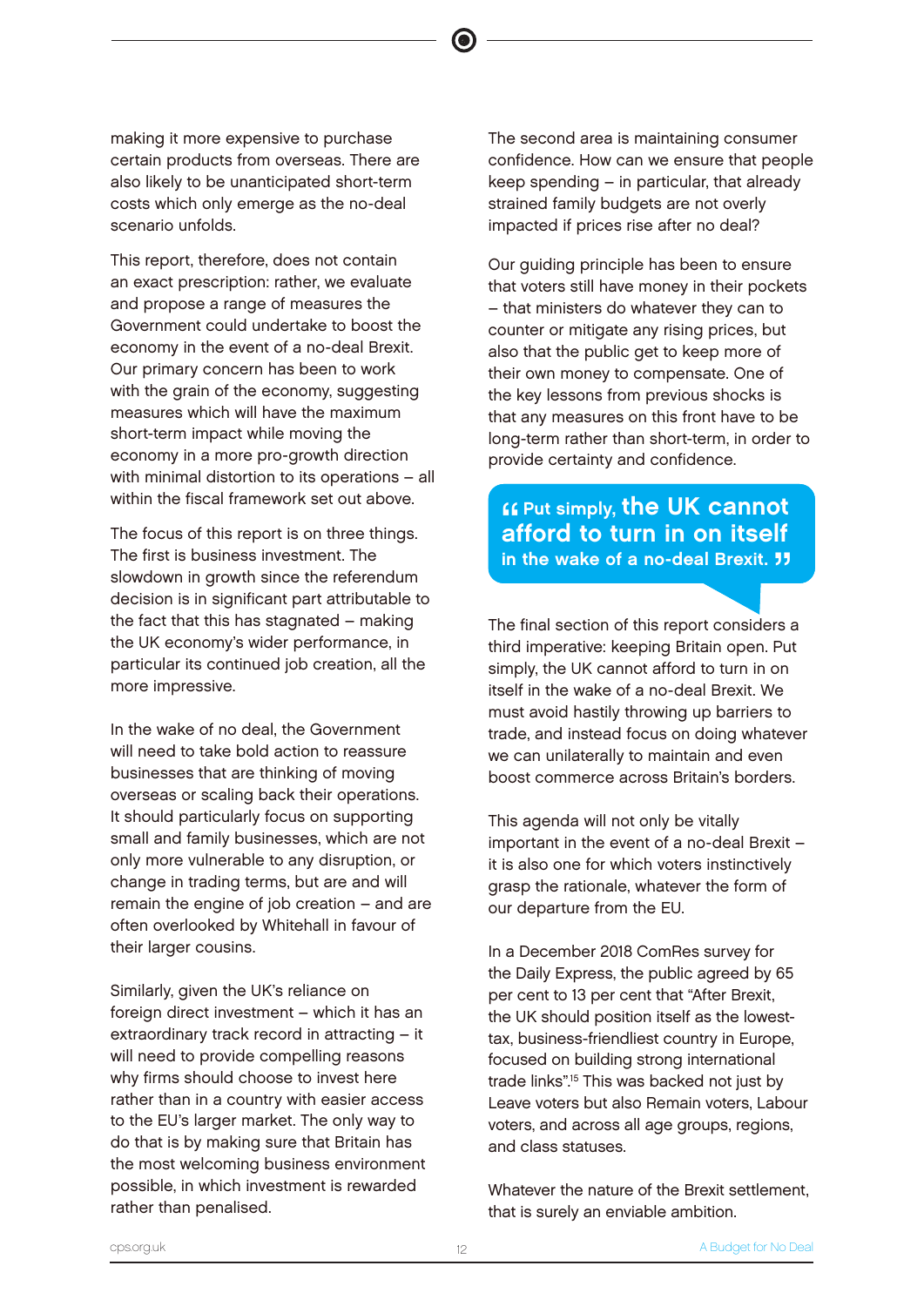making it more expensive to purchase certain products from overseas. There are also likely to be unanticipated short-term costs which only emerge as the no-deal scenario unfolds.

This report, therefore, does not contain an exact prescription: rather, we evaluate and propose a range of measures the Government could undertake to boost the economy in the event of a no-deal Brexit. Our primary concern has been to work with the grain of the economy, suggesting measures which will have the maximum short-term impact while moving the economy in a more pro-growth direction with minimal distortion to its operations – all within the fiscal framework set out above.

The focus of this report is on three things. The first is business investment. The slowdown in growth since the referendum decision is in significant part attributable to the fact that this has stagnated – making the UK economy's wider performance, in particular its continued job creation, all the more impressive.

In the wake of no deal, the Government will need to take bold action to reassure businesses that are thinking of moving overseas or scaling back their operations. It should particularly focus on supporting small and family businesses, which are not only more vulnerable to any disruption, or change in trading terms, but are and will remain the engine of job creation – and are often overlooked by Whitehall in favour of their larger cousins.

Similarly, given the UK's reliance on foreign direct investment – which it has an extraordinary track record in attracting – it will need to provide compelling reasons why firms should choose to invest here rather than in a country with easier access to the EU's larger market. The only way to do that is by making sure that Britain has the most welcoming business environment possible, in which investment is rewarded rather than penalised.

The second area is maintaining consumer confidence. How can we ensure that people keep spending – in particular, that already strained family budgets are not overly impacted if prices rise after no deal?

Our guiding principle has been to ensure that voters still have money in their pockets – that ministers do whatever they can to counter or mitigate any rising prices, but also that the public get to keep more of their own money to compensate. One of the key lessons from previous shocks is that any measures on this front have to be long-term rather than short-term, in order to provide certainty and confidence.

> **"Put simply, the UK cannot afford to turn in on itself in the wake of a no-deal Brexit."**

The final section of this report considers a third imperative: keeping Britain open. Put simply, the UK cannot afford to turn in on itself in the wake of a no-deal Brexit. We must avoid hastily throwing up barriers to trade, and instead focus on doing whatever we can unilaterally to maintain and even boost commerce across Britain's borders.

This agenda will not only be vitally important in the event of a no-deal Brexit – it is also one for which voters instinctively grasp the rationale, whatever the form of our departure from the EU.

In a December 2018 ComRes survey for the Daily Express, the public agreed by 65 per cent to 13 per cent that "After Brexit, the UK should position itself as the lowest-tax, business-friendliest country in Europe, focused on building strong international trade links".[15] This was backed not just by Leave voters but also Remain voters, Labour voters, and across all age groups, regions, and class statuses.

Whatever the nature of the Brexit settlement, that is surely an enviable ambition.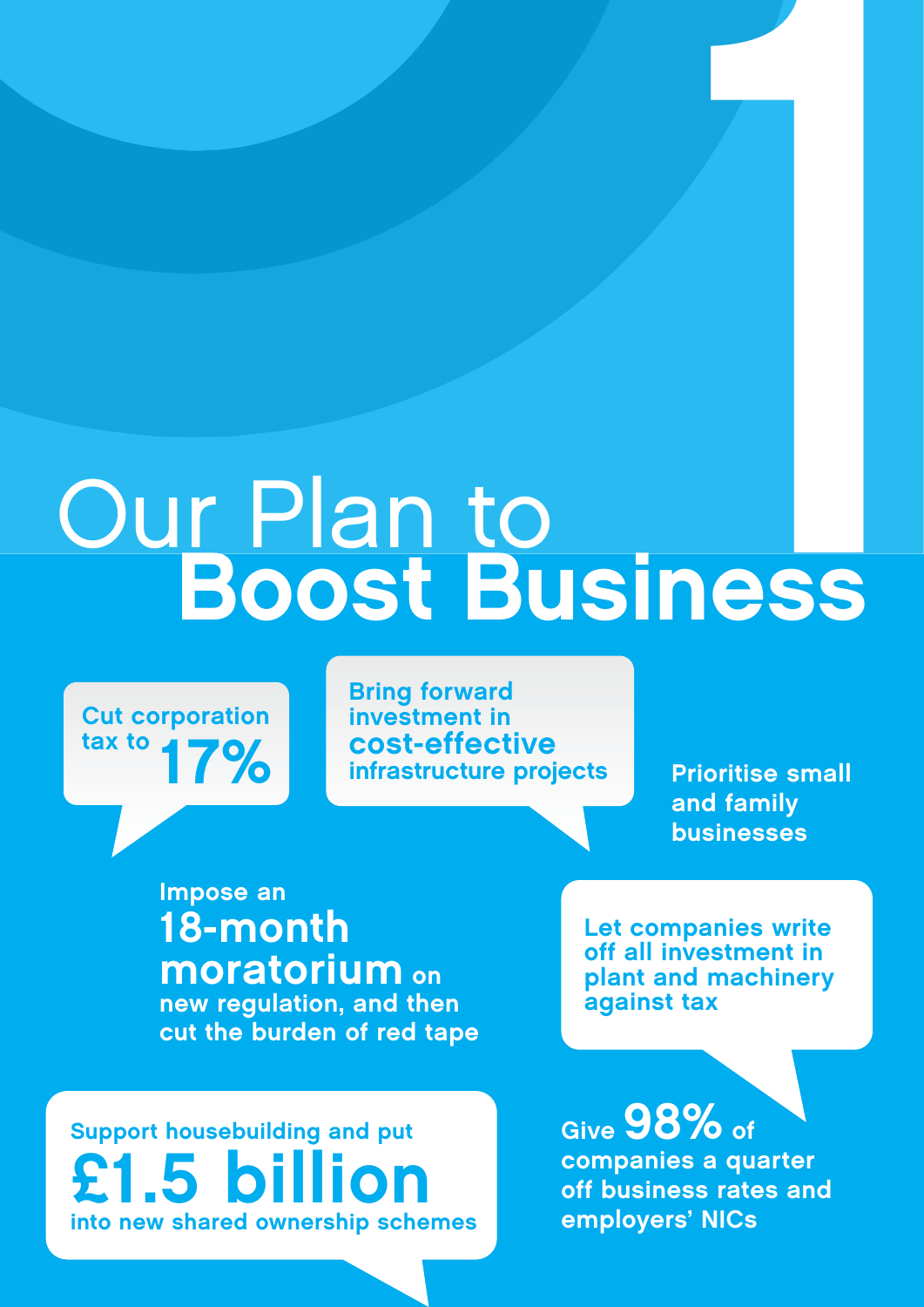# 1

# Our Plan to Boost Business

- Cut corporation tax to **17%**
- Bring forward investment in **cost-effective** infrastructure projects
- Prioritise small and family businesses
- Impose an **18-month moratorium** on new regulation, and then cut the burden of red tape
- Let companies write off all investment in plant and machinery against tax
- Support housebuilding and put **£1.5 billion** into new shared ownership schemes
- Give **98%** of companies a quarter off business rates and employers' NICs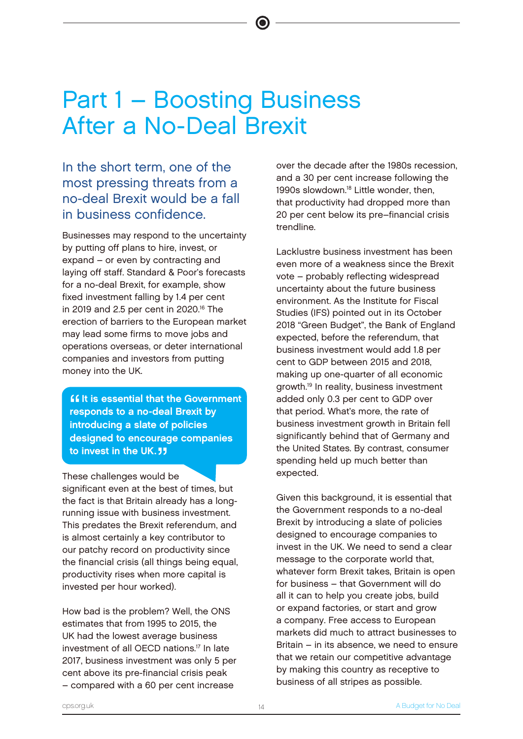# Part 1 – Boosting Business After a No-Deal Brexit

## In the short term, one of the most pressing threats from a no-deal Brexit would be a fall in business confidence.

Businesses may respond to the uncertainty by putting off plans to hire, invest, or expand – or even by contracting and laying off staff. Standard & Poor's forecasts for a no-deal Brexit, for example, show fixed investment falling by 1.4 per cent in 2019 and 2.5 per cent in 2020.[16] The erection of barriers to the European market may lead some firms to move jobs and operations overseas, or deter international companies and investors from putting money into the UK.

> **“It is essential that the Government responds to a no-deal Brexit by introducing a slate of policies designed to encourage companies to invest in the UK.”**

These challenges would be significant even at the best of times, but the fact is that Britain already has a long-running issue with business investment. This predates the Brexit referendum, and is almost certainly a key contributor to our patchy record on productivity since the financial crisis (all things being equal, productivity rises when more capital is invested per hour worked).

How bad is the problem? Well, the ONS estimates that from 1995 to 2015, the UK had the lowest average business investment of all OECD nations.[17] In late 2017, business investment was only 5 per cent above its pre-financial crisis peak – compared with a 60 per cent increase over the decade after the 1980s recession, and a 30 per cent increase following the 1990s slowdown.[18] Little wonder, then, that productivity had dropped more than 20 per cent below its pre–financial crisis trendline.

Lacklustre business investment has been even more of a weakness since the Brexit vote – probably reflecting widespread uncertainty about the future business environment. As the Institute for Fiscal Studies (IFS) pointed out in its October 2018 "Green Budget", the Bank of England expected, before the referendum, that business investment would add 1.8 per cent to GDP between 2015 and 2018, making up one-quarter of all economic growth.[19] In reality, business investment added only 0.3 per cent to GDP over that period. What's more, the rate of business investment growth in Britain fell significantly behind that of Germany and the United States. By contrast, consumer spending held up much better than expected.

Given this background, it is essential that the Government responds to a no-deal Brexit by introducing a slate of policies designed to encourage companies to invest in the UK. We need to send a clear message to the corporate world that, whatever form Brexit takes, Britain is open for business – that Government will do all it can to help you create jobs, build or expand factories, or start and grow a company. Free access to European markets did much to attract businesses to Britain – in its absence, we need to ensure that we retain our competitive advantage by making this country as receptive to business of all stripes as possible.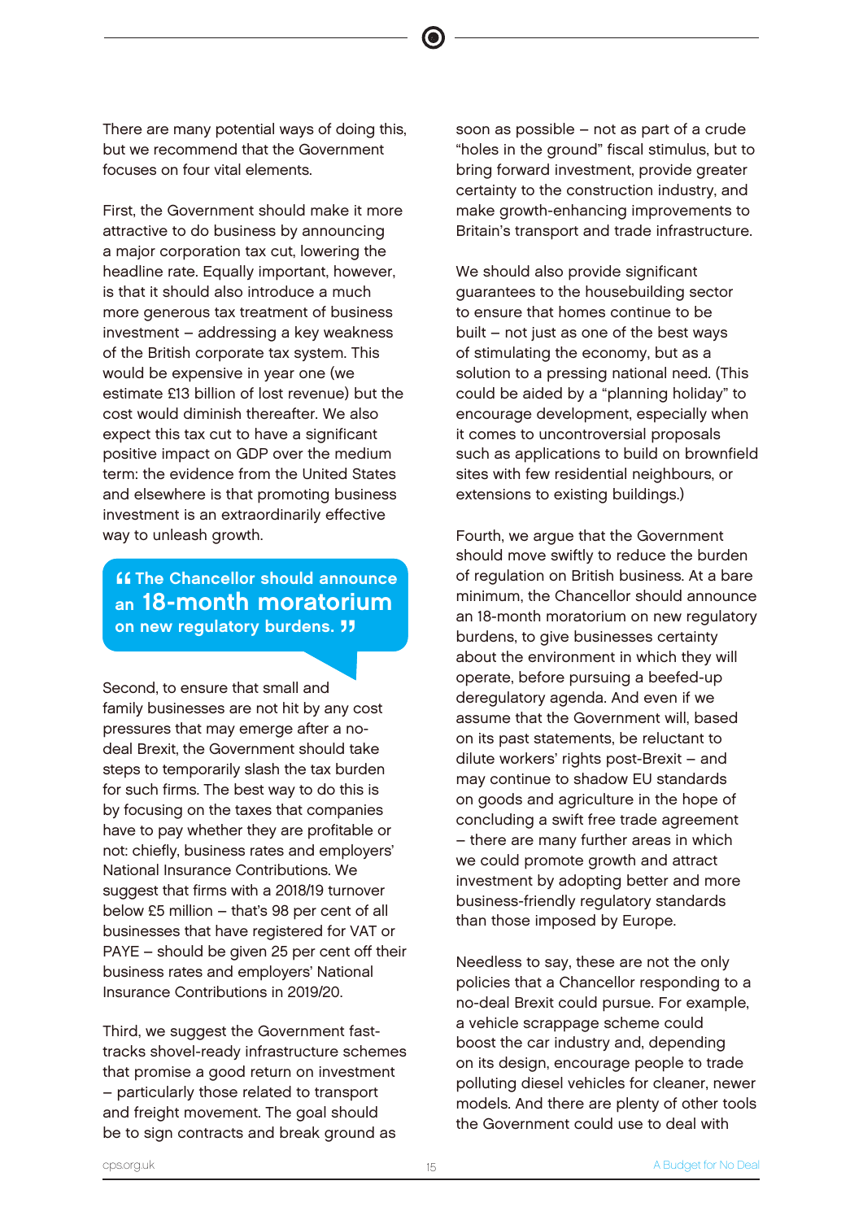There are many potential ways of doing this, but we recommend that the Government focuses on four vital elements.

First, the Government should make it more attractive to do business by announcing a major corporation tax cut, lowering the headline rate. Equally important, however, is that it should also introduce a much more generous tax treatment of business investment – addressing a key weakness of the British corporate tax system. This would be expensive in year one (we estimate £13 billion of lost revenue) but the cost would diminish thereafter. We also expect this tax cut to have a significant positive impact on GDP over the medium term: the evidence from the United States and elsewhere is that promoting business investment is an extraordinarily effective way to unleash growth.

> **"The Chancellor should announce an 18-month moratorium on new regulatory burdens."**

Second, to ensure that small and family businesses are not hit by any cost pressures that may emerge after a no-deal Brexit, the Government should take steps to temporarily slash the tax burden for such firms. The best way to do this is by focusing on the taxes that companies have to pay whether they are profitable or not: chiefly, business rates and employers' National Insurance Contributions. We suggest that firms with a 2018/19 turnover below £5 million – that's 98 per cent of all businesses that have registered for VAT or PAYE – should be given 25 per cent off their business rates and employers' National Insurance Contributions in 2019/20.

Third, we suggest the Government fast-tracks shovel-ready infrastructure schemes that promise a good return on investment – particularly those related to transport and freight movement. The goal should be to sign contracts and break ground as soon as possible – not as part of a crude "holes in the ground" fiscal stimulus, but to bring forward investment, provide greater certainty to the construction industry, and make growth-enhancing improvements to Britain's transport and trade infrastructure.

We should also provide significant guarantees to the housebuilding sector to ensure that homes continue to be built – not just as one of the best ways of stimulating the economy, but as a solution to a pressing national need. (This could be aided by a "planning holiday" to encourage development, especially when it comes to uncontroversial proposals such as applications to build on brownfield sites with few residential neighbours, or extensions to existing buildings.)

Fourth, we argue that the Government should move swiftly to reduce the burden of regulation on British business. At a bare minimum, the Chancellor should announce an 18-month moratorium on new regulatory burdens, to give businesses certainty about the environment in which they will operate, before pursuing a beefed-up deregulatory agenda. And even if we assume that the Government will, based on its past statements, be reluctant to dilute workers' rights post-Brexit – and may continue to shadow EU standards on goods and agriculture in the hope of concluding a swift free trade agreement – there are many further areas in which we could promote growth and attract investment by adopting better and more business-friendly regulatory standards than those imposed by Europe.

Needless to say, these are not the only policies that a Chancellor responding to a no-deal Brexit could pursue. For example, a vehicle scrappage scheme could boost the car industry and, depending on its design, encourage people to trade polluting diesel vehicles for cleaner, newer models. And there are plenty of other tools the Government could use to deal with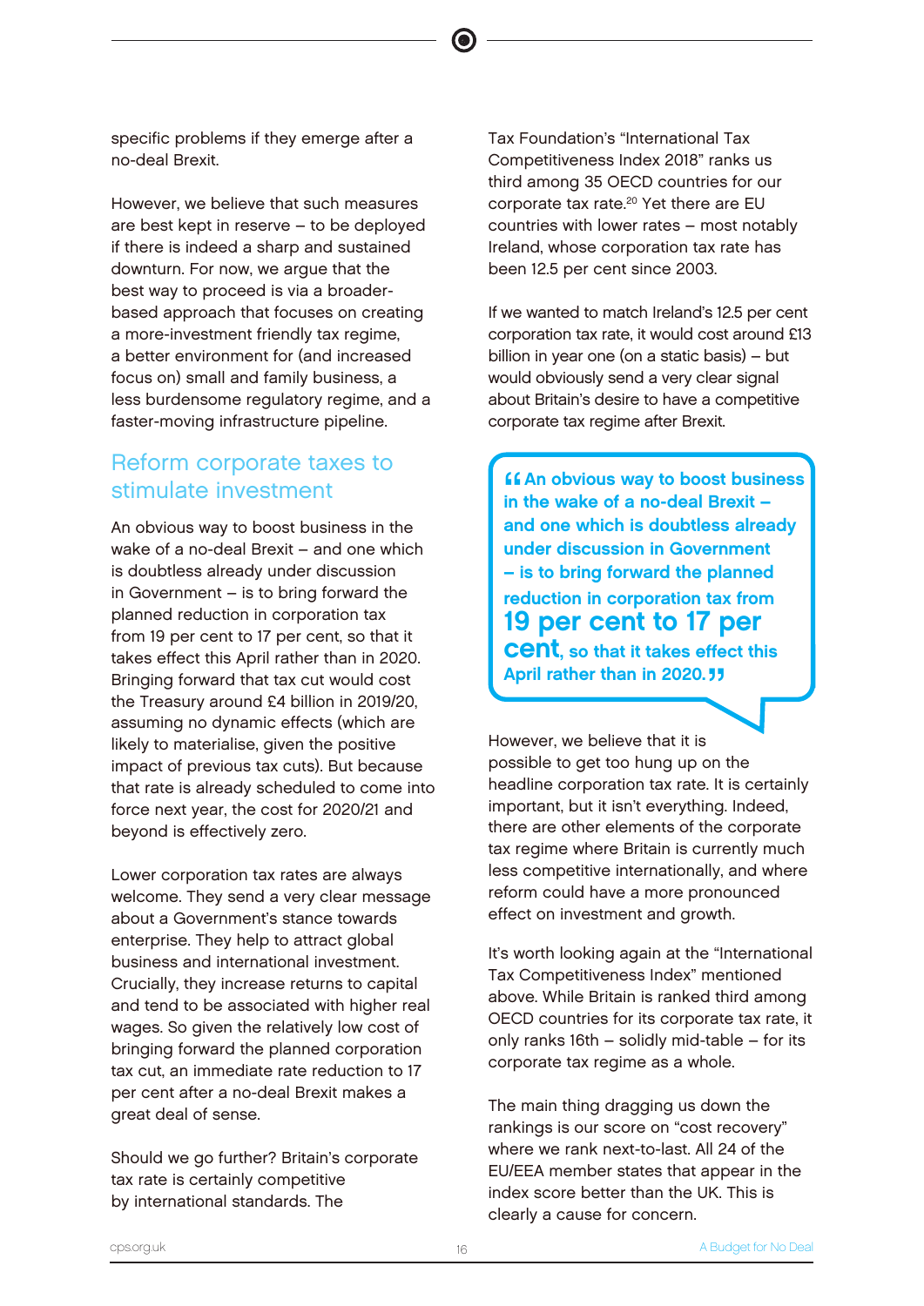specific problems if they emerge after a no-deal Brexit.

However, we believe that such measures are best kept in reserve – to be deployed if there is indeed a sharp and sustained downturn. For now, we argue that the best way to proceed is via a broader-based approach that focuses on creating a more-investment friendly tax regime, a better environment for (and increased focus on) small and family business, a less burdensome regulatory regime, and a faster-moving infrastructure pipeline.

## Reform corporate taxes to stimulate investment

An obvious way to boost business in the wake of a no-deal Brexit – and one which is doubtless already under discussion in Government – is to bring forward the planned reduction in corporation tax from 19 per cent to 17 per cent, so that it takes effect this April rather than in 2020. Bringing forward that tax cut would cost the Treasury around £4 billion in 2019/20, assuming no dynamic effects (which are likely to materialise, given the positive impact of previous tax cuts). But because that rate is already scheduled to come into force next year, the cost for 2020/21 and beyond is effectively zero.

Lower corporation tax rates are always welcome. They send a very clear message about a Government's stance towards enterprise. They help to attract global business and international investment. Crucially, they increase returns to capital and tend to be associated with higher real wages. So given the relatively low cost of bringing forward the planned corporation tax cut, an immediate rate reduction to 17 per cent after a no-deal Brexit makes a great deal of sense.

Should we go further? Britain's corporate tax rate is certainly competitive by international standards. The Tax Foundation's "International Tax Competitiveness Index 2018" ranks us third among 35 OECD countries for our corporate tax rate.[20] Yet there are EU countries with lower rates – most notably Ireland, whose corporation tax rate has been 12.5 per cent since 2003.

If we wanted to match Ireland's 12.5 per cent corporation tax rate, it would cost around £13 billion in year one (on a static basis) – but would obviously send a very clear signal about Britain's desire to have a competitive corporate tax regime after Brexit.

> **"An obvious way to boost business in the wake of a no-deal Brexit – and one which is doubtless already under discussion in Government – is to bring forward the planned reduction in corporation tax from 19 per cent to 17 per cent, so that it takes effect this April rather than in 2020."**

However, we believe that it is possible to get too hung up on the headline corporation tax rate. It is certainly important, but it isn't everything. Indeed, there are other elements of the corporate tax regime where Britain is currently much less competitive internationally, and where reform could have a more pronounced effect on investment and growth.

It's worth looking again at the "International Tax Competitiveness Index" mentioned above. While Britain is ranked third among OECD countries for its corporate tax rate, it only ranks 16th – solidly mid-table – for its corporate tax regime as a whole.

The main thing dragging us down the rankings is our score on "cost recovery" where we rank next-to-last. All 24 of the EU/EEA member states that appear in the index score better than the UK. This is clearly a cause for concern.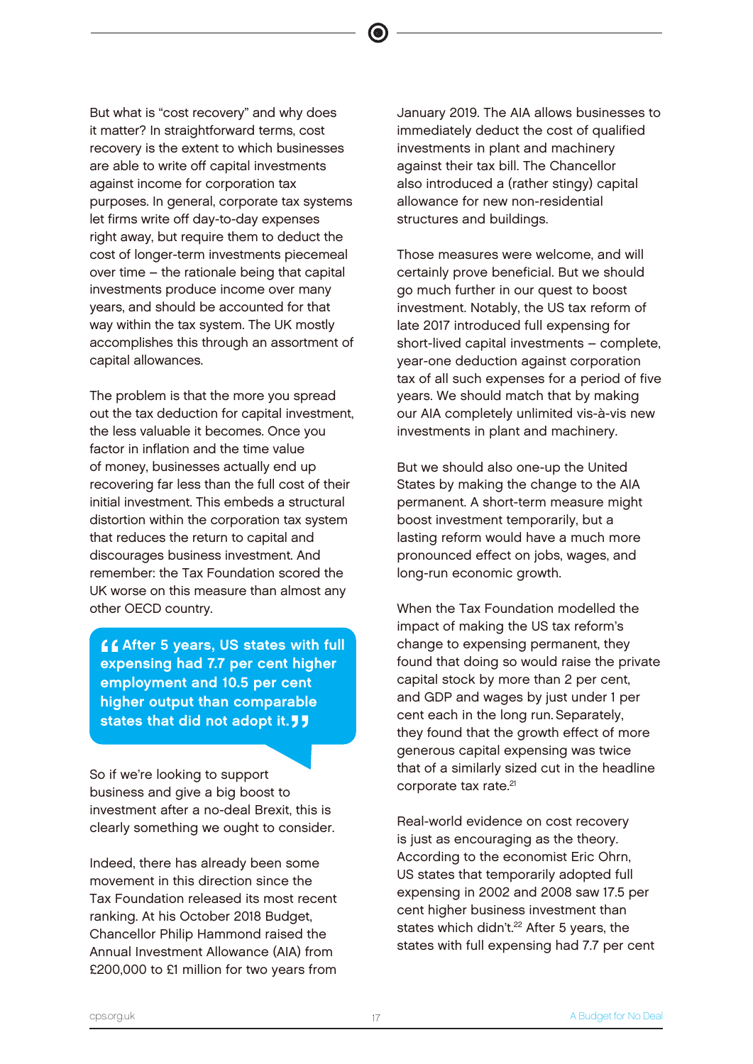But what is "cost recovery" and why does it matter? In straightforward terms, cost recovery is the extent to which businesses are able to write off capital investments against income for corporation tax purposes. In general, corporate tax systems let firms write off day-to-day expenses right away, but require them to deduct the cost of longer-term investments piecemeal over time – the rationale being that capital investments produce income over many years, and should be accounted for that way within the tax system. The UK mostly accomplishes this through an assortment of capital allowances.

The problem is that the more you spread out the tax deduction for capital investment, the less valuable it becomes. Once you factor in inflation and the time value of money, businesses actually end up recovering far less than the full cost of their initial investment. This embeds a structural distortion within the corporation tax system that reduces the return to capital and discourages business investment. And remember: the Tax Foundation scored the UK worse on this measure than almost any other OECD country.

> **"After 5 years, US states with full expensing had 7.7 per cent higher employment and 10.5 per cent higher output than comparable states that did not adopt it."**

So if we're looking to support business and give a big boost to investment after a no-deal Brexit, this is clearly something we ought to consider.

Indeed, there has already been some movement in this direction since the Tax Foundation released its most recent ranking. At his October 2018 Budget, Chancellor Philip Hammond raised the Annual Investment Allowance (AIA) from £200,000 to £1 million for two years from January 2019. The AIA allows businesses to immediately deduct the cost of qualified investments in plant and machinery against their tax bill. The Chancellor also introduced a (rather stingy) capital allowance for new non-residential structures and buildings.

Those measures were welcome, and will certainly prove beneficial. But we should go much further in our quest to boost investment. Notably, the US tax reform of late 2017 introduced full expensing for short-lived capital investments – complete, year-one deduction against corporation tax of all such expenses for a period of five years. We should match that by making our AIA completely unlimited vis-à-vis new investments in plant and machinery.

But we should also one-up the United States by making the change to the AIA permanent. A short-term measure might boost investment temporarily, but a lasting reform would have a much more pronounced effect on jobs, wages, and long-run economic growth.

When the Tax Foundation modelled the impact of making the US tax reform's change to expensing permanent, they found that doing so would raise the private capital stock by more than 2 per cent, and GDP and wages by just under 1 per cent each in the long run. Separately, they found that the growth effect of more generous capital expensing was twice that of a similarly sized cut in the headline corporate tax rate.[21]

Real-world evidence on cost recovery is just as encouraging as the theory. According to the economist Eric Ohrn, US states that temporarily adopted full expensing in 2002 and 2008 saw 17.5 per cent higher business investment than states which didn't.[22] After 5 years, the states with full expensing had 7.7 per cent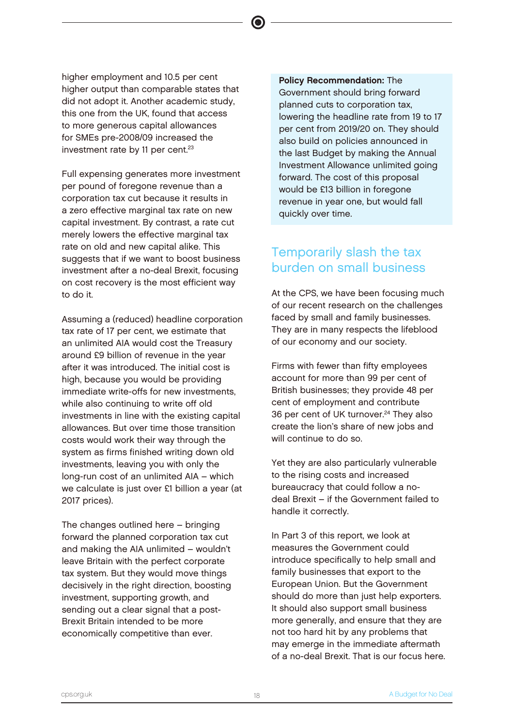higher employment and 10.5 per cent higher output than comparable states that did not adopt it. Another academic study, this one from the UK, found that access to more generous capital allowances for SMEs pre-2008/09 increased the investment rate by 11 per cent.[23]

Full expensing generates more investment per pound of foregone revenue than a corporation tax cut because it results in a zero effective marginal tax rate on new capital investment. By contrast, a rate cut merely lowers the effective marginal tax rate on old and new capital alike. This suggests that if we want to boost business investment after a no-deal Brexit, focusing on cost recovery is the most efficient way to do it.

Assuming a (reduced) headline corporation tax rate of 17 per cent, we estimate that an unlimited AIA would cost the Treasury around £9 billion of revenue in the year after it was introduced. The initial cost is high, because you would be providing immediate write-offs for new investments, while also continuing to write off old investments in line with the existing capital allowances. But over time those transition costs would work their way through the system as firms finished writing down old investments, leaving you with only the long-run cost of an unlimited AIA – which we calculate is just over £1 billion a year (at 2017 prices).

The changes outlined here – bringing forward the planned corporation tax cut and making the AIA unlimited – wouldn't leave Britain with the perfect corporate tax system. But they would move things decisively in the right direction, boosting investment, supporting growth, and sending out a clear signal that a post-Brexit Britain intended to be more economically competitive than ever.

**Policy Recommendation:** The Government should bring forward planned cuts to corporation tax, lowering the headline rate from 19 to 17 per cent from 2019/20 on. They should also build on policies announced in the last Budget by making the Annual Investment Allowance unlimited going forward. The cost of this proposal would be £13 billion in foregone revenue in year one, but would fall quickly over time.

## Temporarily slash the tax burden on small business

At the CPS, we have been focusing much of our recent research on the challenges faced by small and family businesses. They are in many respects the lifeblood of our economy and our society.

Firms with fewer than fifty employees account for more than 99 per cent of British businesses; they provide 48 per cent of employment and contribute 36 per cent of UK turnover.[24] They also create the lion's share of new jobs and will continue to do so.

Yet they are also particularly vulnerable to the rising costs and increased bureaucracy that could follow a no-deal Brexit – if the Government failed to handle it correctly.

In Part 3 of this report, we look at measures the Government could introduce specifically to help small and family businesses that export to the European Union. But the Government should do more than just help exporters. It should also support small business more generally, and ensure that they are not too hard hit by any problems that may emerge in the immediate aftermath of a no-deal Brexit. That is our focus here.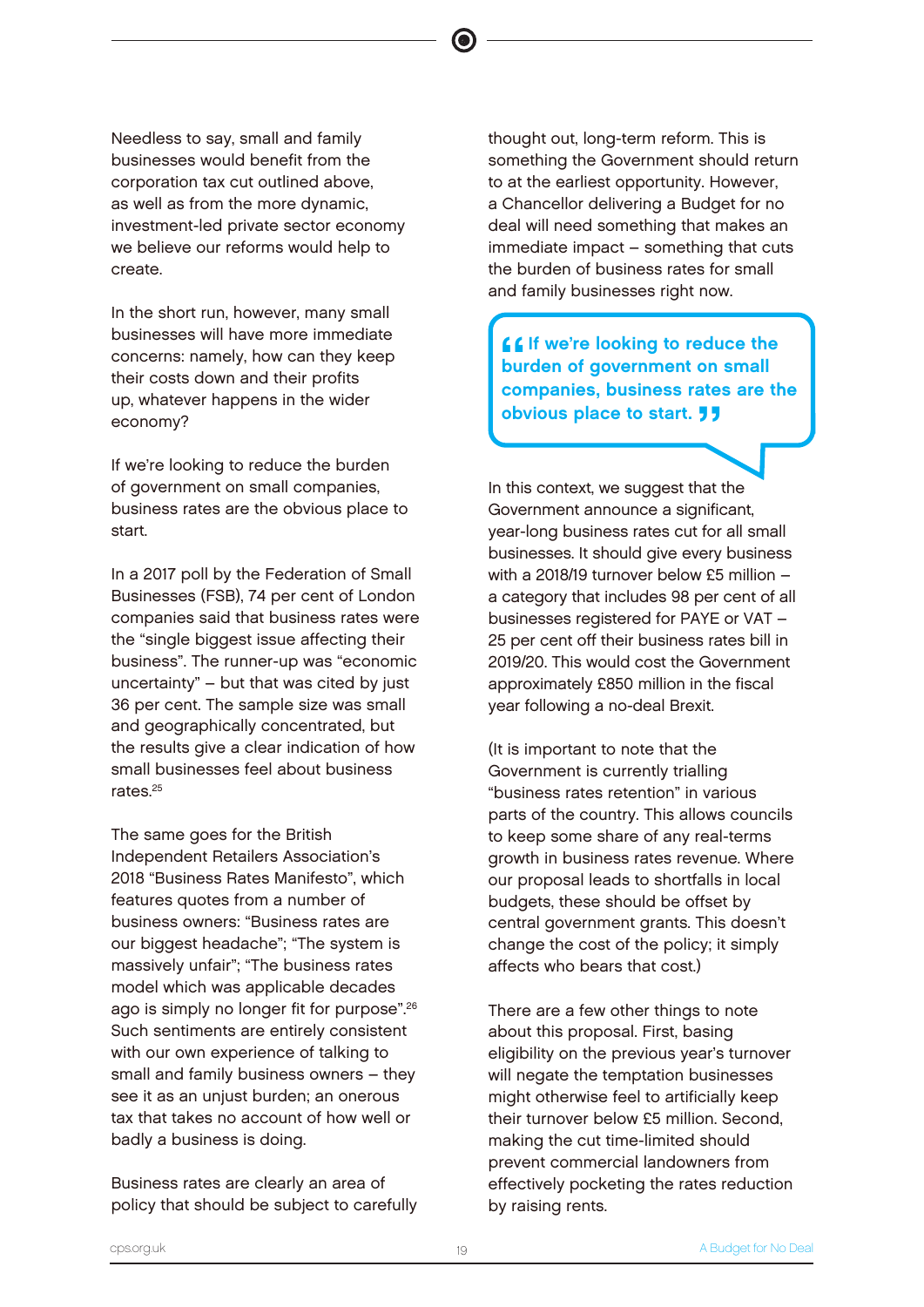Needless to say, small and family businesses would benefit from the corporation tax cut outlined above, as well as from the more dynamic, investment-led private sector economy we believe our reforms would help to create.

In the short run, however, many small businesses will have more immediate concerns: namely, how can they keep their costs down and their profits up, whatever happens in the wider economy?

If we're looking to reduce the burden of government on small companies, business rates are the obvious place to start.

In a 2017 poll by the Federation of Small Businesses (FSB), 74 per cent of London companies said that business rates were the "single biggest issue affecting their business". The runner-up was "economic uncertainty" – but that was cited by just 36 per cent. The sample size was small and geographically concentrated, but the results give a clear indication of how small businesses feel about business rates.[25]

The same goes for the British Independent Retailers Association's 2018 "Business Rates Manifesto", which features quotes from a number of business owners: "Business rates are our biggest headache"; "The system is massively unfair"; "The business rates model which was applicable decades ago is simply no longer fit for purpose".[26] Such sentiments are entirely consistent with our own experience of talking to small and family business owners – they see it as an unjust burden; an onerous tax that takes no account of how well or badly a business is doing.

Business rates are clearly an area of policy that should be subject to carefully thought out, long-term reform. This is something the Government should return to at the earliest opportunity. However, a Chancellor delivering a Budget for no deal will need something that makes an immediate impact – something that cuts the burden of business rates for small and family businesses right now.

> **"If we're looking to reduce the burden of government on small companies, business rates are the obvious place to start."**

In this context, we suggest that the Government announce a significant, year-long business rates cut for all small businesses. It should give every business with a 2018/19 turnover below £5 million – a category that includes 98 per cent of all businesses registered for PAYE or VAT – 25 per cent off their business rates bill in 2019/20. This would cost the Government approximately £850 million in the fiscal year following a no-deal Brexit.

(It is important to note that the Government is currently trialling "business rates retention" in various parts of the country. This allows councils to keep some share of any real-terms growth in business rates revenue. Where our proposal leads to shortfalls in local budgets, these should be offset by central government grants. This doesn't change the cost of the policy; it simply affects who bears that cost.)

There are a few other things to note about this proposal. First, basing eligibility on the previous year's turnover will negate the temptation businesses might otherwise feel to artificially keep their turnover below £5 million. Second, making the cut time-limited should prevent commercial landowners from effectively pocketing the rates reduction by raising rents.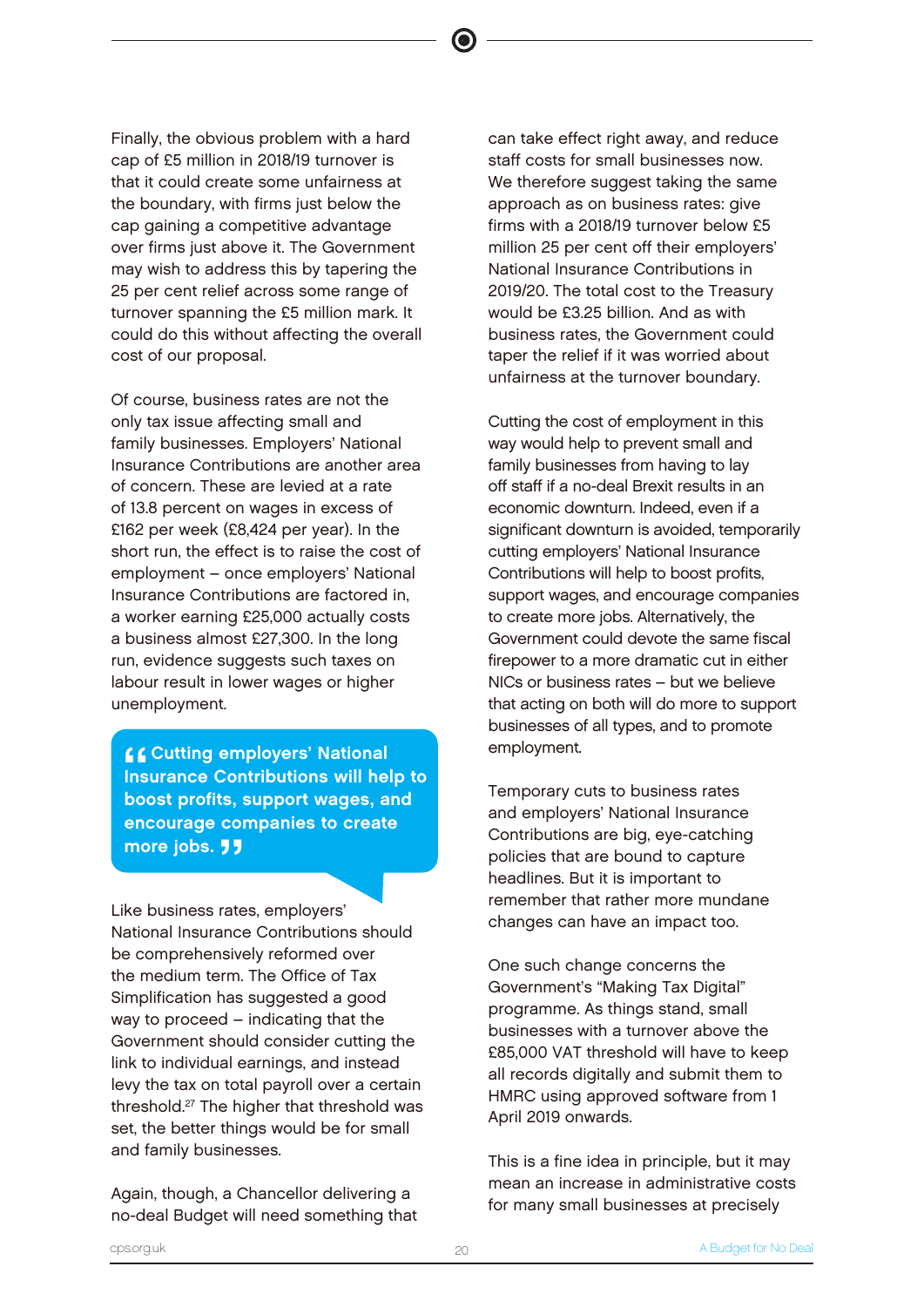Finally, the obvious problem with a hard cap of £5 million in 2018/19 turnover is that it could create some unfairness at the boundary, with firms just below the cap gaining a competitive advantage over firms just above it. The Government may wish to address this by tapering the 25 per cent relief across some range of turnover spanning the £5 million mark. It could do this without affecting the overall cost of our proposal.

Of course, business rates are not the only tax issue affecting small and family businesses. Employers' National Insurance Contributions are another area of concern. These are levied at a rate of 13.8 percent on wages in excess of £162 per week (£8,424 per year). In the short run, the effect is to raise the cost of employment – once employers' National Insurance Contributions are factored in, a worker earning £25,000 actually costs a business almost £27,300. In the long run, evidence suggests such taxes on labour result in lower wages or higher unemployment.

> **"Cutting employers' National Insurance Contributions will help to boost profits, support wages, and encourage companies to create more jobs."**

Like business rates, employers' National Insurance Contributions should be comprehensively reformed over the medium term. The Office of Tax Simplification has suggested a good way to proceed – indicating that the Government should consider cutting the link to individual earnings, and instead levy the tax on total payroll over a certain threshold.[27] The higher that threshold was set, the better things would be for small and family businesses.

Again, though, a Chancellor delivering a no-deal Budget will need something that can take effect right away, and reduce staff costs for small businesses now. We therefore suggest taking the same approach as on business rates: give firms with a 2018/19 turnover below £5 million 25 per cent off their employers' National Insurance Contributions in 2019/20. The total cost to the Treasury would be £3.25 billion. And as with business rates, the Government could taper the relief if it was worried about unfairness at the turnover boundary.

Cutting the cost of employment in this way would help to prevent small and family businesses from having to lay off staff if a no-deal Brexit results in an economic downturn. Indeed, even if a significant downturn is avoided, temporarily cutting employers' National Insurance Contributions will help to boost profits, support wages, and encourage companies to create more jobs. Alternatively, the Government could devote the same fiscal firepower to a more dramatic cut in either NICs or business rates – but we believe that acting on both will do more to support businesses of all types, and to promote employment.

Temporary cuts to business rates and employers' National Insurance Contributions are big, eye-catching policies that are bound to capture headlines. But it is important to remember that rather more mundane changes can have an impact too.

One such change concerns the Government's "Making Tax Digital" programme. As things stand, small businesses with a turnover above the £85,000 VAT threshold will have to keep all records digitally and submit them to HMRC using approved software from 1 April 2019 onwards.

This is a fine idea in principle, but it may mean an increase in administrative costs for many small businesses at precisely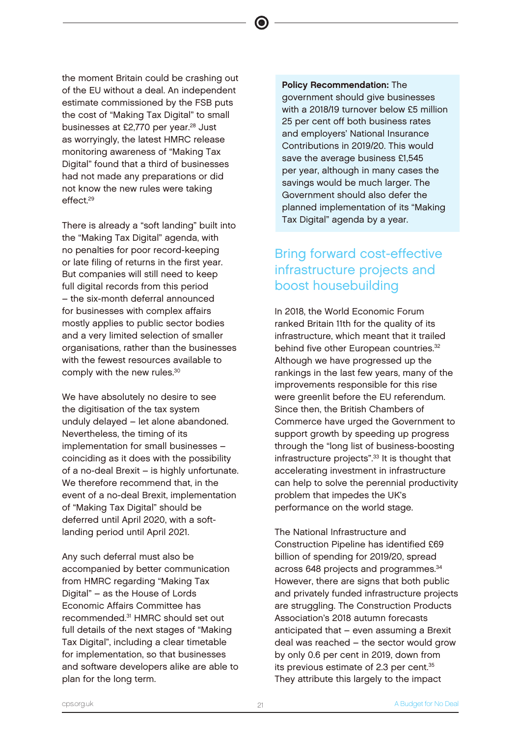the moment Britain could be crashing out of the EU without a deal. An independent estimate commissioned by the FSB puts the cost of "Making Tax Digital" to small businesses at £2,770 per year.[28] Just as worryingly, the latest HMRC release monitoring awareness of "Making Tax Digital" found that a third of businesses had not made any preparations or did not know the new rules were taking effect.[29]

There is already a "soft landing" built into the "Making Tax Digital" agenda, with no penalties for poor record-keeping or late filing of returns in the first year. But companies will still need to keep full digital records from this period – the six-month deferral announced for businesses with complex affairs mostly applies to public sector bodies and a very limited selection of smaller organisations, rather than the businesses with the fewest resources available to comply with the new rules.[30]

We have absolutely no desire to see the digitisation of the tax system unduly delayed – let alone abandoned. Nevertheless, the timing of its implementation for small businesses – coinciding as it does with the possibility of a no-deal Brexit – is highly unfortunate. We therefore recommend that, in the event of a no-deal Brexit, implementation of "Making Tax Digital" should be deferred until April 2020, with a soft-landing period until April 2021.

Any such deferral must also be accompanied by better communication from HMRC regarding "Making Tax Digital" – as the House of Lords Economic Affairs Committee has recommended.[31] HMRC should set out full details of the next stages of "Making Tax Digital", including a clear timetable for implementation, so that businesses and software developers alike are able to plan for the long term.

**Policy Recommendation:** The government should give businesses with a 2018/19 turnover below £5 million 25 per cent off both business rates and employers' National Insurance Contributions in 2019/20. This would save the average business £1,545 per year, although in many cases the savings would be much larger. The Government should also defer the planned implementation of its "Making Tax Digital" agenda by a year.

## Bring forward cost-effective infrastructure projects and boost housebuilding

In 2018, the World Economic Forum ranked Britain 11th for the quality of its infrastructure, which meant that it trailed behind five other European countries.[32] Although we have progressed up the rankings in the last few years, many of the improvements responsible for this rise were greenlit before the EU referendum. Since then, the British Chambers of Commerce have urged the Government to support growth by speeding up progress through the "long list of business-boosting infrastructure projects".[33] It is thought that accelerating investment in infrastructure can help to solve the perennial productivity problem that impedes the UK's performance on the world stage.

The National Infrastructure and Construction Pipeline has identified £69 billion of spending for 2019/20, spread across 648 projects and programmes.[34] However, there are signs that both public and privately funded infrastructure projects are struggling. The Construction Products Association's 2018 autumn forecasts anticipated that – even assuming a Brexit deal was reached – the sector would grow by only 0.6 per cent in 2019, down from its previous estimate of 2.3 per cent.[35] They attribute this largely to the impact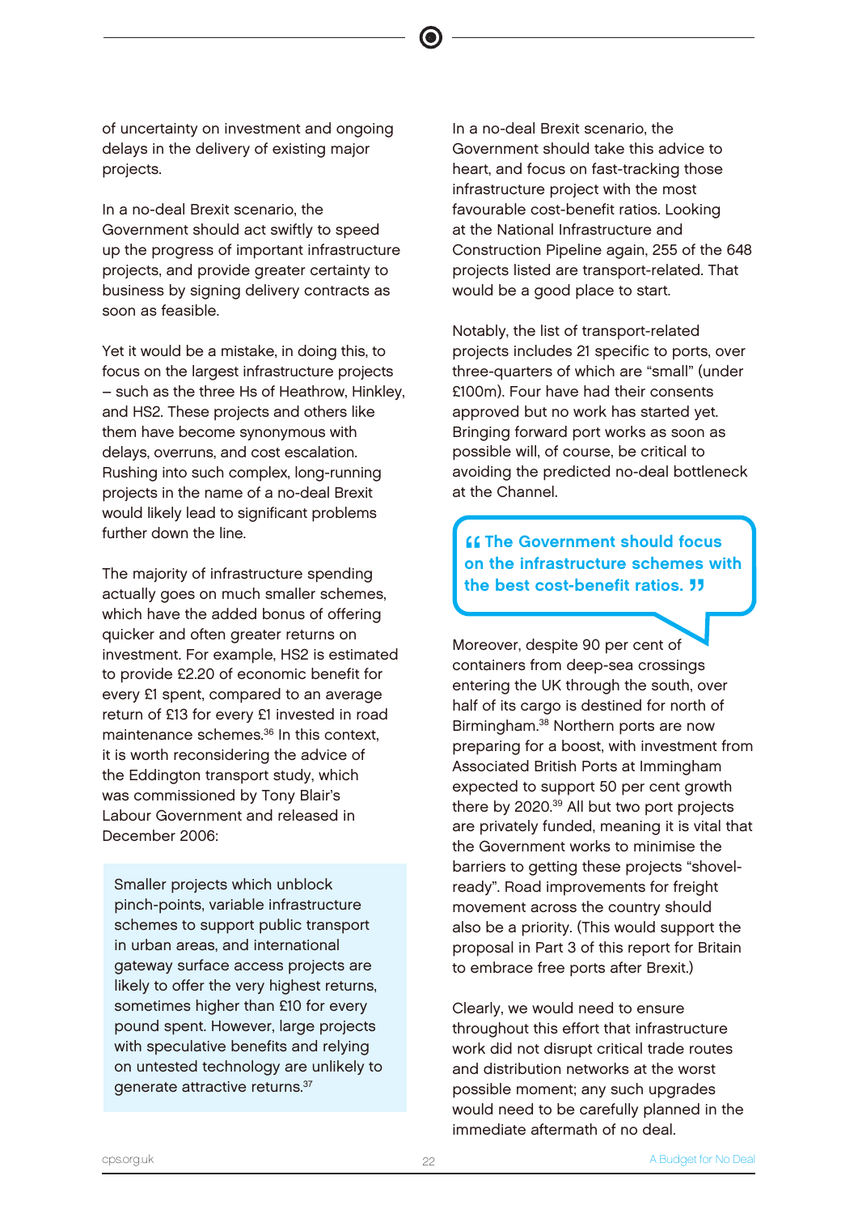of uncertainty on investment and ongoing delays in the delivery of existing major projects.

In a no-deal Brexit scenario, the Government should act swiftly to speed up the progress of important infrastructure projects, and provide greater certainty to business by signing delivery contracts as soon as feasible.

Yet it would be a mistake, in doing this, to focus on the largest infrastructure projects – such as the three Hs of Heathrow, Hinkley, and HS2. These projects and others like them have become synonymous with delays, overruns, and cost escalation. Rushing into such complex, long-running projects in the name of a no-deal Brexit would likely lead to significant problems further down the line.

The majority of infrastructure spending actually goes on much smaller schemes, which have the added bonus of offering quicker and often greater returns on investment. For example, HS2 is estimated to provide £2.20 of economic benefit for every £1 spent, compared to an average return of £13 for every £1 invested in road maintenance schemes.[36] In this context, it is worth reconsidering the advice of the Eddington transport study, which was commissioned by Tony Blair's Labour Government and released in December 2006:

> Smaller projects which unblock pinch-points, variable infrastructure schemes to support public transport in urban areas, and international gateway surface access projects are likely to offer the very highest returns, sometimes higher than £10 for every pound spent. However, large projects with speculative benefits and relying on untested technology are unlikely to generate attractive returns.[37]

In a no-deal Brexit scenario, the Government should take this advice to heart, and focus on fast-tracking those infrastructure project with the most favourable cost-benefit ratios. Looking at the National Infrastructure and Construction Pipeline again, 255 of the 648 projects listed are transport-related. That would be a good place to start.

Notably, the list of transport-related projects includes 21 specific to ports, over three-quarters of which are "small" (under £100m). Four have had their consents approved but no work has started yet. Bringing forward port works as soon as possible will, of course, be critical to avoiding the predicted no-deal bottleneck at the Channel.

> **"The Government should focus on the infrastructure schemes with the best cost-benefit ratios."**

Moreover, despite 90 per cent of containers from deep-sea crossings entering the UK through the south, over half of its cargo is destined for north of Birmingham.[38] Northern ports are now preparing for a boost, with investment from Associated British Ports at Immingham expected to support 50 per cent growth there by 2020.[39] All but two port projects are privately funded, meaning it is vital that the Government works to minimise the barriers to getting these projects "shovel-ready". Road improvements for freight movement across the country should also be a priority. (This would support the proposal in Part 3 of this report for Britain to embrace free ports after Brexit.)

Clearly, we would need to ensure throughout this effort that infrastructure work did not disrupt critical trade routes and distribution networks at the worst possible moment; any such upgrades would need to be carefully planned in the immediate aftermath of no deal.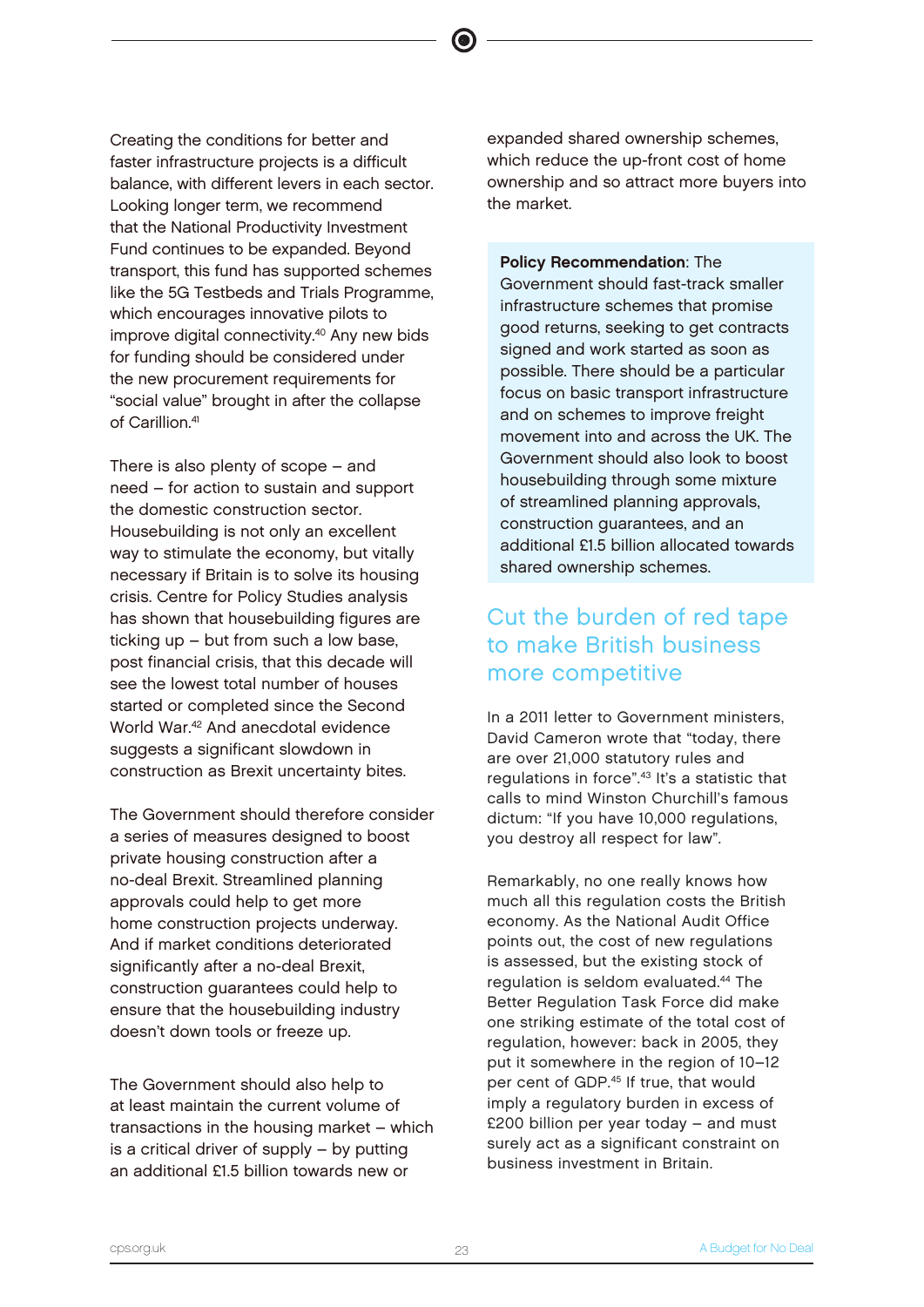Creating the conditions for better and faster infrastructure projects is a difficult balance, with different levers in each sector. Looking longer term, we recommend that the National Productivity Investment Fund continues to be expanded. Beyond transport, this fund has supported schemes like the 5G Testbeds and Trials Programme, which encourages innovative pilots to improve digital connectivity.[40] Any new bids for funding should be considered under the new procurement requirements for "social value" brought in after the collapse of Carillion.[41]

There is also plenty of scope – and need – for action to sustain and support the domestic construction sector. Housebuilding is not only an excellent way to stimulate the economy, but vitally necessary if Britain is to solve its housing crisis. Centre for Policy Studies analysis has shown that housebuilding figures are ticking up – but from such a low base, post financial crisis, that this decade will see the lowest total number of houses started or completed since the Second World War.[42] And anecdotal evidence suggests a significant slowdown in construction as Brexit uncertainty bites.

The Government should therefore consider a series of measures designed to boost private housing construction after a no-deal Brexit. Streamlined planning approvals could help to get more home construction projects underway. And if market conditions deteriorated significantly after a no-deal Brexit, construction guarantees could help to ensure that the housebuilding industry doesn't down tools or freeze up.

The Government should also help to at least maintain the current volume of transactions in the housing market – which is a critical driver of supply – by putting an additional £1.5 billion towards new or expanded shared ownership schemes, which reduce the up-front cost of home ownership and so attract more buyers into the market.

**Policy Recommendation**: The Government should fast-track smaller infrastructure schemes that promise good returns, seeking to get contracts signed and work started as soon as possible. There should be a particular focus on basic transport infrastructure and on schemes to improve freight movement into and across the UK. The Government should also look to boost housebuilding through some mixture of streamlined planning approvals, construction guarantees, and an additional £1.5 billion allocated towards shared ownership schemes.

## Cut the burden of red tape to make British business more competitive

In a 2011 letter to Government ministers, David Cameron wrote that "today, there are over 21,000 statutory rules and regulations in force".[43] It's a statistic that calls to mind Winston Churchill's famous dictum: "If you have 10,000 regulations, you destroy all respect for law".

Remarkably, no one really knows how much all this regulation costs the British economy. As the National Audit Office points out, the cost of new regulations is assessed, but the existing stock of regulation is seldom evaluated.[44] The Better Regulation Task Force did make one striking estimate of the total cost of regulation, however: back in 2005, they put it somewhere in the region of 10–12 per cent of GDP.[45] If true, that would imply a regulatory burden in excess of £200 billion per year today – and must surely act as a significant constraint on business investment in Britain.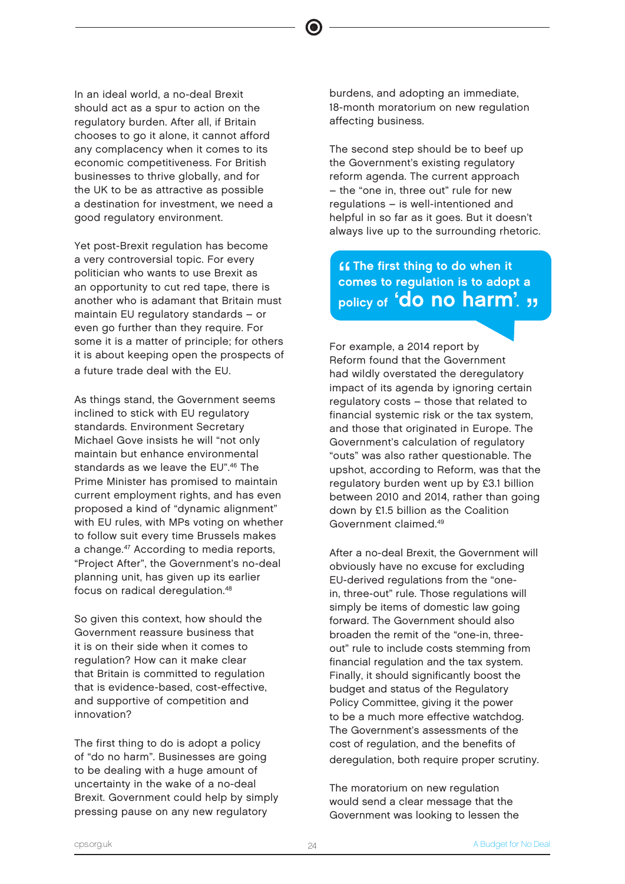In an ideal world, a no-deal Brexit should act as a spur to action on the regulatory burden. After all, if Britain chooses to go it alone, it cannot afford any complacency when it comes to its economic competitiveness. For British businesses to thrive globally, and for the UK to be as attractive as possible a destination for investment, we need a good regulatory environment.

Yet post-Brexit regulation has become a very controversial topic. For every politician who wants to use Brexit as an opportunity to cut red tape, there is another who is adamant that Britain must maintain EU regulatory standards – or even go further than they require. For some it is a matter of principle; for others it is about keeping open the prospects of a future trade deal with the EU.

As things stand, the Government seems inclined to stick with EU regulatory standards. Environment Secretary Michael Gove insists he will "not only maintain but enhance environmental standards as we leave the EU".[46] The Prime Minister has promised to maintain current employment rights, and has even proposed a kind of "dynamic alignment" with EU rules, with MPs voting on whether to follow suit every time Brussels makes a change.[47] According to media reports, "Project After", the Government's no-deal planning unit, has given up its earlier focus on radical deregulation.[48]

So given this context, how should the Government reassure business that it is on their side when it comes to regulation? How can it make clear that Britain is committed to regulation that is evidence-based, cost-effective, and supportive of competition and innovation?

The first thing to do is adopt a policy of "do no harm". Businesses are going to be dealing with a huge amount of uncertainty in the wake of a no-deal Brexit. Government could help by simply pressing pause on any new regulatory burdens, and adopting an immediate, 18-month moratorium on new regulation affecting business.

The second step should be to beef up the Government's existing regulatory reform agenda. The current approach – the "one in, three out" rule for new regulations – is well-intentioned and helpful in so far as it goes. But it doesn't always live up to the surrounding rhetoric.

> "The first thing to do when it comes to regulation is to adopt a policy of **'do no harm'**."

For example, a 2014 report by Reform found that the Government had wildly overstated the deregulatory impact of its agenda by ignoring certain regulatory costs – those that related to financial systemic risk or the tax system, and those that originated in Europe. The Government's calculation of regulatory "outs" was also rather questionable. The upshot, according to Reform, was that the regulatory burden went up by £3.1 billion between 2010 and 2014, rather than going down by £1.5 billion as the Coalition Government claimed.[49]

After a no-deal Brexit, the Government will obviously have no excuse for excluding EU-derived regulations from the "one-in, three-out" rule. Those regulations will simply be items of domestic law going forward. The Government should also broaden the remit of the "one-in, three-out" rule to include costs stemming from financial regulation and the tax system. Finally, it should significantly boost the budget and status of the Regulatory Policy Committee, giving it the power to be a much more effective watchdog. The Government's assessments of the cost of regulation, and the benefits of deregulation, both require proper scrutiny.

The moratorium on new regulation would send a clear message that the Government was looking to lessen the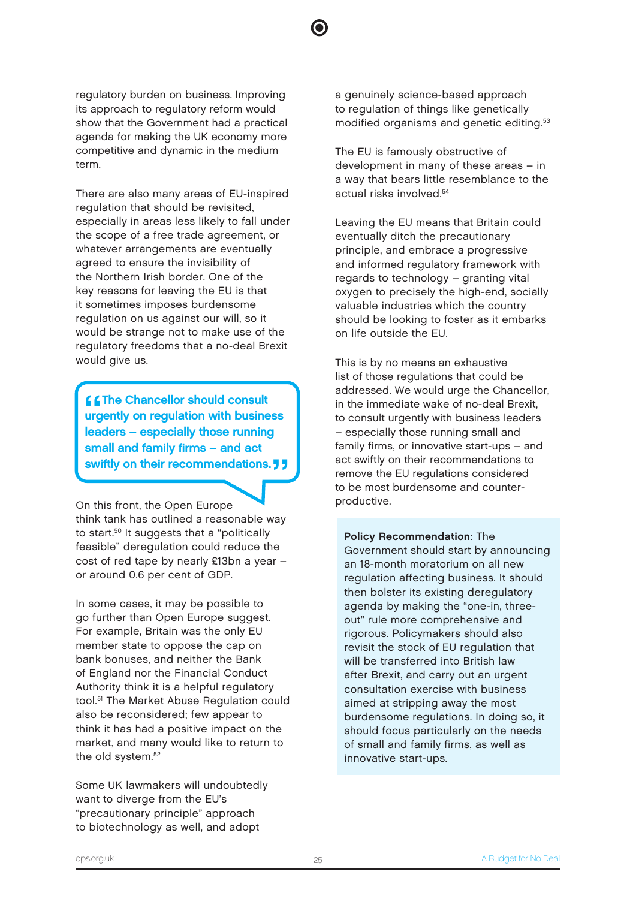regulatory burden on business. Improving its approach to regulatory reform would show that the Government had a practical agenda for making the UK economy more competitive and dynamic in the medium term.

There are also many areas of EU-inspired regulation that should be revisited, especially in areas less likely to fall under the scope of a free trade agreement, or whatever arrangements are eventually agreed to ensure the invisibility of the Northern Irish border. One of the key reasons for leaving the EU is that it sometimes imposes burdensome regulation on us against our will, so it would be strange not to make use of the regulatory freedoms that a no-deal Brexit would give us.

> **"The Chancellor should consult urgently on regulation with business leaders – especially those running small and family firms – and act swiftly on their recommendations."**

On this front, the Open Europe think tank has outlined a reasonable way to start.[50] It suggests that a "politically feasible" deregulation could reduce the cost of red tape by nearly £13bn a year – or around 0.6 per cent of GDP.

In some cases, it may be possible to go further than Open Europe suggest. For example, Britain was the only EU member state to oppose the cap on bank bonuses, and neither the Bank of England nor the Financial Conduct Authority think it is a helpful regulatory tool.[51] The Market Abuse Regulation could also be reconsidered; few appear to think it has had a positive impact on the market, and many would like to return to the old system.[52]

Some UK lawmakers will undoubtedly want to diverge from the EU's "precautionary principle" approach to biotechnology as well, and adopt a genuinely science-based approach to regulation of things like genetically modified organisms and genetic editing.[53]

The EU is famously obstructive of development in many of these areas – in a way that bears little resemblance to the actual risks involved.[54]

Leaving the EU means that Britain could eventually ditch the precautionary principle, and embrace a progressive and informed regulatory framework with regards to technology – granting vital oxygen to precisely the high-end, socially valuable industries which the country should be looking to foster as it embarks on life outside the EU.

This is by no means an exhaustive list of those regulations that could be addressed. We would urge the Chancellor, in the immediate wake of no-deal Brexit, to consult urgently with business leaders – especially those running small and family firms, or innovative start-ups – and act swiftly on their recommendations to remove the EU regulations considered to be most burdensome and counter-productive.

**Policy Recommendation**: The Government should start by announcing an 18-month moratorium on all new regulation affecting business. It should then bolster its existing deregulatory agenda by making the "one-in, three-out" rule more comprehensive and rigorous. Policymakers should also revisit the stock of EU regulation that will be transferred into British law after Brexit, and carry out an urgent consultation exercise with business aimed at stripping away the most burdensome regulations. In doing so, it should focus particularly on the needs of small and family firms, as well as innovative start-ups.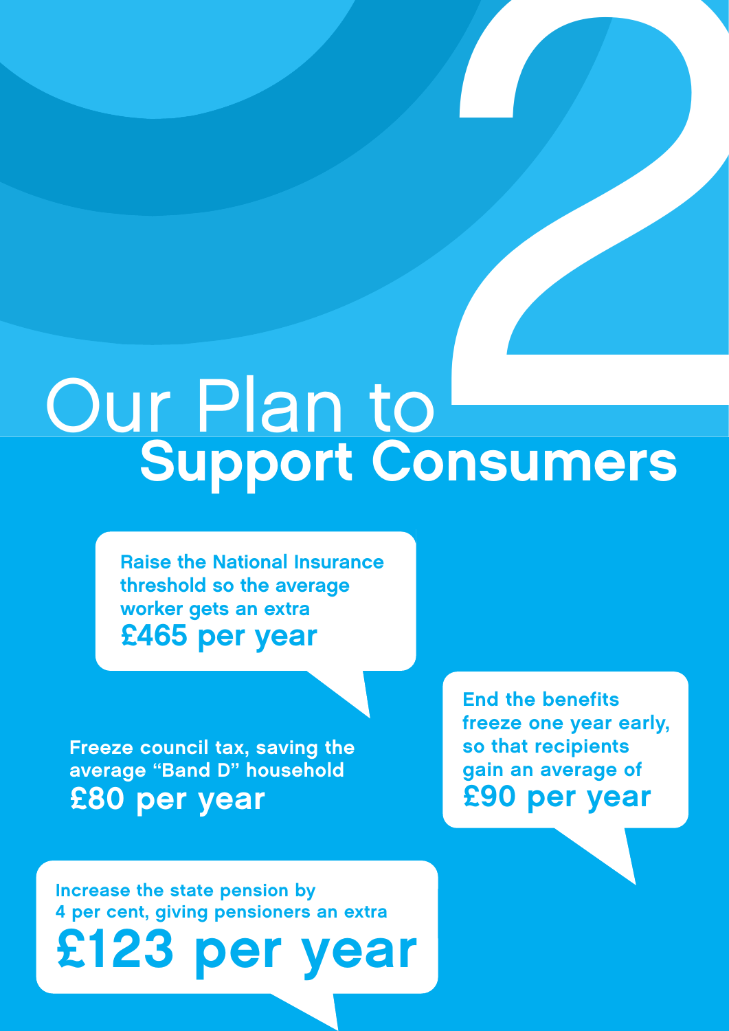# Our Plan to Support Consumers

Raise the National Insurance threshold so the average worker gets an extra **£465 per year**

Freeze council tax, saving the average "Band D" household **£80 per year**

End the benefits freeze one year early, so that recipients gain an average of **£90 per year**

Increase the state pension by 4 per cent, giving pensioners an extra **£123 per year**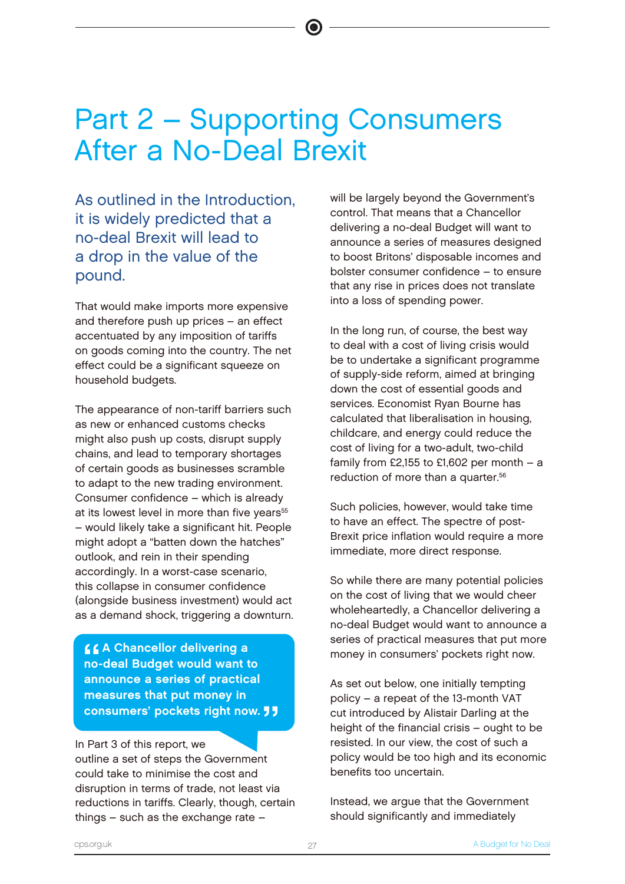# Part 2 – Supporting Consumers After a No-Deal Brexit

## As outlined in the Introduction, it is widely predicted that a no-deal Brexit will lead to a drop in the value of the pound.

That would make imports more expensive and therefore push up prices – an effect accentuated by any imposition of tariffs on goods coming into the country. The net effect could be a significant squeeze on household budgets.

The appearance of non-tariff barriers such as new or enhanced customs checks might also push up costs, disrupt supply chains, and lead to temporary shortages of certain goods as businesses scramble to adapt to the new trading environment. Consumer confidence – which is already at its lowest level in more than five years[55] – would likely take a significant hit. People might adopt a "batten down the hatches" outlook, and rein in their spending accordingly. In a worst-case scenario, this collapse in consumer confidence (alongside business investment) would act as a demand shock, triggering a downturn.

> **"A Chancellor delivering a no-deal Budget would want to announce a series of practical measures that put money in consumers' pockets right now."**

In Part 3 of this report, we outline a set of steps the Government could take to minimise the cost and disruption in terms of trade, not least via reductions in tariffs. Clearly, though, certain things – such as the exchange rate – will be largely beyond the Government's control. That means that a Chancellor delivering a no-deal Budget will want to announce a series of measures designed to boost Britons' disposable incomes and bolster consumer confidence – to ensure that any rise in prices does not translate into a loss of spending power.

In the long run, of course, the best way to deal with a cost of living crisis would be to undertake a significant programme of supply-side reform, aimed at bringing down the cost of essential goods and services. Economist Ryan Bourne has calculated that liberalisation in housing, childcare, and energy could reduce the cost of living for a two-adult, two-child family from £2,155 to £1,602 per month – a reduction of more than a quarter.[56]

Such policies, however, would take time to have an effect. The spectre of post-Brexit price inflation would require a more immediate, more direct response.

So while there are many potential policies on the cost of living that we would cheer wholeheartedly, a Chancellor delivering a no-deal Budget would want to announce a series of practical measures that put more money in consumers' pockets right now.

As set out below, one initially tempting policy – a repeat of the 13-month VAT cut introduced by Alistair Darling at the height of the financial crisis – ought to be resisted. In our view, the cost of such a policy would be too high and its economic benefits too uncertain.

Instead, we argue that the Government should significantly and immediately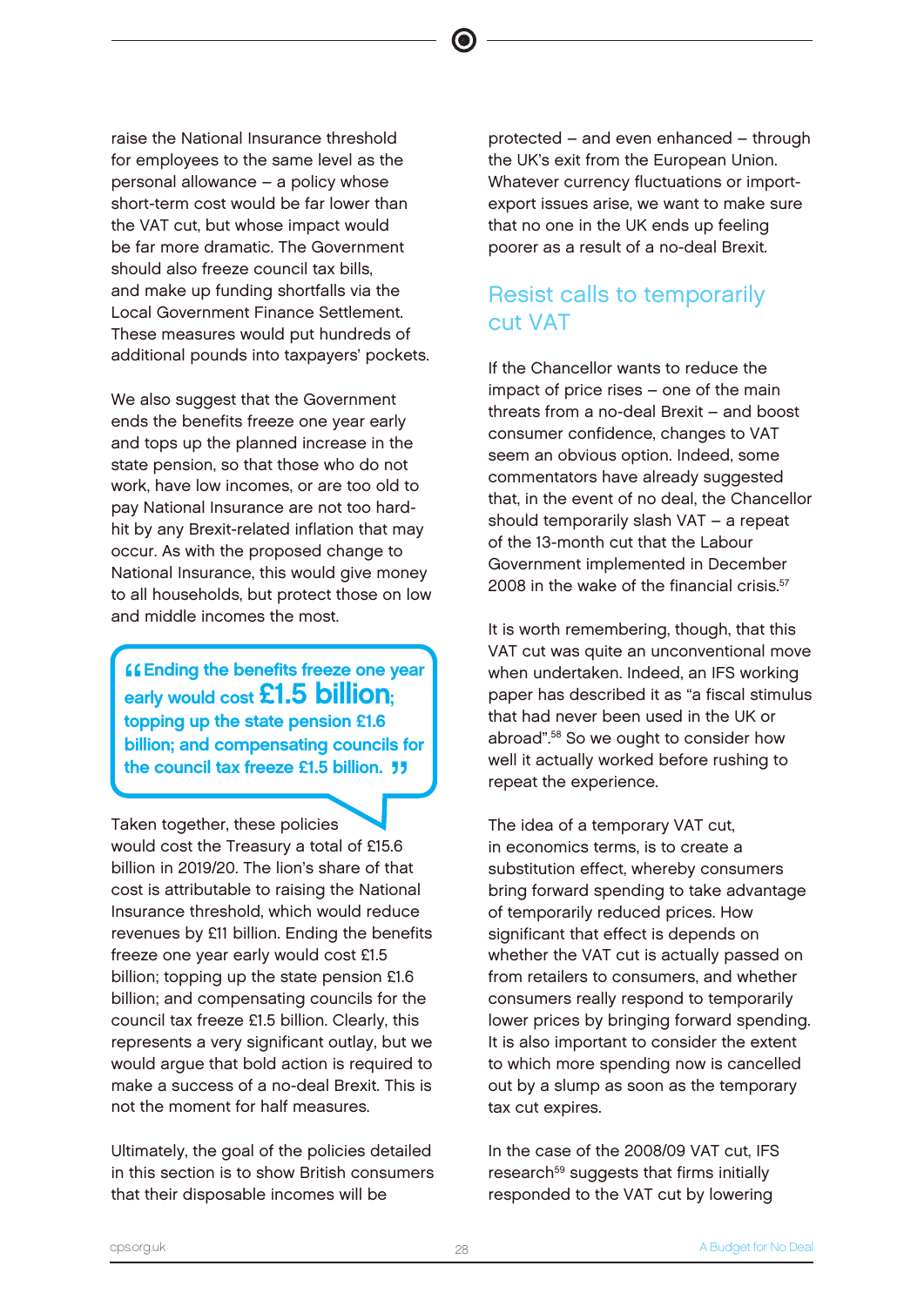raise the National Insurance threshold for employees to the same level as the personal allowance – a policy whose short-term cost would be far lower than the VAT cut, but whose impact would be far more dramatic. The Government should also freeze council tax bills, and make up funding shortfalls via the Local Government Finance Settlement. These measures would put hundreds of additional pounds into taxpayers' pockets.

We also suggest that the Government ends the benefits freeze one year early and tops up the planned increase in the state pension, so that those who do not work, have low incomes, or are too old to pay National Insurance are not too hard-hit by any Brexit-related inflation that may occur. As with the proposed change to National Insurance, this would give money to all households, but protect those on low and middle incomes the most.

> **"Ending the benefits freeze one year early would cost £1.5 billion; topping up the state pension £1.6 billion; and compensating councils for the council tax freeze £1.5 billion."**

Taken together, these policies would cost the Treasury a total of £15.6 billion in 2019/20. The lion's share of that cost is attributable to raising the National Insurance threshold, which would reduce revenues by £11 billion. Ending the benefits freeze one year early would cost £1.5 billion; topping up the state pension £1.6 billion; and compensating councils for the council tax freeze £1.5 billion. Clearly, this represents a very significant outlay, but we would argue that bold action is required to make a success of a no-deal Brexit. This is not the moment for half measures.

Ultimately, the goal of the policies detailed in this section is to show British consumers that their disposable incomes will be protected – and even enhanced – through the UK's exit from the European Union. Whatever currency fluctuations or import-export issues arise, we want to make sure that no one in the UK ends up feeling poorer as a result of a no-deal Brexit.

## Resist calls to temporarily cut VAT

If the Chancellor wants to reduce the impact of price rises – one of the main threats from a no-deal Brexit – and boost consumer confidence, changes to VAT seem an obvious option. Indeed, some commentators have already suggested that, in the event of no deal, the Chancellor should temporarily slash VAT – a repeat of the 13-month cut that the Labour Government implemented in December 2008 in the wake of the financial crisis.[57]

It is worth remembering, though, that this VAT cut was quite an unconventional move when undertaken. Indeed, an IFS working paper has described it as "a fiscal stimulus that had never been used in the UK or abroad".[58] So we ought to consider how well it actually worked before rushing to repeat the experience.

The idea of a temporary VAT cut, in economics terms, is to create a substitution effect, whereby consumers bring forward spending to take advantage of temporarily reduced prices. How significant that effect is depends on whether the VAT cut is actually passed on from retailers to consumers, and whether consumers really respond to temporarily lower prices by bringing forward spending. It is also important to consider the extent to which more spending now is cancelled out by a slump as soon as the temporary tax cut expires.

In the case of the 2008/09 VAT cut, IFS research[59] suggests that firms initially responded to the VAT cut by lowering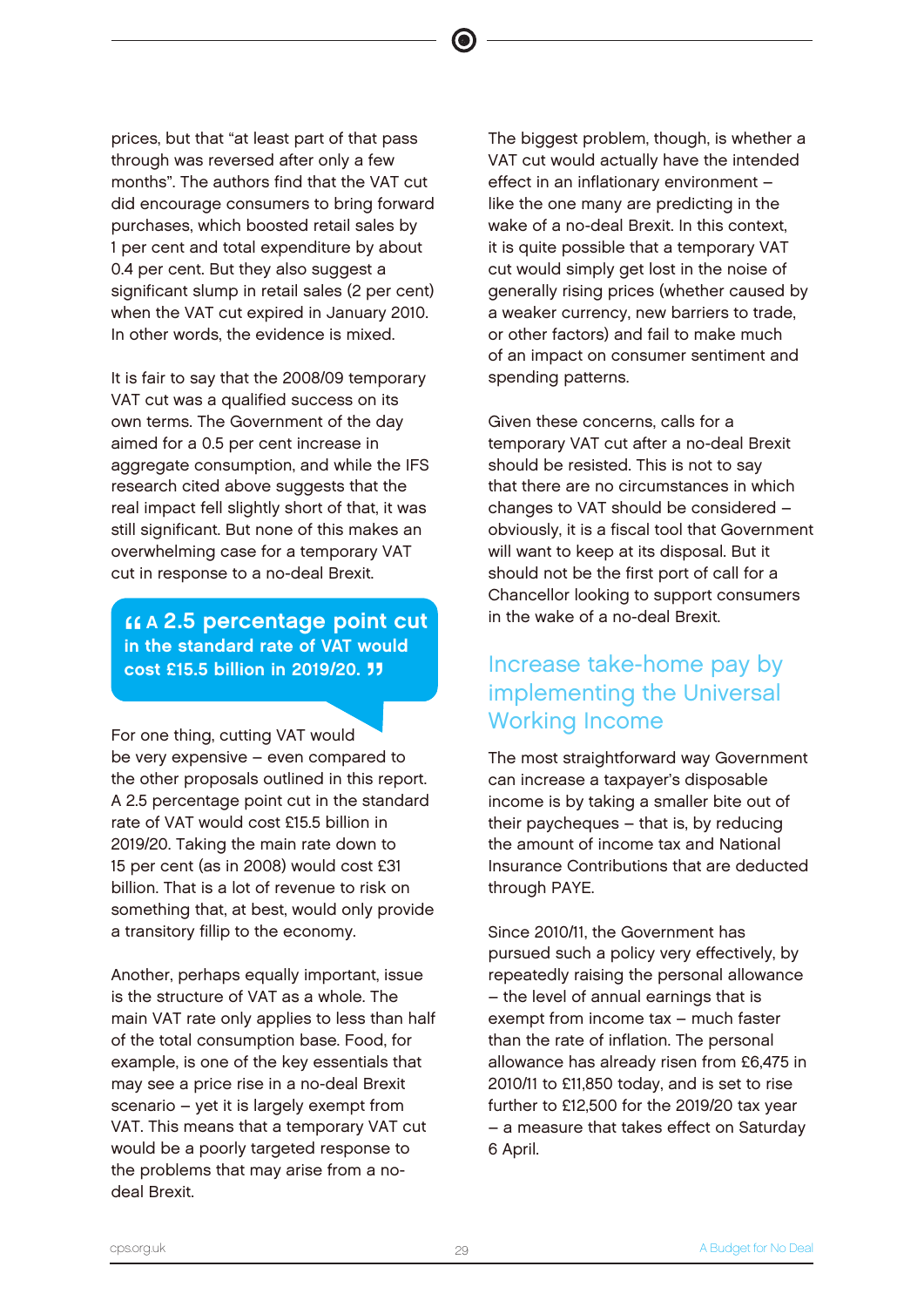prices, but that "at least part of that pass through was reversed after only a few months". The authors find that the VAT cut did encourage consumers to bring forward purchases, which boosted retail sales by 1 per cent and total expenditure by about 0.4 per cent. But they also suggest a significant slump in retail sales (2 per cent) when the VAT cut expired in January 2010. In other words, the evidence is mixed.

It is fair to say that the 2008/09 temporary VAT cut was a qualified success on its own terms. The Government of the day aimed for a 0.5 per cent increase in aggregate consumption, and while the IFS research cited above suggests that the real impact fell slightly short of that, it was still significant. But none of this makes an overwhelming case for a temporary VAT cut in response to a no-deal Brexit.

> **"A 2.5 percentage point cut in the standard rate of VAT would cost £15.5 billion in 2019/20."**

For one thing, cutting VAT would be very expensive – even compared to the other proposals outlined in this report. A 2.5 percentage point cut in the standard rate of VAT would cost £15.5 billion in 2019/20. Taking the main rate down to 15 per cent (as in 2008) would cost £31 billion. That is a lot of revenue to risk on something that, at best, would only provide a transitory fillip to the economy.

Another, perhaps equally important, issue is the structure of VAT as a whole. The main VAT rate only applies to less than half of the total consumption base. Food, for example, is one of the key essentials that may see a price rise in a no-deal Brexit scenario – yet it is largely exempt from VAT. This means that a temporary VAT cut would be a poorly targeted response to the problems that may arise from a no-deal Brexit.

The biggest problem, though, is whether a VAT cut would actually have the intended effect in an inflationary environment – like the one many are predicting in the wake of a no-deal Brexit. In this context, it is quite possible that a temporary VAT cut would simply get lost in the noise of generally rising prices (whether caused by a weaker currency, new barriers to trade, or other factors) and fail to make much of an impact on consumer sentiment and spending patterns.

Given these concerns, calls for a temporary VAT cut after a no-deal Brexit should be resisted. This is not to say that there are no circumstances in which changes to VAT should be considered – obviously, it is a fiscal tool that Government will want to keep at its disposal. But it should not be the first port of call for a Chancellor looking to support consumers in the wake of a no-deal Brexit.

## Increase take-home pay by implementing the Universal Working Income

The most straightforward way Government can increase a taxpayer's disposable income is by taking a smaller bite out of their paycheques – that is, by reducing the amount of income tax and National Insurance Contributions that are deducted through PAYE.

Since 2010/11, the Government has pursued such a policy very effectively, by repeatedly raising the personal allowance – the level of annual earnings that is exempt from income tax – much faster than the rate of inflation. The personal allowance has already risen from £6,475 in 2010/11 to £11,850 today, and is set to rise further to £12,500 for the 2019/20 tax year – a measure that takes effect on Saturday 6 April.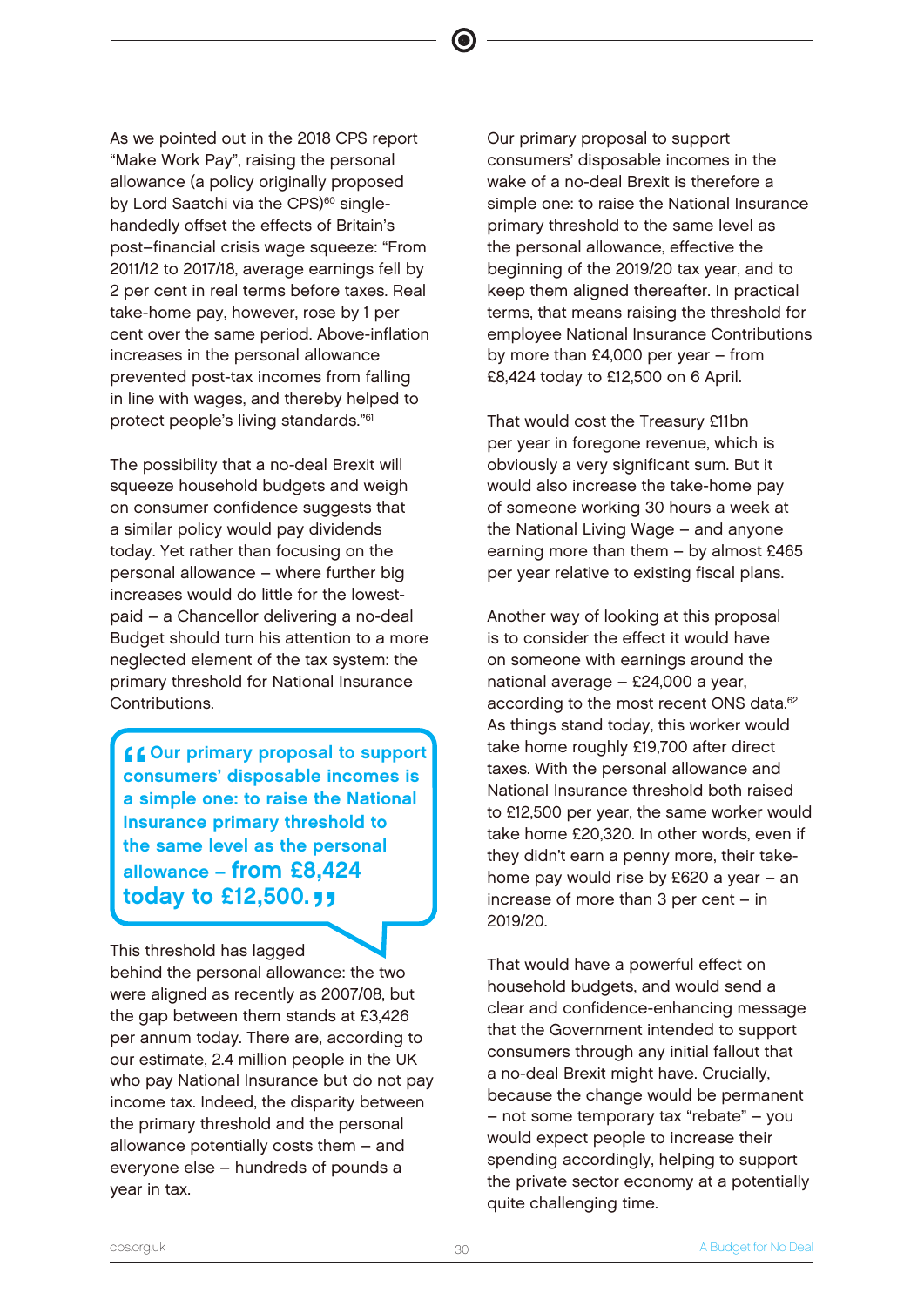As we pointed out in the 2018 CPS report "Make Work Pay", raising the personal allowance (a policy originally proposed by Lord Saatchi via the CPS)[60] single-handedly offset the effects of Britain's post–financial crisis wage squeeze: "From 2011/12 to 2017/18, average earnings fell by 2 per cent in real terms before taxes. Real take-home pay, however, rose by 1 per cent over the same period. Above-inflation increases in the personal allowance prevented post-tax incomes from falling in line with wages, and thereby helped to protect people's living standards."[61]

The possibility that a no-deal Brexit will squeeze household budgets and weigh on consumer confidence suggests that a similar policy would pay dividends today. Yet rather than focusing on the personal allowance – where further big increases would do little for the lowest-paid – a Chancellor delivering a no-deal Budget should turn his attention to a more neglected element of the tax system: the primary threshold for National Insurance Contributions.

> **"Our primary proposal to support consumers' disposable incomes is a simple one: to raise the National Insurance primary threshold to the same level as the personal allowance – from £8,424 today to £12,500."**

This threshold has lagged behind the personal allowance: the two were aligned as recently as 2007/08, but the gap between them stands at £3,426 per annum today. There are, according to our estimate, 2.4 million people in the UK who pay National Insurance but do not pay income tax. Indeed, the disparity between the primary threshold and the personal allowance potentially costs them – and everyone else – hundreds of pounds a year in tax.

Our primary proposal to support consumers' disposable incomes in the wake of a no-deal Brexit is therefore a simple one: to raise the National Insurance primary threshold to the same level as the personal allowance, effective the beginning of the 2019/20 tax year, and to keep them aligned thereafter. In practical terms, that means raising the threshold for employee National Insurance Contributions by more than £4,000 per year – from £8,424 today to £12,500 on 6 April.

That would cost the Treasury £11bn per year in foregone revenue, which is obviously a very significant sum. But it would also increase the take-home pay of someone working 30 hours a week at the National Living Wage – and anyone earning more than them – by almost £465 per year relative to existing fiscal plans.

Another way of looking at this proposal is to consider the effect it would have on someone with earnings around the national average – £24,000 a year, according to the most recent ONS data.[62] As things stand today, this worker would take home roughly £19,700 after direct taxes. With the personal allowance and National Insurance threshold both raised to £12,500 per year, the same worker would take home £20,320. In other words, even if they didn't earn a penny more, their take-home pay would rise by £620 a year – an increase of more than 3 per cent – in 2019/20.

That would have a powerful effect on household budgets, and would send a clear and confidence-enhancing message that the Government intended to support consumers through any initial fallout that a no-deal Brexit might have. Crucially, because the change would be permanent – not some temporary tax "rebate" – you would expect people to increase their spending accordingly, helping to support the private sector economy at a potentially quite challenging time.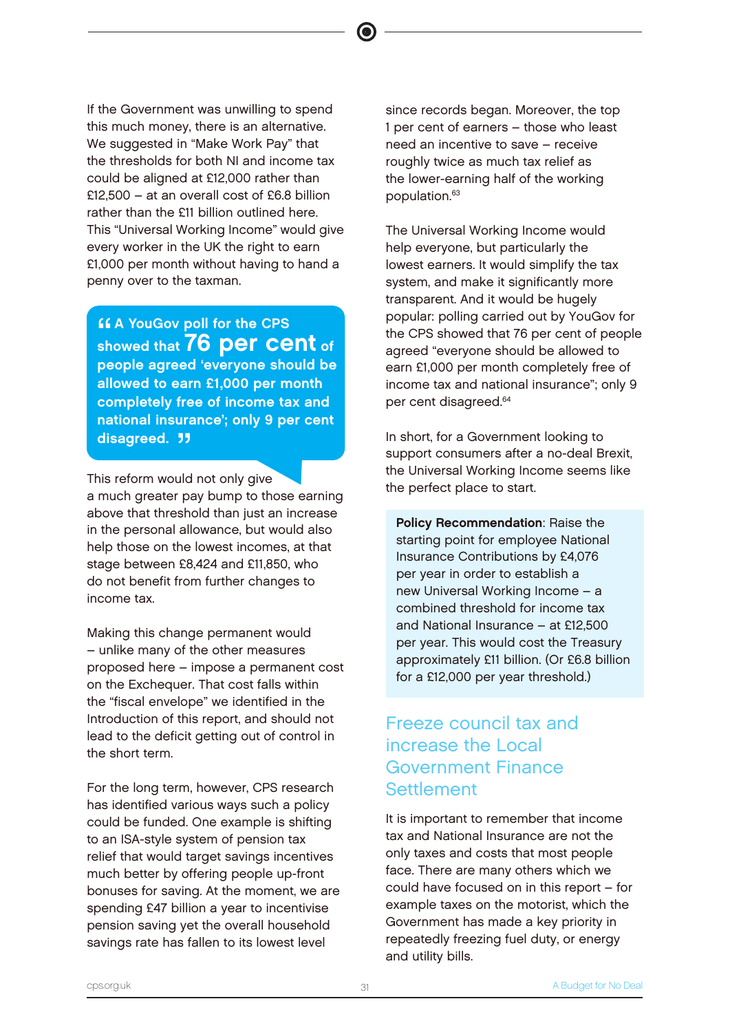If the Government was unwilling to spend this much money, there is an alternative. We suggested in "Make Work Pay" that the thresholds for both NI and income tax could be aligned at £12,000 rather than £12,500 – at an overall cost of £6.8 billion rather than the £11 billion outlined here. This "Universal Working Income" would give every worker in the UK the right to earn £1,000 per month without having to hand a penny over to the taxman.

> **"A YouGov poll for the CPS showed that 76 per cent of people agreed 'everyone should be allowed to earn £1,000 per month completely free of income tax and national insurance'; only 9 per cent disagreed."**

This reform would not only give a much greater pay bump to those earning above that threshold than just an increase in the personal allowance, but would also help those on the lowest incomes, at that stage between £8,424 and £11,850, who do not benefit from further changes to income tax.

Making this change permanent would – unlike many of the other measures proposed here – impose a permanent cost on the Exchequer. That cost falls within the "fiscal envelope" we identified in the Introduction of this report, and should not lead to the deficit getting out of control in the short term.

For the long term, however, CPS research has identified various ways such a policy could be funded. One example is shifting to an ISA-style system of pension tax relief that would target savings incentives much better by offering people up-front bonuses for saving. At the moment, we are spending £47 billion a year to incentivise pension saving yet the overall household savings rate has fallen to its lowest level since records began. Moreover, the top 1 per cent of earners – those who least need an incentive to save – receive roughly twice as much tax relief as the lower-earning half of the working population.[63]

The Universal Working Income would help everyone, but particularly the lowest earners. It would simplify the tax system, and make it significantly more transparent. And it would be hugely popular: polling carried out by YouGov for the CPS showed that 76 per cent of people agreed "everyone should be allowed to earn £1,000 per month completely free of income tax and national insurance"; only 9 per cent disagreed.[64]

In short, for a Government looking to support consumers after a no-deal Brexit, the Universal Working Income seems like the perfect place to start.

> **Policy Recommendation**: Raise the starting point for employee National Insurance Contributions by £4,076 per year in order to establish a new Universal Working Income – a combined threshold for income tax and National Insurance – at £12,500 per year. This would cost the Treasury approximately £11 billion. (Or £6.8 billion for a £12,000 per year threshold.)

## Freeze council tax and increase the Local Government Finance Settlement

It is important to remember that income tax and National Insurance are not the only taxes and costs that most people face. There are many others which we could have focused on in this report – for example taxes on the motorist, which the Government has made a key priority in repeatedly freezing fuel duty, or energy and utility bills.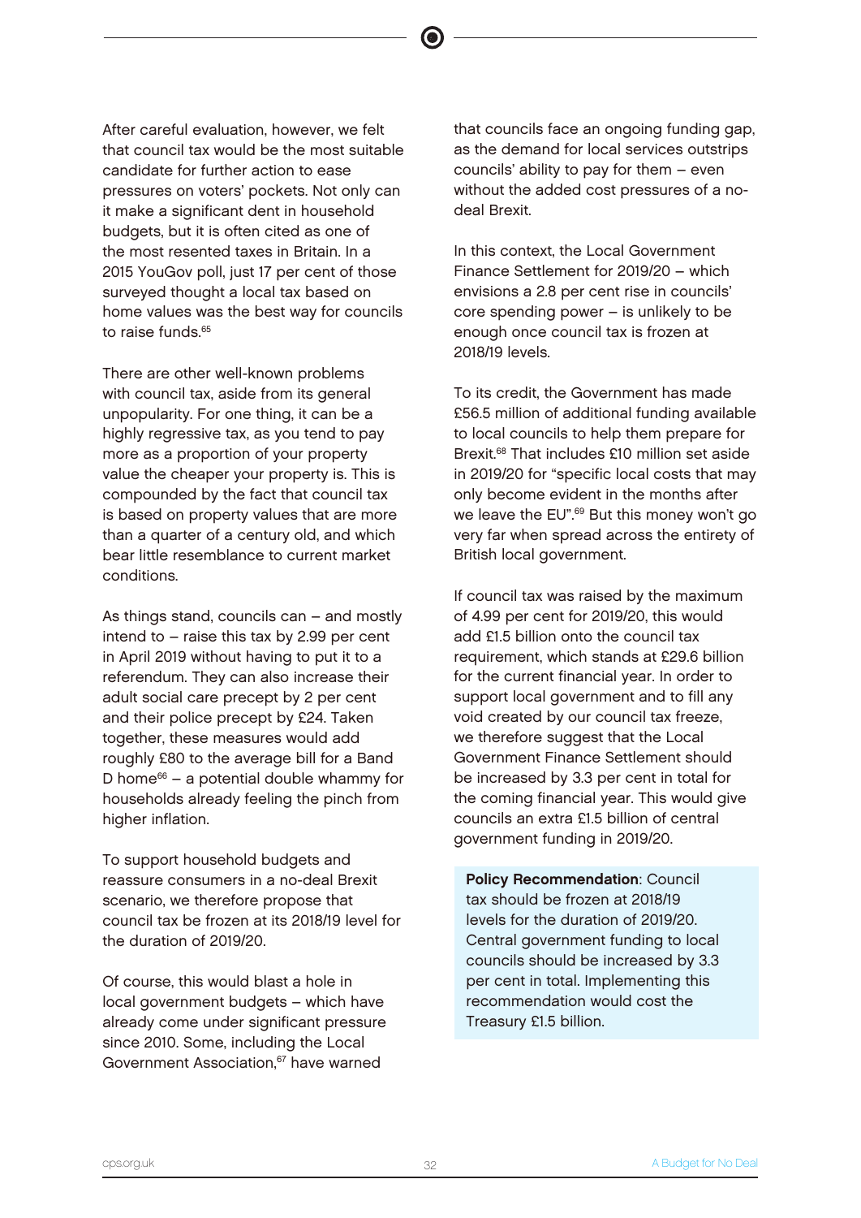After careful evaluation, however, we felt that council tax would be the most suitable candidate for further action to ease pressures on voters' pockets. Not only can it make a significant dent in household budgets, but it is often cited as one of the most resented taxes in Britain. In a 2015 YouGov poll, just 17 per cent of those surveyed thought a local tax based on home values was the best way for councils to raise funds.[65]

There are other well-known problems with council tax, aside from its general unpopularity. For one thing, it can be a highly regressive tax, as you tend to pay more as a proportion of your property value the cheaper your property is. This is compounded by the fact that council tax is based on property values that are more than a quarter of a century old, and which bear little resemblance to current market conditions.

As things stand, councils can – and mostly intend to – raise this tax by 2.99 per cent in April 2019 without having to put it to a referendum. They can also increase their adult social care precept by 2 per cent and their police precept by £24. Taken together, these measures would add roughly £80 to the average bill for a Band D home[66] – a potential double whammy for households already feeling the pinch from higher inflation.

To support household budgets and reassure consumers in a no-deal Brexit scenario, we therefore propose that council tax be frozen at its 2018/19 level for the duration of 2019/20.

Of course, this would blast a hole in local government budgets – which have already come under significant pressure since 2010. Some, including the Local Government Association,[67] have warned that councils face an ongoing funding gap, as the demand for local services outstrips councils' ability to pay for them – even without the added cost pressures of a no-deal Brexit.

In this context, the Local Government Finance Settlement for 2019/20 – which envisions a 2.8 per cent rise in councils' core spending power – is unlikely to be enough once council tax is frozen at 2018/19 levels.

To its credit, the Government has made £56.5 million of additional funding available to local councils to help them prepare for Brexit.[68] That includes £10 million set aside in 2019/20 for "specific local costs that may only become evident in the months after we leave the EU".[69] But this money won't go very far when spread across the entirety of British local government.

If council tax was raised by the maximum of 4.99 per cent for 2019/20, this would add £1.5 billion onto the council tax requirement, which stands at £29.6 billion for the current financial year. In order to support local government and to fill any void created by our council tax freeze, we therefore suggest that the Local Government Finance Settlement should be increased by 3.3 per cent in total for the coming financial year. This would give councils an extra £1.5 billion of central government funding in 2019/20.

**Policy Recommendation**: Council tax should be frozen at 2018/19 levels for the duration of 2019/20. Central government funding to local councils should be increased by 3.3 per cent in total. Implementing this recommendation would cost the Treasury £1.5 billion.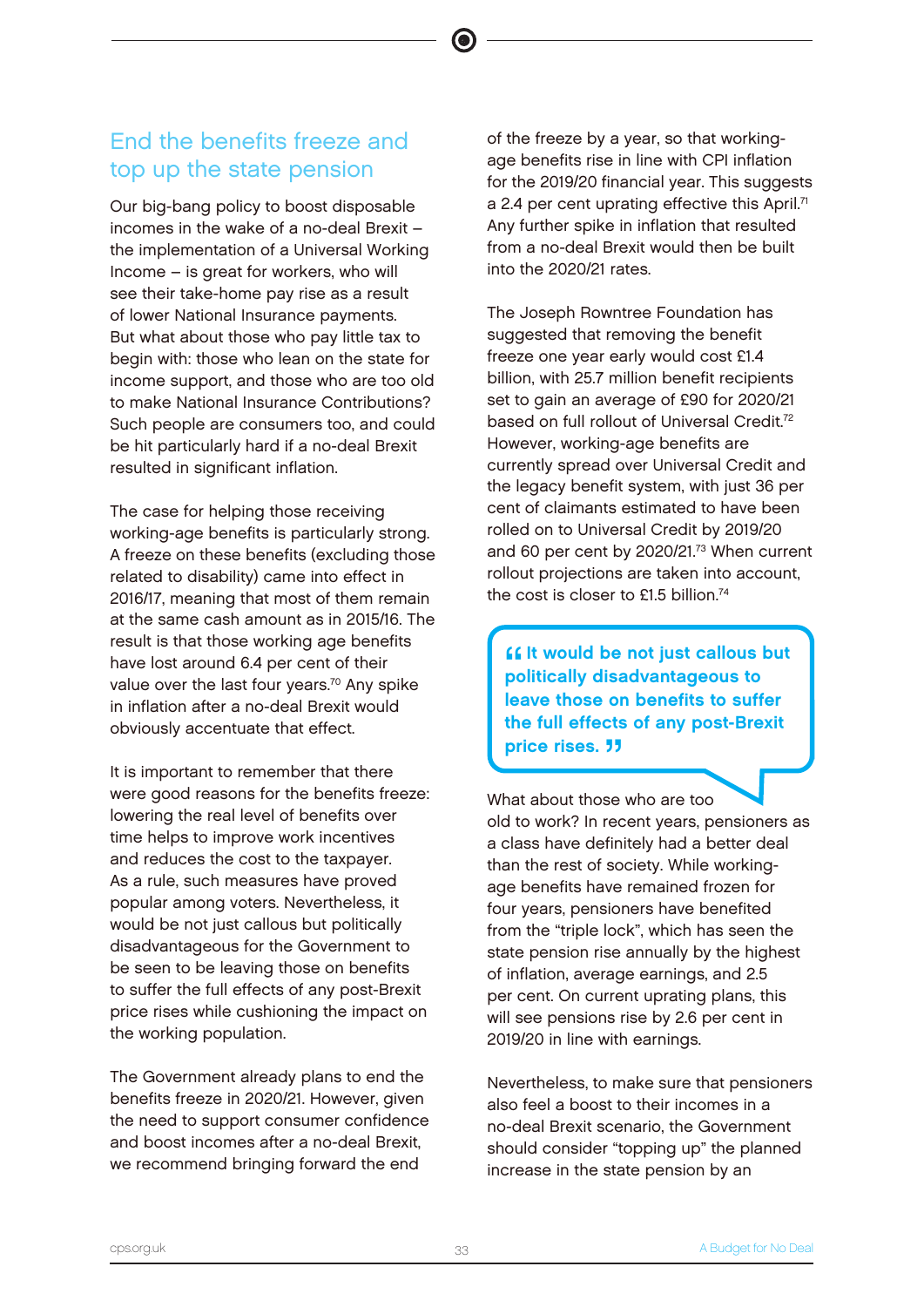## End the benefits freeze and top up the state pension

Our big-bang policy to boost disposable incomes in the wake of a no-deal Brexit – the implementation of a Universal Working Income – is great for workers, who will see their take-home pay rise as a result of lower National Insurance payments. But what about those who pay little tax to begin with: those who lean on the state for income support, and those who are too old to make National Insurance Contributions? Such people are consumers too, and could be hit particularly hard if a no-deal Brexit resulted in significant inflation.

The case for helping those receiving working-age benefits is particularly strong. A freeze on these benefits (excluding those related to disability) came into effect in 2016/17, meaning that most of them remain at the same cash amount as in 2015/16. The result is that those working age benefits have lost around 6.4 per cent of their value over the last four years.[70] Any spike in inflation after a no-deal Brexit would obviously accentuate that effect.

It is important to remember that there were good reasons for the benefits freeze: lowering the real level of benefits over time helps to improve work incentives and reduces the cost to the taxpayer. As a rule, such measures have proved popular among voters. Nevertheless, it would be not just callous but politically disadvantageous for the Government to be seen to be leaving those on benefits to suffer the full effects of any post-Brexit price rises while cushioning the impact on the working population.

The Government already plans to end the benefits freeze in 2020/21. However, given the need to support consumer confidence and boost incomes after a no-deal Brexit, we recommend bringing forward the end of the freeze by a year, so that working-age benefits rise in line with CPI inflation for the 2019/20 financial year. This suggests a 2.4 per cent uprating effective this April.[71] Any further spike in inflation that resulted from a no-deal Brexit would then be built into the 2020/21 rates.

The Joseph Rowntree Foundation has suggested that removing the benefit freeze one year early would cost £1.4 billion, with 25.7 million benefit recipients set to gain an average of £90 for 2020/21 based on full rollout of Universal Credit.[72] However, working-age benefits are currently spread over Universal Credit and the legacy benefit system, with just 36 per cent of claimants estimated to have been rolled on to Universal Credit by 2019/20 and 60 per cent by 2020/21.[73] When current rollout projections are taken into account, the cost is closer to £1.5 billion.[74]

> **"It would be not just callous but politically disadvantageous to leave those on benefits to suffer the full effects of any post-Brexit price rises."**

What about those who are too old to work? In recent years, pensioners as a class have definitely had a better deal than the rest of society. While working-age benefits have remained frozen for four years, pensioners have benefited from the "triple lock", which has seen the state pension rise annually by the highest of inflation, average earnings, and 2.5 per cent. On current uprating plans, this will see pensions rise by 2.6 per cent in 2019/20 in line with earnings.

Nevertheless, to make sure that pensioners also feel a boost to their incomes in a no-deal Brexit scenario, the Government should consider "topping up" the planned increase in the state pension by an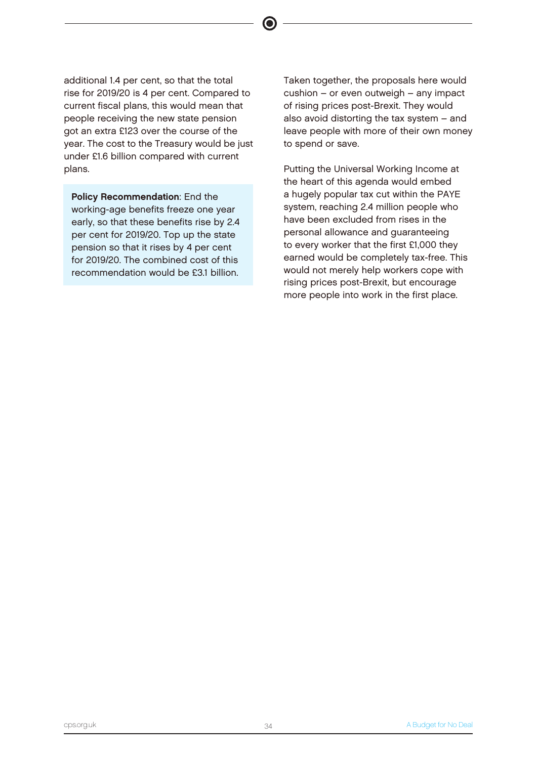additional 1.4 per cent, so that the total rise for 2019/20 is 4 per cent. Compared to current fiscal plans, this would mean that people receiving the new state pension got an extra £123 over the course of the year. The cost to the Treasury would be just under £1.6 billion compared with current plans.

> **Policy Recommendation**: End the working-age benefits freeze one year early, so that these benefits rise by 2.4 per cent for 2019/20. Top up the state pension so that it rises by 4 per cent for 2019/20. The combined cost of this recommendation would be £3.1 billion.

Taken together, the proposals here would cushion – or even outweigh – any impact of rising prices post-Brexit. They would also avoid distorting the tax system – and leave people with more of their own money to spend or save.

Putting the Universal Working Income at the heart of this agenda would embed a hugely popular tax cut within the PAYE system, reaching 2.4 million people who have been excluded from rises in the personal allowance and guaranteeing to every worker that the first £1,000 they earned would be completely tax-free. This would not merely help workers cope with rising prices post-Brexit, but encourage more people into work in the first place.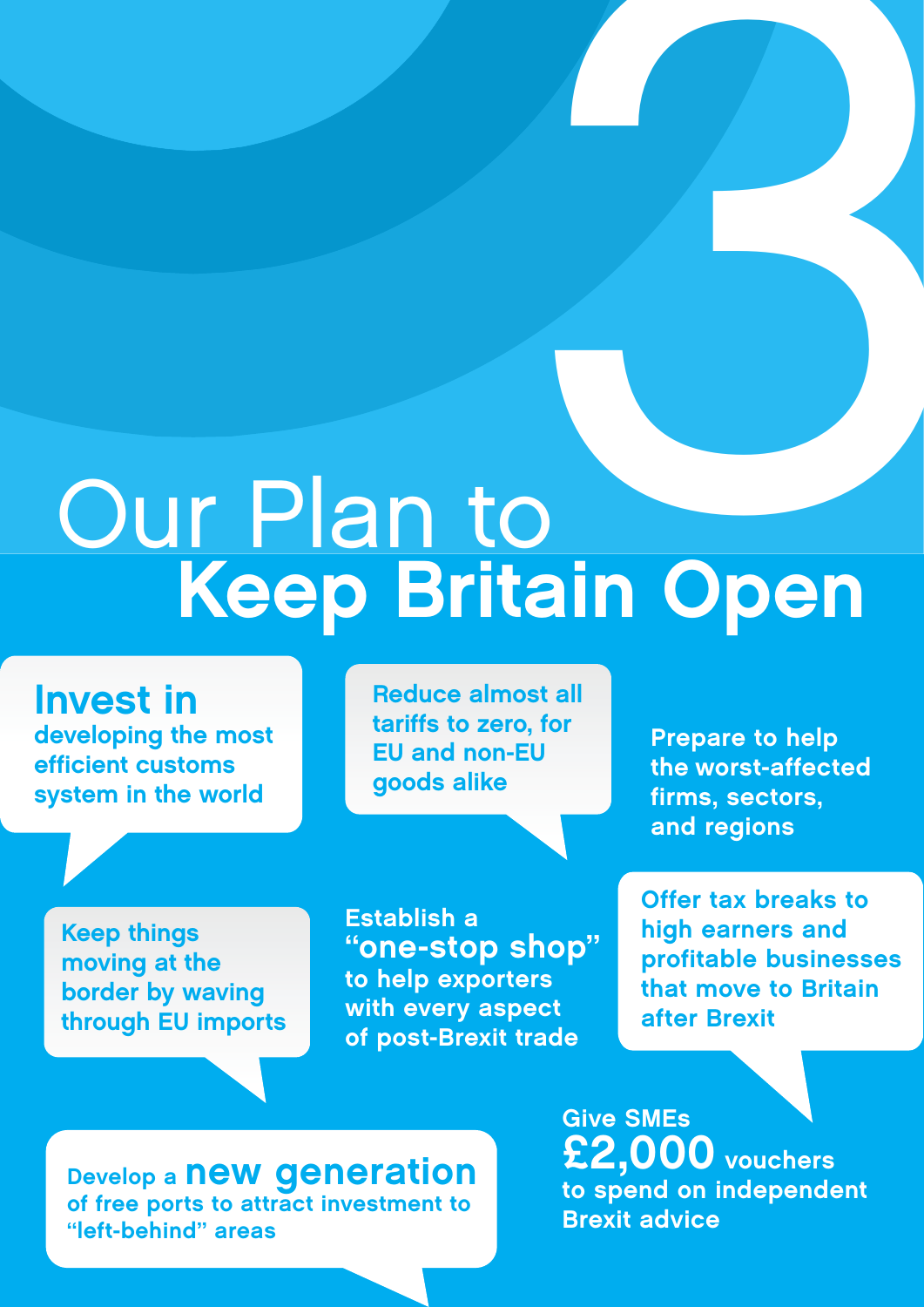# 3

# Our Plan to Keep Britain Open

**Invest in** developing the most efficient customs system in the world

Reduce almost all tariffs to zero, for EU and non-EU goods alike

Prepare to help the worst-affected firms, sectors, and regions

Keep things moving at the border by waving through EU imports

Establish a **"one-stop shop"** to help exporters with every aspect of post-Brexit trade

Offer tax breaks to high earners and profitable businesses that move to Britain after Brexit

Develop a **new generation** of free ports to attract investment to "left-behind" areas

Give SMEs **£2,000** vouchers to spend on independent Brexit advice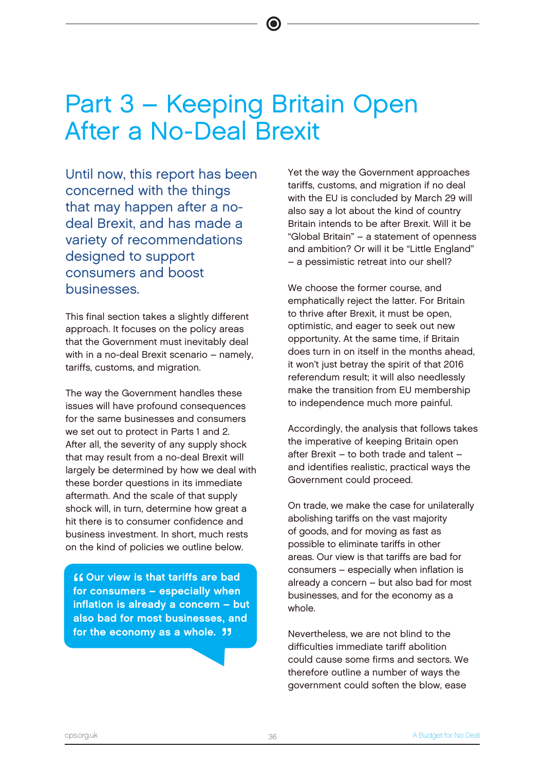# Part 3 – Keeping Britain Open After a No-Deal Brexit

Until now, this report has been concerned with the things that may happen after a no-deal Brexit, and has made a variety of recommendations designed to support consumers and boost businesses.

This final section takes a slightly different approach. It focuses on the policy areas that the Government must inevitably deal with in a no-deal Brexit scenario – namely, tariffs, customs, and migration.

The way the Government handles these issues will have profound consequences for the same businesses and consumers we set out to protect in Parts 1 and 2. After all, the severity of any supply shock that may result from a no-deal Brexit will largely be determined by how we deal with these border questions in its immediate aftermath. And the scale of that supply shock will, in turn, determine how great a hit there is to consumer confidence and business investment. In short, much rests on the kind of policies we outline below.

> **"Our view is that tariffs are bad for consumers – especially when inflation is already a concern – but also bad for most businesses, and for the economy as a whole."**

Yet the way the Government approaches tariffs, customs, and migration if no deal with the EU is concluded by March 29 will also say a lot about the kind of country Britain intends to be after Brexit. Will it be "Global Britain" – a statement of openness and ambition? Or will it be "Little England" – a pessimistic retreat into our shell?

We choose the former course, and emphatically reject the latter. For Britain to thrive after Brexit, it must be open, optimistic, and eager to seek out new opportunity. At the same time, if Britain does turn in on itself in the months ahead, it won't just betray the spirit of that 2016 referendum result; it will also needlessly make the transition from EU membership to independence much more painful.

Accordingly, the analysis that follows takes the imperative of keeping Britain open after Brexit – to both trade and talent – and identifies realistic, practical ways the Government could proceed.

On trade, we make the case for unilaterally abolishing tariffs on the vast majority of goods, and for moving as fast as possible to eliminate tariffs in other areas. Our view is that tariffs are bad for consumers – especially when inflation is already a concern – but also bad for most businesses, and for the economy as a whole.

Nevertheless, we are not blind to the difficulties immediate tariff abolition could cause some firms and sectors. We therefore outline a number of ways the government could soften the blow, ease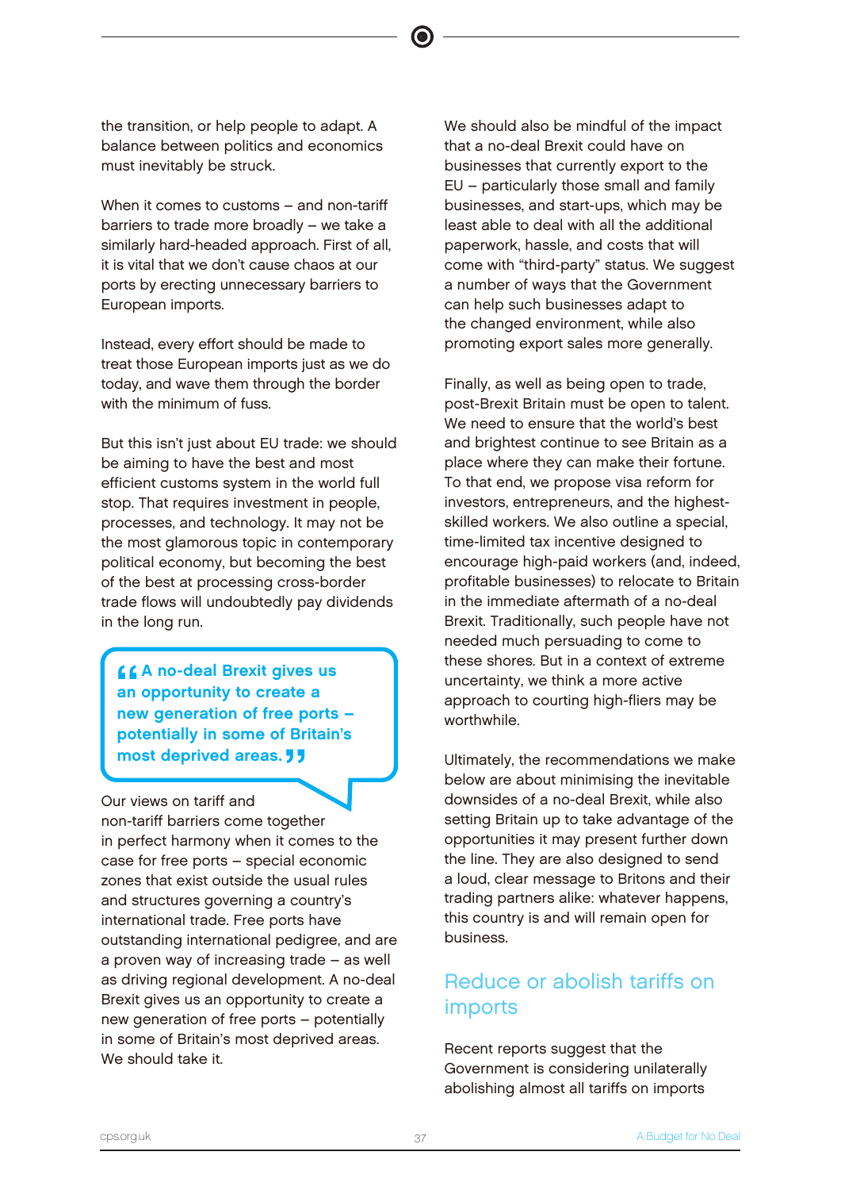the transition, or help people to adapt. A balance between politics and economics must inevitably be struck.

When it comes to customs – and non-tariff barriers to trade more broadly – we take a similarly hard-headed approach. First of all, it is vital that we don't cause chaos at our ports by erecting unnecessary barriers to European imports.

Instead, every effort should be made to treat those European imports just as we do today, and wave them through the border with the minimum of fuss.

But this isn't just about EU trade: we should be aiming to have the best and most efficient customs system in the world full stop. That requires investment in people, processes, and technology. It may not be the most glamorous topic in contemporary political economy, but becoming the best of the best at processing cross-border trade flows will undoubtedly pay dividends in the long run.

> **"A no-deal Brexit gives us an opportunity to create a new generation of free ports – potentially in some of Britain's most deprived areas."**

Our views on tariff and non-tariff barriers come together in perfect harmony when it comes to the case for free ports – special economic zones that exist outside the usual rules and structures governing a country's international trade. Free ports have outstanding international pedigree, and are a proven way of increasing trade – as well as driving regional development. A no-deal Brexit gives us an opportunity to create a new generation of free ports – potentially in some of Britain's most deprived areas. We should take it.

We should also be mindful of the impact that a no-deal Brexit could have on businesses that currently export to the EU – particularly those small and family businesses, and start-ups, which may be least able to deal with all the additional paperwork, hassle, and costs that will come with "third-party" status. We suggest a number of ways that the Government can help such businesses adapt to the changed environment, while also promoting export sales more generally.

Finally, as well as being open to trade, post-Brexit Britain must be open to talent. We need to ensure that the world's best and brightest continue to see Britain as a place where they can make their fortune. To that end, we propose visa reform for investors, entrepreneurs, and the highest-skilled workers. We also outline a special, time-limited tax incentive designed to encourage high-paid workers (and, indeed, profitable businesses) to relocate to Britain in the immediate aftermath of a no-deal Brexit. Traditionally, such people have not needed much persuading to come to these shores. But in a context of extreme uncertainty, we think a more active approach to courting high-fliers may be worthwhile.

Ultimately, the recommendations we make below are about minimising the inevitable downsides of a no-deal Brexit, while also setting Britain up to take advantage of the opportunities it may present further down the line. They are also designed to send a loud, clear message to Britons and their trading partners alike: whatever happens, this country is and will remain open for business.

## Reduce or abolish tariffs on imports

Recent reports suggest that the Government is considering unilaterally abolishing almost all tariffs on imports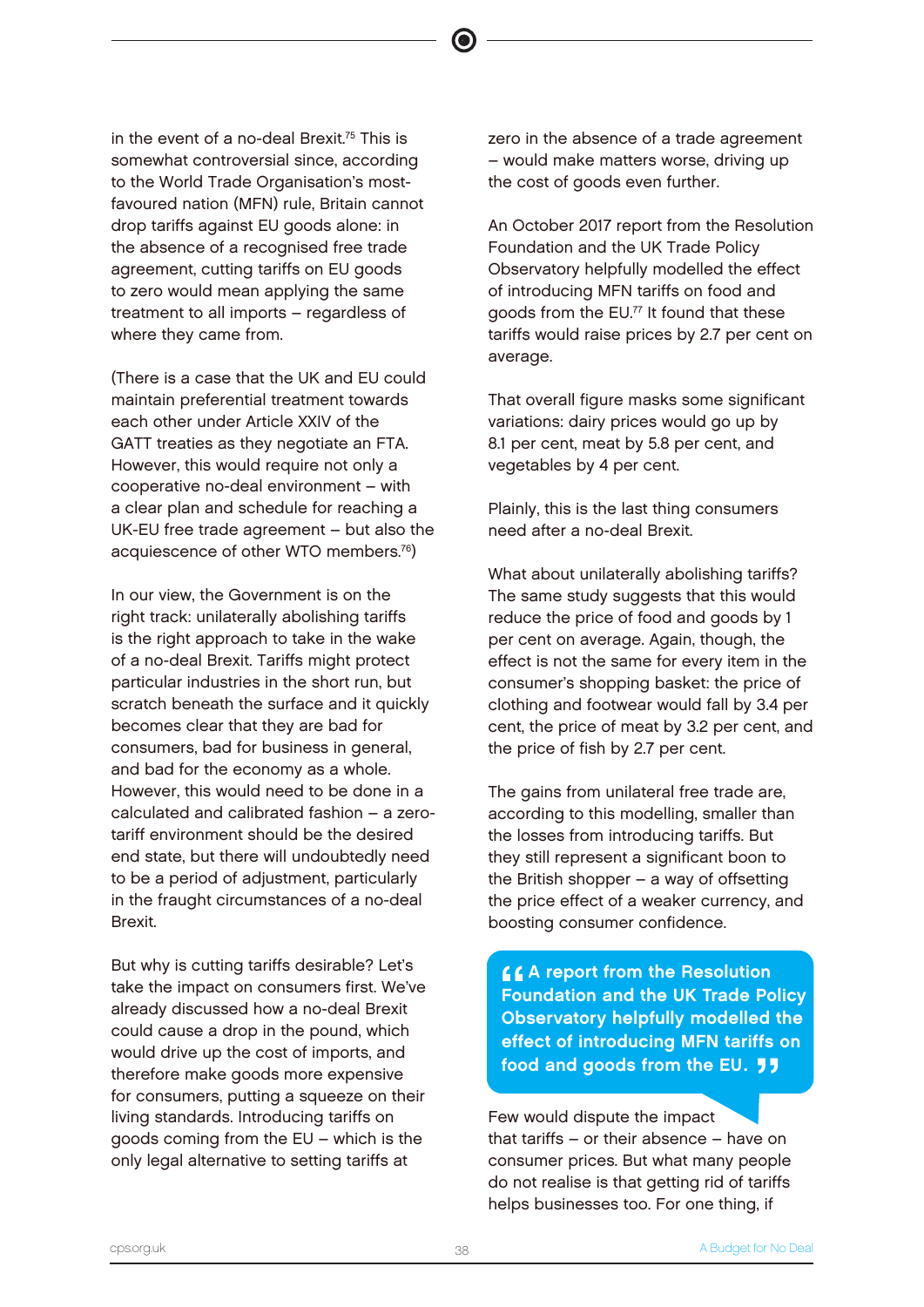in the event of a no-deal Brexit.[75] This is somewhat controversial since, according to the World Trade Organisation's most-favoured nation (MFN) rule, Britain cannot drop tariffs against EU goods alone: in the absence of a recognised free trade agreement, cutting tariffs on EU goods to zero would mean applying the same treatment to all imports – regardless of where they came from.

(There is a case that the UK and EU could maintain preferential treatment towards each other under Article XXIV of the GATT treaties as they negotiate an FTA. However, this would require not only a cooperative no-deal environment – with a clear plan and schedule for reaching a UK-EU free trade agreement – but also the acquiescence of other WTO members.[76])

In our view, the Government is on the right track: unilaterally abolishing tariffs is the right approach to take in the wake of a no-deal Brexit. Tariffs might protect particular industries in the short run, but scratch beneath the surface and it quickly becomes clear that they are bad for consumers, bad for business in general, and bad for the economy as a whole. However, this would need to be done in a calculated and calibrated fashion – a zero-tariff environment should be the desired end state, but there will undoubtedly need to be a period of adjustment, particularly in the fraught circumstances of a no-deal Brexit.

But why is cutting tariffs desirable? Let's take the impact on consumers first. We've already discussed how a no-deal Brexit could cause a drop in the pound, which would drive up the cost of imports, and therefore make goods more expensive for consumers, putting a squeeze on their living standards. Introducing tariffs on goods coming from the EU – which is the only legal alternative to setting tariffs at zero in the absence of a trade agreement – would make matters worse, driving up the cost of goods even further.

An October 2017 report from the Resolution Foundation and the UK Trade Policy Observatory helpfully modelled the effect of introducing MFN tariffs on food and goods from the EU.[77] It found that these tariffs would raise prices by 2.7 per cent on average.

That overall figure masks some significant variations: dairy prices would go up by 8.1 per cent, meat by 5.8 per cent, and vegetables by 4 per cent.

Plainly, this is the last thing consumers need after a no-deal Brexit.

What about unilaterally abolishing tariffs? The same study suggests that this would reduce the price of food and goods by 1 per cent on average. Again, though, the effect is not the same for every item in the consumer's shopping basket: the price of clothing and footwear would fall by 3.4 per cent, the price of meat by 3.2 per cent, and the price of fish by 2.7 per cent.

The gains from unilateral free trade are, according to this modelling, smaller than the losses from introducing tariffs. But they still represent a significant boon to the British shopper – a way of offsetting the price effect of a weaker currency, and boosting consumer confidence.

> **"A report from the Resolution Foundation and the UK Trade Policy Observatory helpfully modelled the effect of introducing MFN tariffs on food and goods from the EU."**

Few would dispute the impact that tariffs – or their absence – have on consumer prices. But what many people do not realise is that getting rid of tariffs helps businesses too. For one thing, if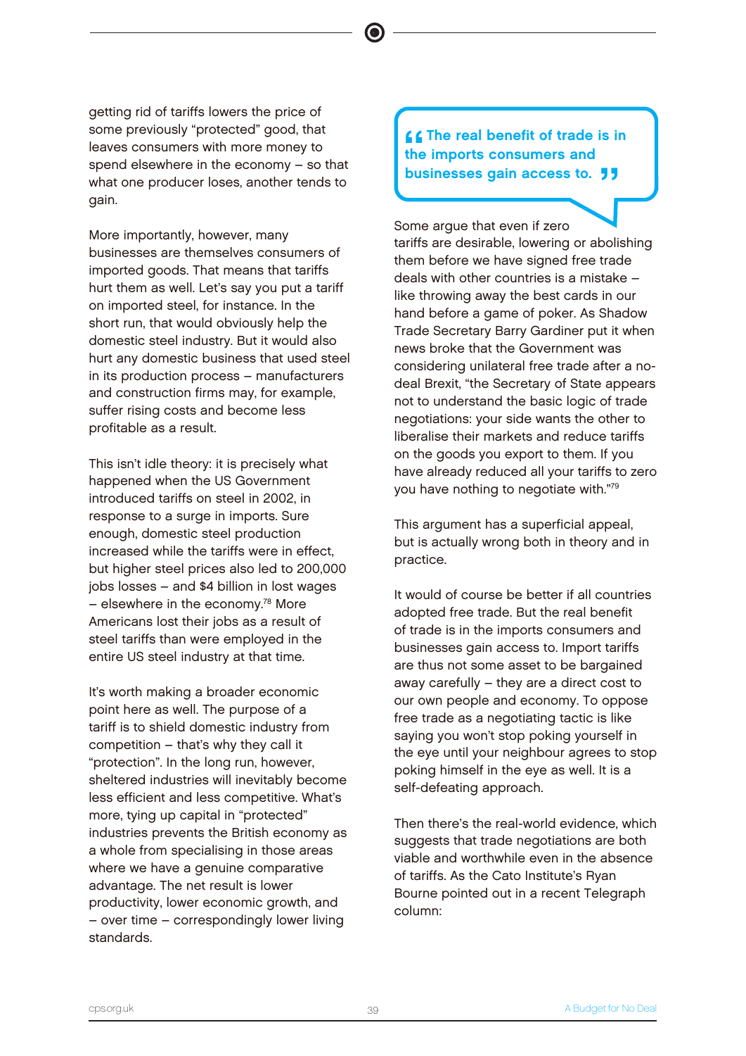getting rid of tariffs lowers the price of some previously "protected" good, that leaves consumers with more money to spend elsewhere in the economy – so that what one producer loses, another tends to gain.

More importantly, however, many businesses are themselves consumers of imported goods. That means that tariffs hurt them as well. Let's say you put a tariff on imported steel, for instance. In the short run, that would obviously help the domestic steel industry. But it would also hurt any domestic business that used steel in its production process – manufacturers and construction firms may, for example, suffer rising costs and become less profitable as a result.

This isn't idle theory: it is precisely what happened when the US Government introduced tariffs on steel in 2002, in response to a surge in imports. Sure enough, domestic steel production increased while the tariffs were in effect, but higher steel prices also led to 200,000 jobs losses – and $4 billion in lost wages – elsewhere in the economy.[78] More Americans lost their jobs as a result of steel tariffs than were employed in the entire US steel industry at that time.

It's worth making a broader economic point here as well. The purpose of a tariff is to shield domestic industry from competition – that's why they call it "protection". In the long run, however, sheltered industries will inevitably become less efficient and less competitive. What's more, tying up capital in "protected" industries prevents the British economy as a whole from specialising in those areas where we have a genuine comparative advantage. The net result is lower productivity, lower economic growth, and – over time – correspondingly lower living standards.

> **"The real benefit of trade is in the imports consumers and businesses gain access to."**

Some argue that even if zero tariffs are desirable, lowering or abolishing them before we have signed free trade deals with other countries is a mistake – like throwing away the best cards in our hand before a game of poker. As Shadow Trade Secretary Barry Gardiner put it when news broke that the Government was considering unilateral free trade after a no-deal Brexit, "the Secretary of State appears not to understand the basic logic of trade negotiations: your side wants the other to liberalise their markets and reduce tariffs on the goods you export to them. If you have already reduced all your tariffs to zero you have nothing to negotiate with."[79]

This argument has a superficial appeal, but is actually wrong both in theory and in practice.

It would of course be better if all countries adopted free trade. But the real benefit of trade is in the imports consumers and businesses gain access to. Import tariffs are thus not some asset to be bargained away carefully – they are a direct cost to our own people and economy. To oppose free trade as a negotiating tactic is like saying you won't stop poking yourself in the eye until your neighbour agrees to stop poking himself in the eye as well. It is a self-defeating approach.

Then there's the real-world evidence, which suggests that trade negotiations are both viable and worthwhile even in the absence of tariffs. As the Cato Institute's Ryan Bourne pointed out in a recent Telegraph column: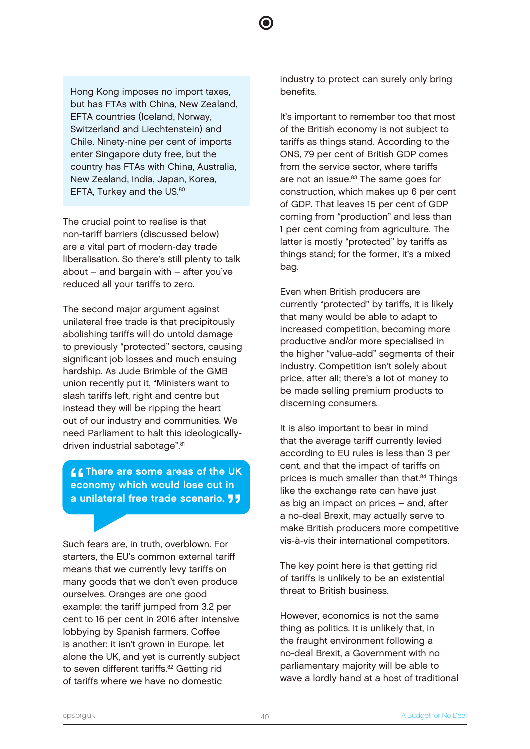Hong Kong imposes no import taxes, but has FTAs with China, New Zealand, EFTA countries (Iceland, Norway, Switzerland and Liechtenstein) and Chile. Ninety-nine per cent of imports enter Singapore duty free, but the country has FTAs with China, Australia, New Zealand, India, Japan, Korea, EFTA, Turkey and the US.[80]

The crucial point to realise is that non-tariff barriers (discussed below) are a vital part of modern-day trade liberalisation. So there's still plenty to talk about – and bargain with – after you've reduced all your tariffs to zero.

The second major argument against unilateral free trade is that precipitously abolishing tariffs will do untold damage to previously "protected" sectors, causing significant job losses and much ensuing hardship. As Jude Brimble of the GMB union recently put it, "Ministers want to slash tariffs left, right and centre but instead they will be ripping the heart out of our industry and communities. We need Parliament to halt this ideologically-driven industrial sabotage".[81]

> **"There are some areas of the UK economy which would lose out in a unilateral free trade scenario."**

Such fears are, in truth, overblown. For starters, the EU's common external tariff means that we currently levy tariffs on many goods that we don't even produce ourselves. Oranges are one good example: the tariff jumped from 3.2 per cent to 16 per cent in 2016 after intensive lobbying by Spanish farmers. Coffee is another: it isn't grown in Europe, let alone the UK, and yet is currently subject to seven different tariffs.[82] Getting rid of tariffs where we have no domestic industry to protect can surely only bring benefits.

It's important to remember too that most of the British economy is not subject to tariffs as things stand. According to the ONS, 79 per cent of British GDP comes from the service sector, where tariffs are not an issue.[83] The same goes for construction, which makes up 6 per cent of GDP. That leaves 15 per cent of GDP coming from "production" and less than 1 per cent coming from agriculture. The latter is mostly "protected" by tariffs as things stand; for the former, it's a mixed bag.

Even when British producers are currently "protected" by tariffs, it is likely that many would be able to adapt to increased competition, becoming more productive and/or more specialised in the higher "value-add" segments of their industry. Competition isn't solely about price, after all; there's a lot of money to be made selling premium products to discerning consumers.

It is also important to bear in mind that the average tariff currently levied according to EU rules is less than 3 per cent, and that the impact of tariffs on prices is much smaller than that.[84] Things like the exchange rate can have just as big an impact on prices – and, after a no-deal Brexit, may actually serve to make British producers more competitive vis-à-vis their international competitors.

The key point here is that getting rid of tariffs is unlikely to be an existential threat to British business.

However, economics is not the same thing as politics. It is unlikely that, in the fraught environment following a no-deal Brexit, a Government with no parliamentary majority will be able to wave a lordly hand at a host of traditional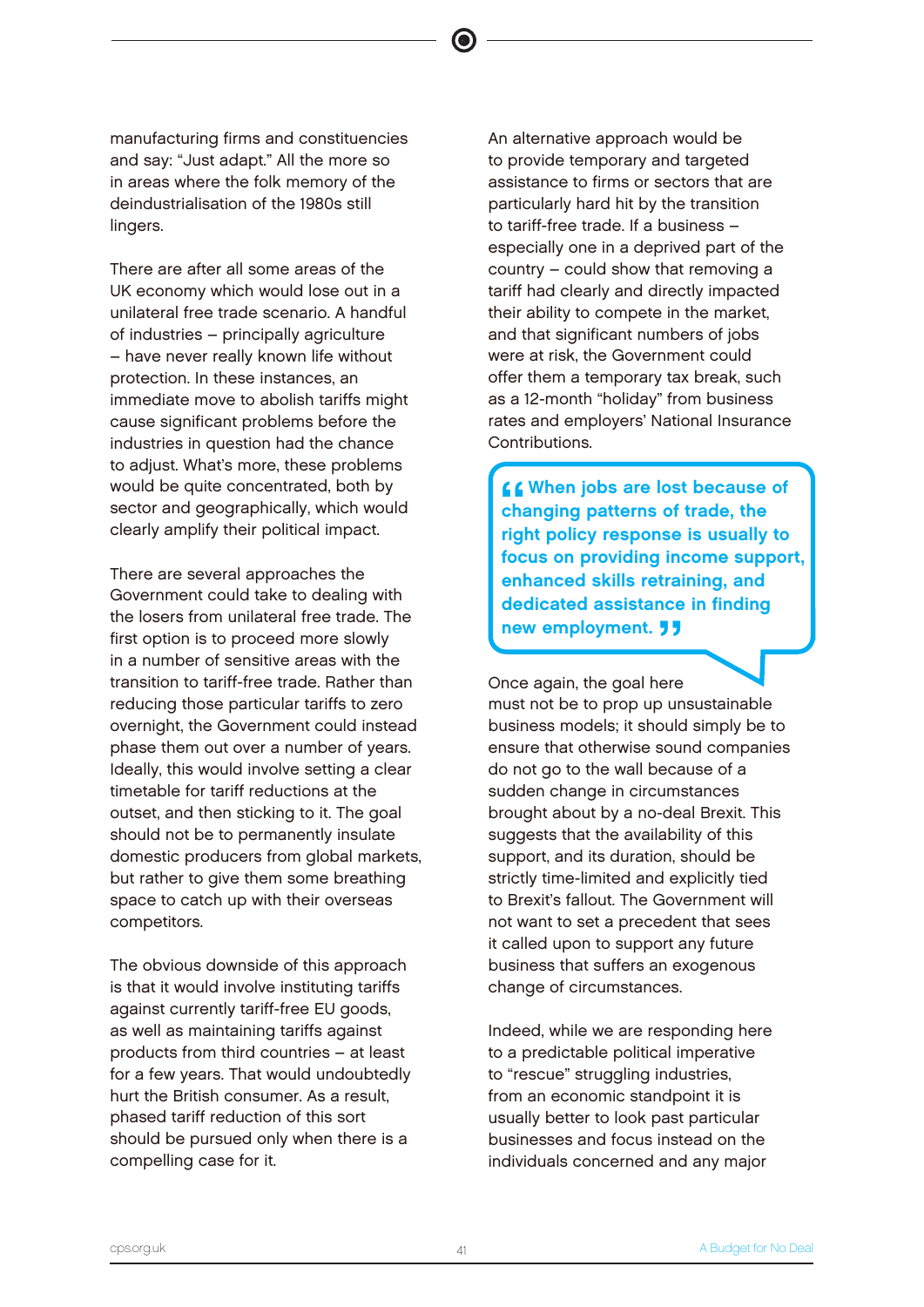manufacturing firms and constituencies and say: "Just adapt." All the more so in areas where the folk memory of the deindustrialisation of the 1980s still lingers.

There are after all some areas of the UK economy which would lose out in a unilateral free trade scenario. A handful of industries – principally agriculture – have never really known life without protection. In these instances, an immediate move to abolish tariffs might cause significant problems before the industries in question had the chance to adjust. What's more, these problems would be quite concentrated, both by sector and geographically, which would clearly amplify their political impact.

There are several approaches the Government could take to dealing with the losers from unilateral free trade. The first option is to proceed more slowly in a number of sensitive areas with the transition to tariff-free trade. Rather than reducing those particular tariffs to zero overnight, the Government could instead phase them out over a number of years. Ideally, this would involve setting a clear timetable for tariff reductions at the outset, and then sticking to it. The goal should not be to permanently insulate domestic producers from global markets, but rather to give them some breathing space to catch up with their overseas competitors.

The obvious downside of this approach is that it would involve instituting tariffs against currently tariff-free EU goods, as well as maintaining tariffs against products from third countries – at least for a few years. That would undoubtedly hurt the British consumer. As a result, phased tariff reduction of this sort should be pursued only when there is a compelling case for it.

An alternative approach would be to provide temporary and targeted assistance to firms or sectors that are particularly hard hit by the transition to tariff-free trade. If a business – especially one in a deprived part of the country – could show that removing a tariff had clearly and directly impacted their ability to compete in the market, and that significant numbers of jobs were at risk, the Government could offer them a temporary tax break, such as a 12-month "holiday" from business rates and employers' National Insurance Contributions.

> **"When jobs are lost because of changing patterns of trade, the right policy response is usually to focus on providing income support, enhanced skills retraining, and dedicated assistance in finding new employment."**

Once again, the goal here must not be to prop up unsustainable business models; it should simply be to ensure that otherwise sound companies do not go to the wall because of a sudden change in circumstances brought about by a no-deal Brexit. This suggests that the availability of this support, and its duration, should be strictly time-limited and explicitly tied to Brexit's fallout. The Government will not want to set a precedent that sees it called upon to support any future business that suffers an exogenous change of circumstances.

Indeed, while we are responding here to a predictable political imperative to "rescue" struggling industries, from an economic standpoint it is usually better to look past particular businesses and focus instead on the individuals concerned and any major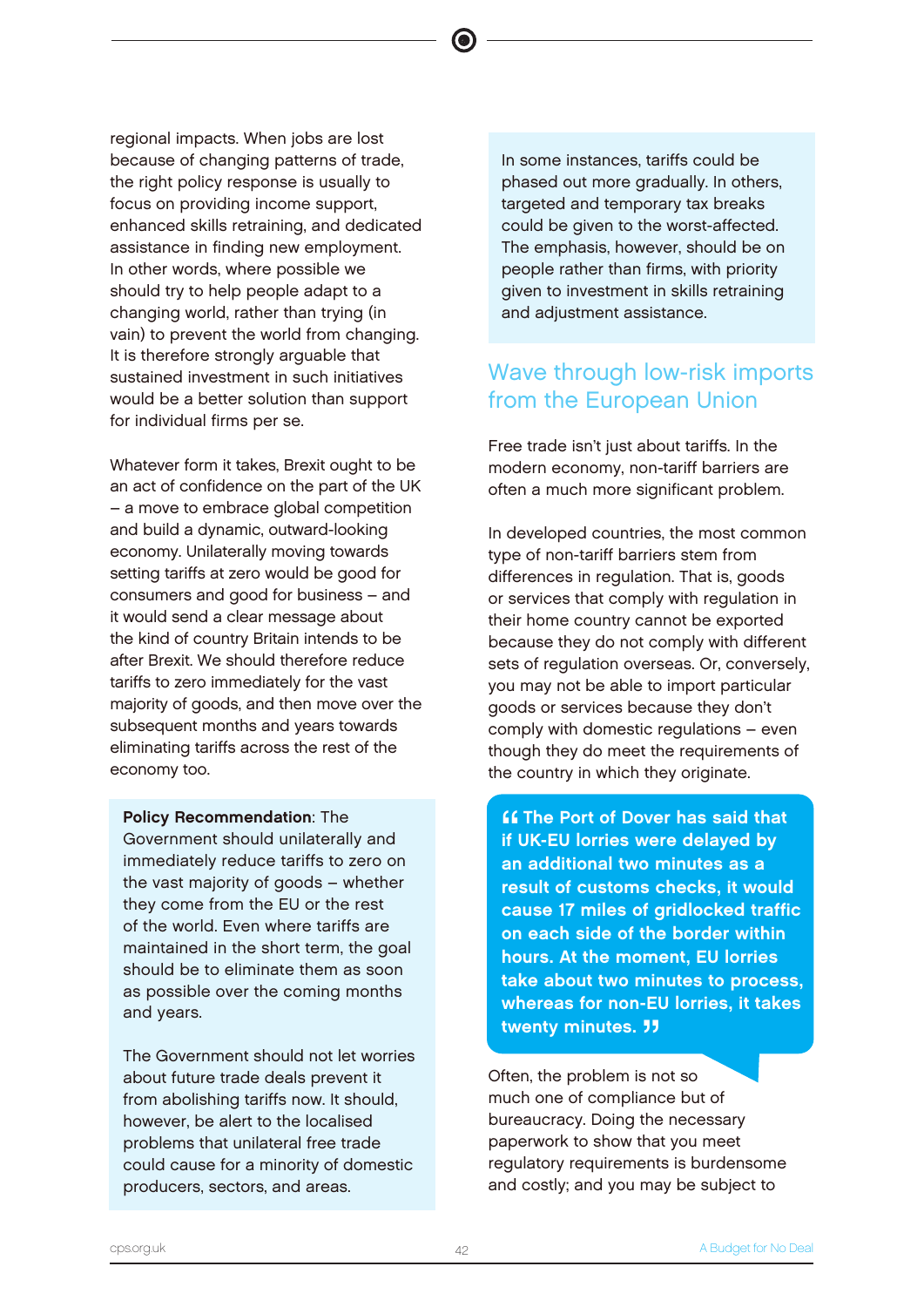regional impacts. When jobs are lost because of changing patterns of trade, the right policy response is usually to focus on providing income support, enhanced skills retraining, and dedicated assistance in finding new employment. In other words, where possible we should try to help people adapt to a changing world, rather than trying (in vain) to prevent the world from changing. It is therefore strongly arguable that sustained investment in such initiatives would be a better solution than support for individual firms per se.

Whatever form it takes, Brexit ought to be an act of confidence on the part of the UK – a move to embrace global competition and build a dynamic, outward-looking economy. Unilaterally moving towards setting tariffs at zero would be good for consumers and good for business – and it would send a clear message about the kind of country Britain intends to be after Brexit. We should therefore reduce tariffs to zero immediately for the vast majority of goods, and then move over the subsequent months and years towards eliminating tariffs across the rest of the economy too.

**Policy Recommendation**: The Government should unilaterally and immediately reduce tariffs to zero on the vast majority of goods – whether they come from the EU or the rest of the world. Even where tariffs are maintained in the short term, the goal should be to eliminate them as soon as possible over the coming months and years.

The Government should not let worries about future trade deals prevent it from abolishing tariffs now. It should, however, be alert to the localised problems that unilateral free trade could cause for a minority of domestic producers, sectors, and areas.

In some instances, tariffs could be phased out more gradually. In others, targeted and temporary tax breaks could be given to the worst-affected. The emphasis, however, should be on people rather than firms, with priority given to investment in skills retraining and adjustment assistance.

## Wave through low-risk imports from the European Union

Free trade isn't just about tariffs. In the modern economy, non-tariff barriers are often a much more significant problem.

In developed countries, the most common type of non-tariff barriers stem from differences in regulation. That is, goods or services that comply with regulation in their home country cannot be exported because they do not comply with different sets of regulation overseas. Or, conversely, you may not be able to import particular goods or services because they don't comply with domestic regulations – even though they do meet the requirements of the country in which they originate.

> **"The Port of Dover has said that if UK-EU lorries were delayed by an additional two minutes as a result of customs checks, it would cause 17 miles of gridlocked traffic on each side of the border within hours. At the moment, EU lorries take about two minutes to process, whereas for non-EU lorries, it takes twenty minutes."**

Often, the problem is not so much one of compliance but of bureaucracy. Doing the necessary paperwork to show that you meet regulatory requirements is burdensome and costly; and you may be subject to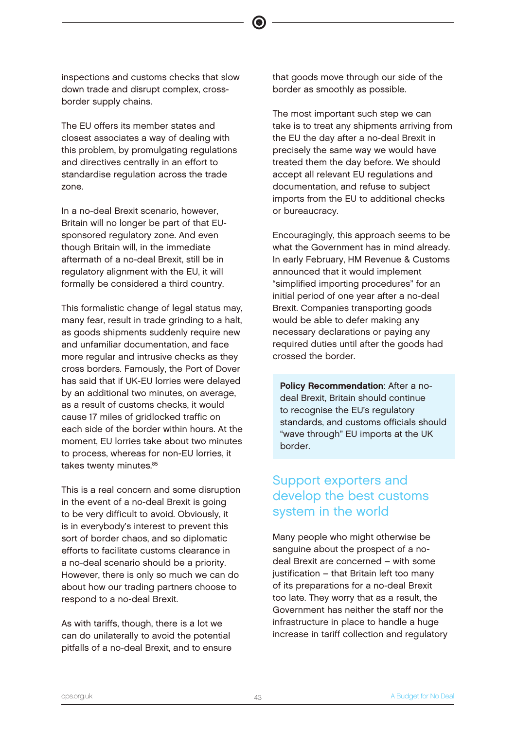inspections and customs checks that slow down trade and disrupt complex, cross-border supply chains.

The EU offers its member states and closest associates a way of dealing with this problem, by promulgating regulations and directives centrally in an effort to standardise regulation across the trade zone.

In a no-deal Brexit scenario, however, Britain will no longer be part of that EU-sponsored regulatory zone. And even though Britain will, in the immediate aftermath of a no-deal Brexit, still be in regulatory alignment with the EU, it will formally be considered a third country.

This formalistic change of legal status may, many fear, result in trade grinding to a halt, as goods shipments suddenly require new and unfamiliar documentation, and face more regular and intrusive checks as they cross borders. Famously, the Port of Dover has said that if UK-EU lorries were delayed by an additional two minutes, on average, as a result of customs checks, it would cause 17 miles of gridlocked traffic on each side of the border within hours. At the moment, EU lorries take about two minutes to process, whereas for non-EU lorries, it takes twenty minutes.[85]

This is a real concern and some disruption in the event of a no-deal Brexit is going to be very difficult to avoid. Obviously, it is in everybody's interest to prevent this sort of border chaos, and so diplomatic efforts to facilitate customs clearance in a no-deal scenario should be a priority. However, there is only so much we can do about how our trading partners choose to respond to a no-deal Brexit.

As with tariffs, though, there is a lot we can do unilaterally to avoid the potential pitfalls of a no-deal Brexit, and to ensure that goods move through our side of the border as smoothly as possible.

The most important such step we can take is to treat any shipments arriving from the EU the day after a no-deal Brexit in precisely the same way we would have treated them the day before. We should accept all relevant EU regulations and documentation, and refuse to subject imports from the EU to additional checks or bureaucracy.

Encouragingly, this approach seems to be what the Government has in mind already. In early February, HM Revenue & Customs announced that it would implement "simplified importing procedures" for an initial period of one year after a no-deal Brexit. Companies transporting goods would be able to defer making any necessary declarations or paying any required duties until after the goods had crossed the border.

**Policy Recommendation**: After a no-deal Brexit, Britain should continue to recognise the EU's regulatory standards, and customs officials should "wave through" EU imports at the UK border.

## Support exporters and develop the best customs system in the world

Many people who might otherwise be sanguine about the prospect of a no-deal Brexit are concerned – with some justification – that Britain left too many of its preparations for a no-deal Brexit too late. They worry that as a result, the Government has neither the staff nor the infrastructure in place to handle a huge increase in tariff collection and regulatory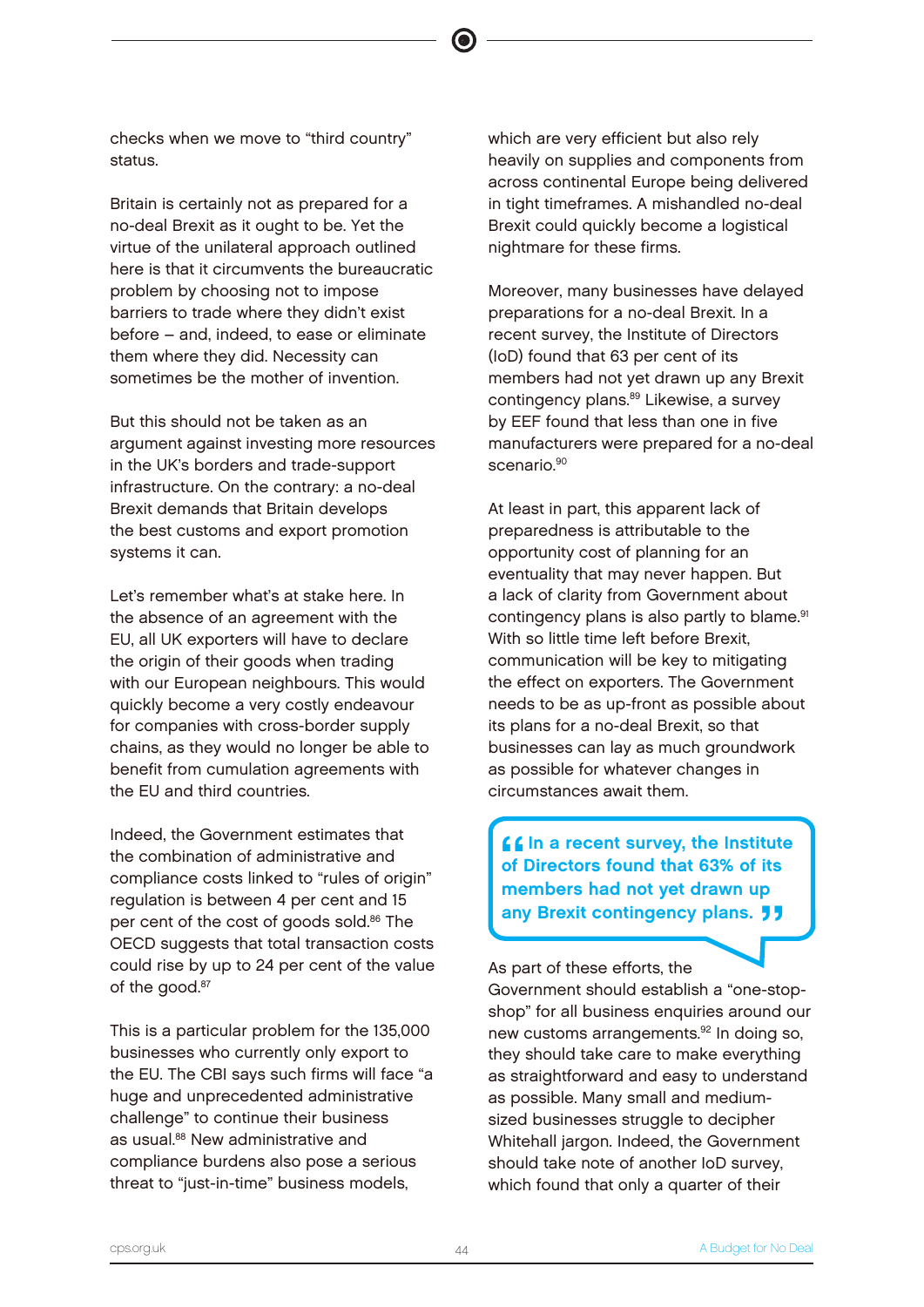checks when we move to "third country" status.

Britain is certainly not as prepared for a no-deal Brexit as it ought to be. Yet the virtue of the unilateral approach outlined here is that it circumvents the bureaucratic problem by choosing not to impose barriers to trade where they didn't exist before – and, indeed, to ease or eliminate them where they did. Necessity can sometimes be the mother of invention.

But this should not be taken as an argument against investing more resources in the UK's borders and trade-support infrastructure. On the contrary: a no-deal Brexit demands that Britain develops the best customs and export promotion systems it can.

Let's remember what's at stake here. In the absence of an agreement with the EU, all UK exporters will have to declare the origin of their goods when trading with our European neighbours. This would quickly become a very costly endeavour for companies with cross-border supply chains, as they would no longer be able to benefit from cumulation agreements with the EU and third countries.

Indeed, the Government estimates that the combination of administrative and compliance costs linked to "rules of origin" regulation is between 4 per cent and 15 per cent of the cost of goods sold.[86] The OECD suggests that total transaction costs could rise by up to 24 per cent of the value of the good.[87]

This is a particular problem for the 135,000 businesses who currently only export to the EU. The CBI says such firms will face "a huge and unprecedented administrative challenge" to continue their business as usual.[88] New administrative and compliance burdens also pose a serious threat to "just-in-time" business models, which are very efficient but also rely heavily on supplies and components from across continental Europe being delivered in tight timeframes. A mishandled no-deal Brexit could quickly become a logistical nightmare for these firms.

Moreover, many businesses have delayed preparations for a no-deal Brexit. In a recent survey, the Institute of Directors (IoD) found that 63 per cent of its members had not yet drawn up any Brexit contingency plans.[89] Likewise, a survey by EEF found that less than one in five manufacturers were prepared for a no-deal scenario.[90]

At least in part, this apparent lack of preparedness is attributable to the opportunity cost of planning for an eventuality that may never happen. But a lack of clarity from Government about contingency plans is also partly to blame.[91] With so little time left before Brexit, communication will be key to mitigating the effect on exporters. The Government needs to be as up-front as possible about its plans for a no-deal Brexit, so that businesses can lay as much groundwork as possible for whatever changes in circumstances await them.

> **"In a recent survey, the Institute of Directors found that 63% of its members had not yet drawn up any Brexit contingency plans."**

As part of these efforts, the Government should establish a "one-stop-shop" for all business enquiries around our new customs arrangements.[92] In doing so, they should take care to make everything as straightforward and easy to understand as possible. Many small and medium-sized businesses struggle to decipher Whitehall jargon. Indeed, the Government should take note of another IoD survey, which found that only a quarter of their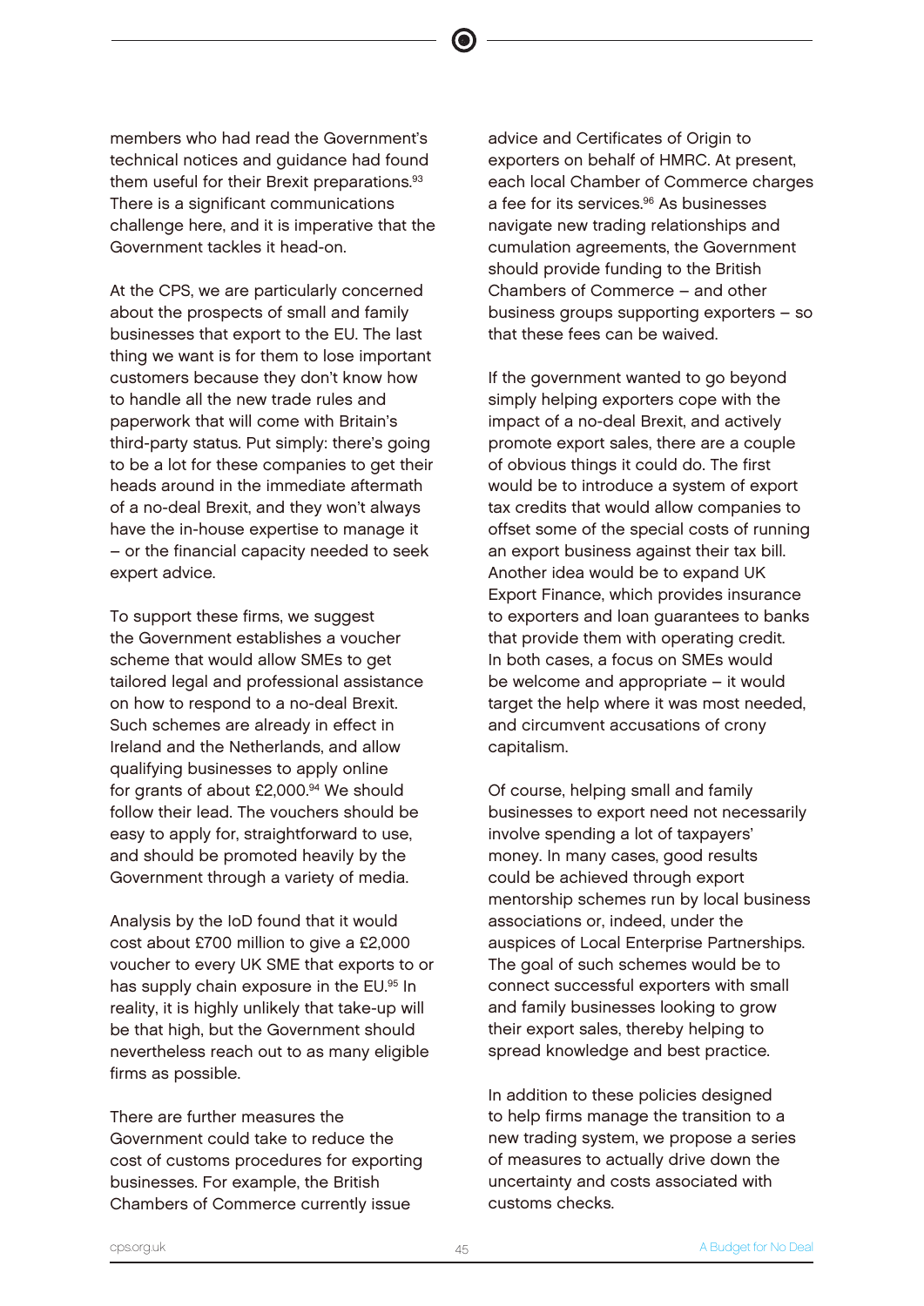members who had read the Government's technical notices and guidance had found them useful for their Brexit preparations.[93] There is a significant communications challenge here, and it is imperative that the Government tackles it head-on.

At the CPS, we are particularly concerned about the prospects of small and family businesses that export to the EU. The last thing we want is for them to lose important customers because they don't know how to handle all the new trade rules and paperwork that will come with Britain's third-party status. Put simply: there's going to be a lot for these companies to get their heads around in the immediate aftermath of a no-deal Brexit, and they won't always have the in-house expertise to manage it – or the financial capacity needed to seek expert advice.

To support these firms, we suggest the Government establishes a voucher scheme that would allow SMEs to get tailored legal and professional assistance on how to respond to a no-deal Brexit. Such schemes are already in effect in Ireland and the Netherlands, and allow qualifying businesses to apply online for grants of about £2,000.[94] We should follow their lead. The vouchers should be easy to apply for, straightforward to use, and should be promoted heavily by the Government through a variety of media.

Analysis by the IoD found that it would cost about £700 million to give a £2,000 voucher to every UK SME that exports to or has supply chain exposure in the EU.[95] In reality, it is highly unlikely that take-up will be that high, but the Government should nevertheless reach out to as many eligible firms as possible.

There are further measures the Government could take to reduce the cost of customs procedures for exporting businesses. For example, the British Chambers of Commerce currently issue advice and Certificates of Origin to exporters on behalf of HMRC. At present, each local Chamber of Commerce charges a fee for its services.[96] As businesses navigate new trading relationships and cumulation agreements, the Government should provide funding to the British Chambers of Commerce – and other business groups supporting exporters – so that these fees can be waived.

If the government wanted to go beyond simply helping exporters cope with the impact of a no-deal Brexit, and actively promote export sales, there are a couple of obvious things it could do. The first would be to introduce a system of export tax credits that would allow companies to offset some of the special costs of running an export business against their tax bill. Another idea would be to expand UK Export Finance, which provides insurance to exporters and loan guarantees to banks that provide them with operating credit. In both cases, a focus on SMEs would be welcome and appropriate – it would target the help where it was most needed, and circumvent accusations of crony capitalism.

Of course, helping small and family businesses to export need not necessarily involve spending a lot of taxpayers' money. In many cases, good results could be achieved through export mentorship schemes run by local business associations or, indeed, under the auspices of Local Enterprise Partnerships. The goal of such schemes would be to connect successful exporters with small and family businesses looking to grow their export sales, thereby helping to spread knowledge and best practice.

In addition to these policies designed to help firms manage the transition to a new trading system, we propose a series of measures to actually drive down the uncertainty and costs associated with customs checks.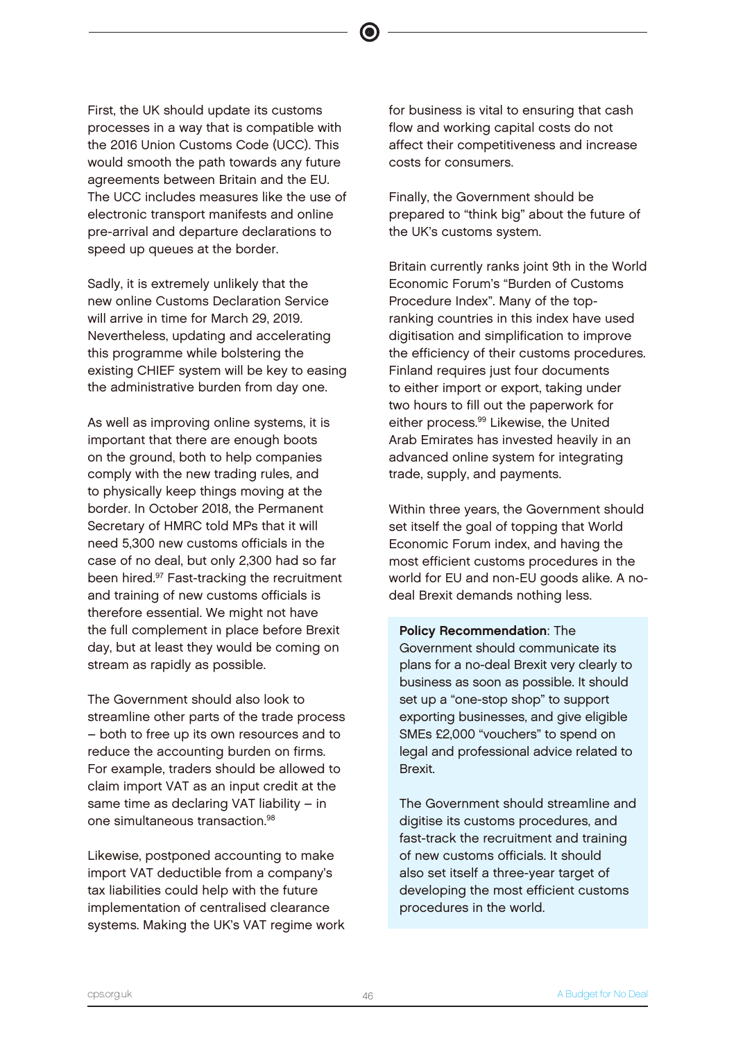First, the UK should update its customs processes in a way that is compatible with the 2016 Union Customs Code (UCC). This would smooth the path towards any future agreements between Britain and the EU. The UCC includes measures like the use of electronic transport manifests and online pre-arrival and departure declarations to speed up queues at the border.

Sadly, it is extremely unlikely that the new online Customs Declaration Service will arrive in time for March 29, 2019. Nevertheless, updating and accelerating this programme while bolstering the existing CHIEF system will be key to easing the administrative burden from day one.

As well as improving online systems, it is important that there are enough boots on the ground, both to help companies comply with the new trading rules, and to physically keep things moving at the border. In October 2018, the Permanent Secretary of HMRC told MPs that it will need 5,300 new customs officials in the case of no deal, but only 2,300 had so far been hired.[97] Fast-tracking the recruitment and training of new customs officials is therefore essential. We might not have the full complement in place before Brexit day, but at least they would be coming on stream as rapidly as possible.

The Government should also look to streamline other parts of the trade process – both to free up its own resources and to reduce the accounting burden on firms. For example, traders should be allowed to claim import VAT as an input credit at the same time as declaring VAT liability – in one simultaneous transaction.[98]

Likewise, postponed accounting to make import VAT deductible from a company's tax liabilities could help with the future implementation of centralised clearance systems. Making the UK's VAT regime work for business is vital to ensuring that cash flow and working capital costs do not affect their competitiveness and increase costs for consumers.

Finally, the Government should be prepared to "think big" about the future of the UK's customs system.

Britain currently ranks joint 9th in the World Economic Forum's "Burden of Customs Procedure Index". Many of the top-ranking countries in this index have used digitisation and simplification to improve the efficiency of their customs procedures. Finland requires just four documents to either import or export, taking under two hours to fill out the paperwork for either process.[99] Likewise, the United Arab Emirates has invested heavily in an advanced online system for integrating trade, supply, and payments.

Within three years, the Government should set itself the goal of topping that World Economic Forum index, and having the most efficient customs procedures in the world for EU and non-EU goods alike. A no-deal Brexit demands nothing less.

**Policy Recommendation**: The Government should communicate its plans for a no-deal Brexit very clearly to business as soon as possible. It should set up a "one-stop shop" to support exporting businesses, and give eligible SMEs £2,000 "vouchers" to spend on legal and professional advice related to Brexit.

The Government should streamline and digitise its customs procedures, and fast-track the recruitment and training of new customs officials. It should also set itself a three-year target of developing the most efficient customs procedures in the world.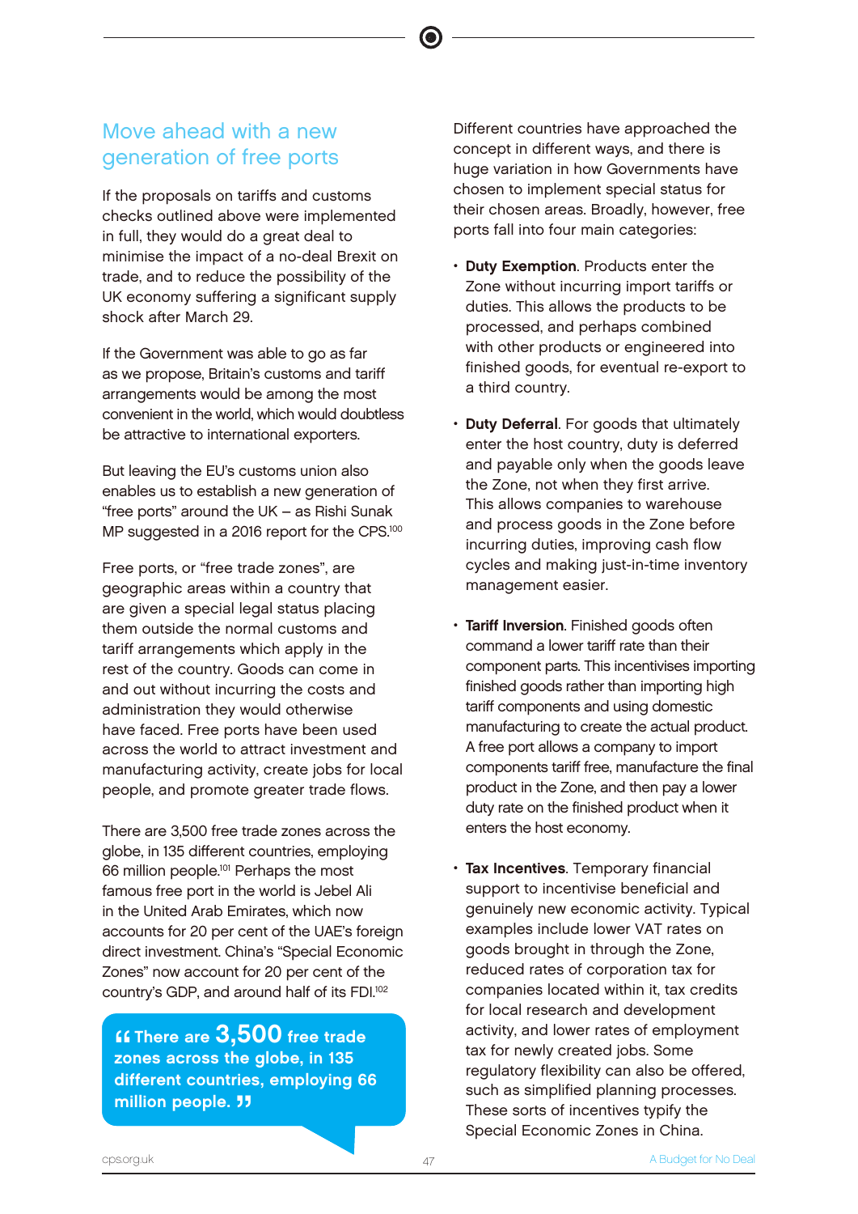## Move ahead with a new generation of free ports

If the proposals on tariffs and customs checks outlined above were implemented in full, they would do a great deal to minimise the impact of a no-deal Brexit on trade, and to reduce the possibility of the UK economy suffering a significant supply shock after March 29.

If the Government was able to go as far as we propose, Britain's customs and tariff arrangements would be among the most convenient in the world, which would doubtless be attractive to international exporters.

But leaving the EU's customs union also enables us to establish a new generation of "free ports" around the UK – as Rishi Sunak MP suggested in a 2016 report for the CPS.[100]

Free ports, or "free trade zones", are geographic areas within a country that are given a special legal status placing them outside the normal customs and tariff arrangements which apply in the rest of the country. Goods can come in and out without incurring the costs and administration they would otherwise have faced. Free ports have been used across the world to attract investment and manufacturing activity, create jobs for local people, and promote greater trade flows.

There are 3,500 free trade zones across the globe, in 135 different countries, employing 66 million people.[101] Perhaps the most famous free port in the world is Jebel Ali in the United Arab Emirates, which now accounts for 20 per cent of the UAE's foreign direct investment. China's "Special Economic Zones" now account for 20 per cent of the country's GDP, and around half of its FDI.[102]

> **"There are 3,500 free trade zones across the globe, in 135 different countries, employing 66 million people."**

Different countries have approached the concept in different ways, and there is huge variation in how Governments have chosen to implement special status for their chosen areas. Broadly, however, free ports fall into four main categories:

- **Duty Exemption**. Products enter the Zone without incurring import tariffs or duties. This allows the products to be processed, and perhaps combined with other products or engineered into finished goods, for eventual re-export to a third country.
- **Duty Deferral**. For goods that ultimately enter the host country, duty is deferred and payable only when the goods leave the Zone, not when they first arrive. This allows companies to warehouse and process goods in the Zone before incurring duties, improving cash flow cycles and making just-in-time inventory management easier.
- **Tariff Inversion**. Finished goods often command a lower tariff rate than their component parts. This incentivises importing finished goods rather than importing high tariff components and using domestic manufacturing to create the actual product. A free port allows a company to import components tariff free, manufacture the final product in the Zone, and then pay a lower duty rate on the finished product when it enters the host economy.
- **Tax Incentives**. Temporary financial support to incentivise beneficial and genuinely new economic activity. Typical examples include lower VAT rates on goods brought in through the Zone, reduced rates of corporation tax for companies located within it, tax credits for local research and development activity, and lower rates of employment tax for newly created jobs. Some regulatory flexibility can also be offered, such as simplified planning processes. These sorts of incentives typify the Special Economic Zones in China.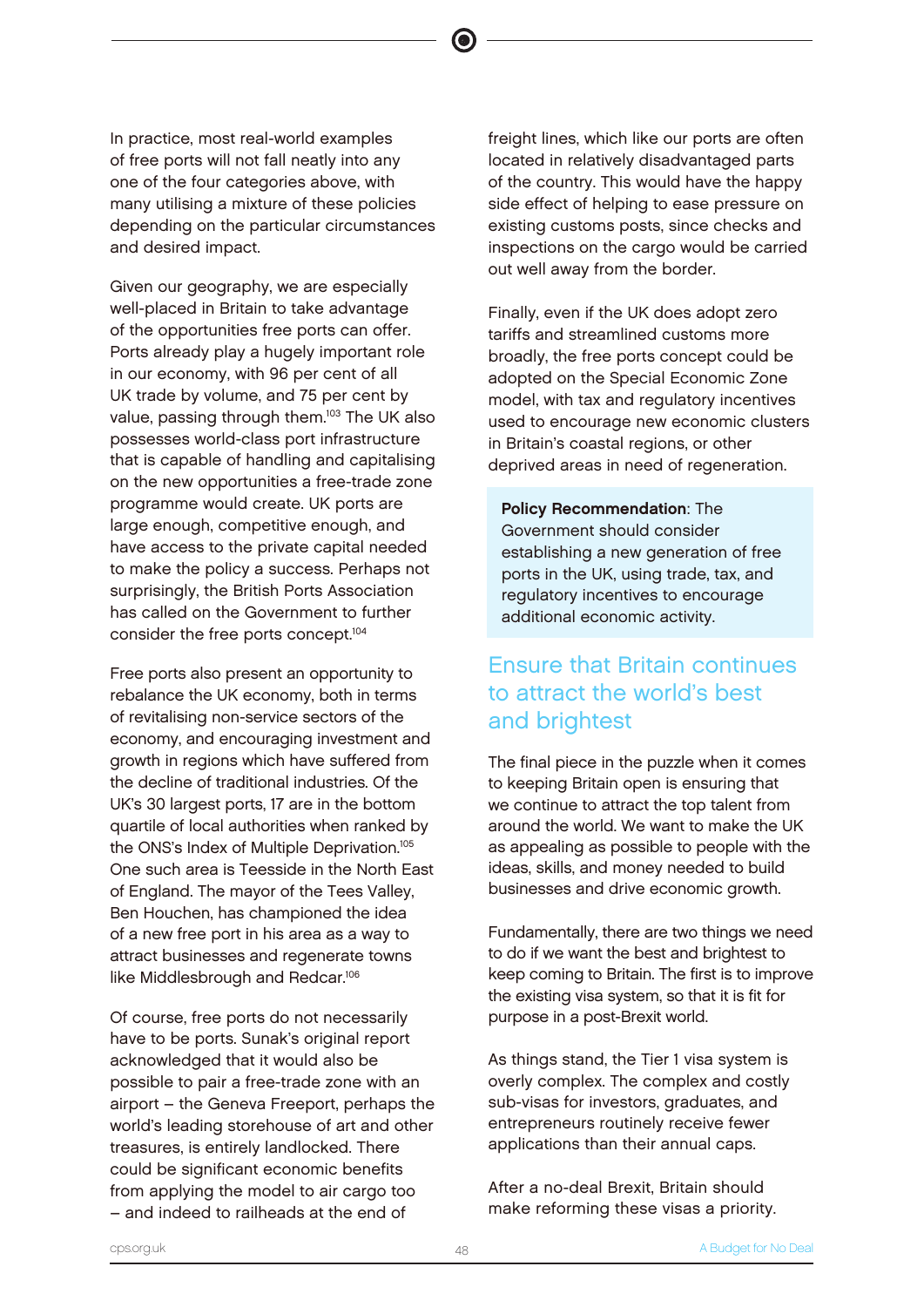In practice, most real-world examples of free ports will not fall neatly into any one of the four categories above, with many utilising a mixture of these policies depending on the particular circumstances and desired impact.

Given our geography, we are especially well-placed in Britain to take advantage of the opportunities free ports can offer. Ports already play a hugely important role in our economy, with 96 per cent of all UK trade by volume, and 75 per cent by value, passing through them.[103] The UK also possesses world-class port infrastructure that is capable of handling and capitalising on the new opportunities a free-trade zone programme would create. UK ports are large enough, competitive enough, and have access to the private capital needed to make the policy a success. Perhaps not surprisingly, the British Ports Association has called on the Government to further consider the free ports concept.[104]

Free ports also present an opportunity to rebalance the UK economy, both in terms of revitalising non-service sectors of the economy, and encouraging investment and growth in regions which have suffered from the decline of traditional industries. Of the UK's 30 largest ports, 17 are in the bottom quartile of local authorities when ranked by the ONS's Index of Multiple Deprivation.[105] One such area is Teesside in the North East of England. The mayor of the Tees Valley, Ben Houchen, has championed the idea of a new free port in his area as a way to attract businesses and regenerate towns like Middlesbrough and Redcar.[106]

Of course, free ports do not necessarily have to be ports. Sunak's original report acknowledged that it would also be possible to pair a free-trade zone with an airport – the Geneva Freeport, perhaps the world's leading storehouse of art and other treasures, is entirely landlocked. There could be significant economic benefits from applying the model to air cargo too – and indeed to railheads at the end of freight lines, which like our ports are often located in relatively disadvantaged parts of the country. This would have the happy side effect of helping to ease pressure on existing customs posts, since checks and inspections on the cargo would be carried out well away from the border.

Finally, even if the UK does adopt zero tariffs and streamlined customs more broadly, the free ports concept could be adopted on the Special Economic Zone model, with tax and regulatory incentives used to encourage new economic clusters in Britain's coastal regions, or other deprived areas in need of regeneration.

> **Policy Recommendation**: The Government should consider establishing a new generation of free ports in the UK, using trade, tax, and regulatory incentives to encourage additional economic activity.

## Ensure that Britain continues to attract the world's best and brightest

The final piece in the puzzle when it comes to keeping Britain open is ensuring that we continue to attract the top talent from around the world. We want to make the UK as appealing as possible to people with the ideas, skills, and money needed to build businesses and drive economic growth.

Fundamentally, there are two things we need to do if we want the best and brightest to keep coming to Britain. The first is to improve the existing visa system, so that it is fit for purpose in a post-Brexit world.

As things stand, the Tier 1 visa system is overly complex. The complex and costly sub-visas for investors, graduates, and entrepreneurs routinely receive fewer applications than their annual caps.

After a no-deal Brexit, Britain should make reforming these visas a priority.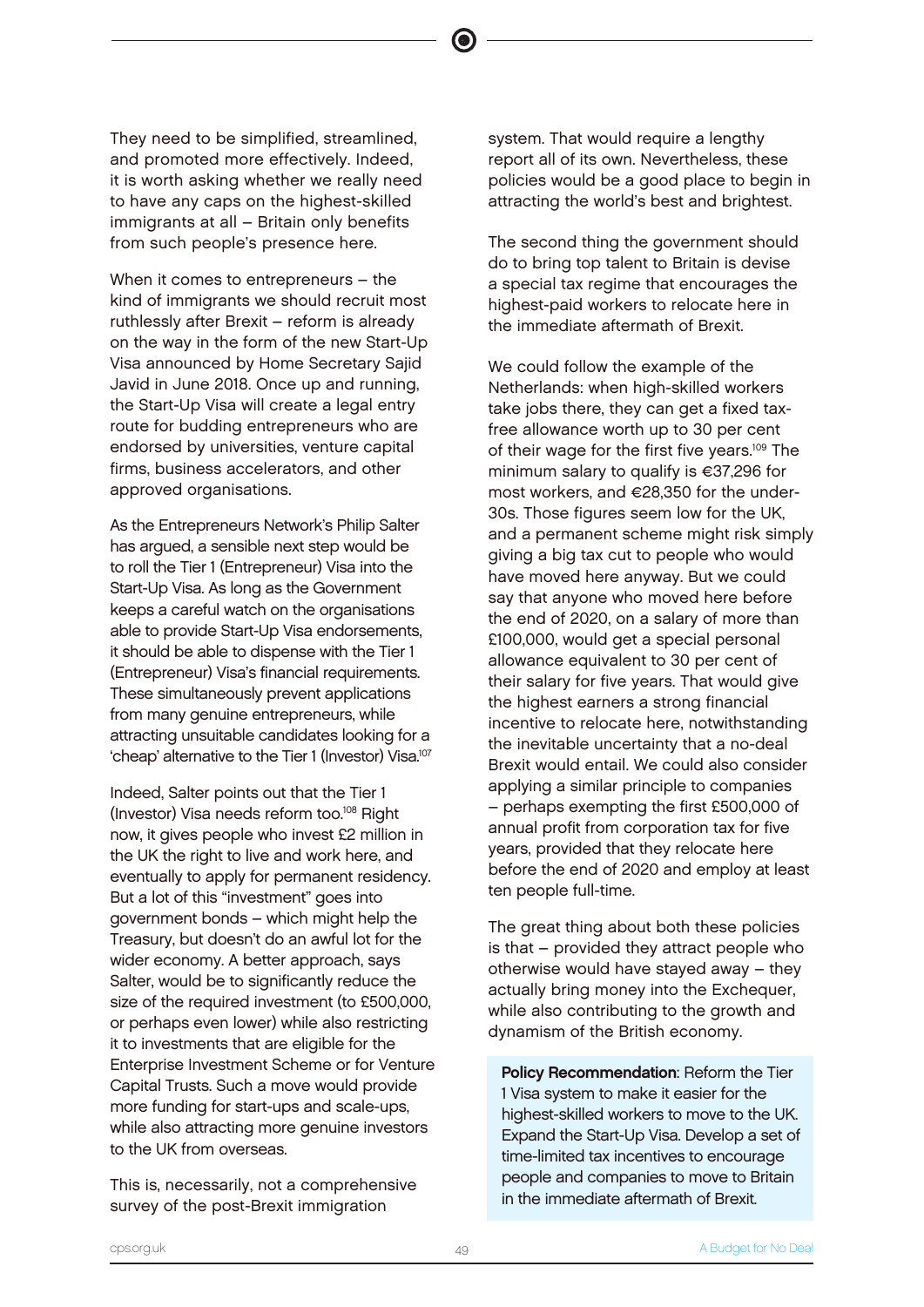They need to be simplified, streamlined, and promoted more effectively. Indeed, it is worth asking whether we really need to have any caps on the highest-skilled immigrants at all – Britain only benefits from such people's presence here.

When it comes to entrepreneurs – the kind of immigrants we should recruit most ruthlessly after Brexit – reform is already on the way in the form of the new Start-Up Visa announced by Home Secretary Sajid Javid in June 2018. Once up and running, the Start-Up Visa will create a legal entry route for budding entrepreneurs who are endorsed by universities, venture capital firms, business accelerators, and other approved organisations.

As the Entrepreneurs Network's Philip Salter has argued, a sensible next step would be to roll the Tier 1 (Entrepreneur) Visa into the Start-Up Visa. As long as the Government keeps a careful watch on the organisations able to provide Start-Up Visa endorsements, it should be able to dispense with the Tier 1 (Entrepreneur) Visa's financial requirements. These simultaneously prevent applications from many genuine entrepreneurs, while attracting unsuitable candidates looking for a 'cheap' alternative to the Tier 1 (Investor) Visa.[107]

Indeed, Salter points out that the Tier 1 (Investor) Visa needs reform too.[108] Right now, it gives people who invest £2 million in the UK the right to live and work here, and eventually to apply for permanent residency. But a lot of this "investment" goes into government bonds – which might help the Treasury, but doesn't do an awful lot for the wider economy. A better approach, says Salter, would be to significantly reduce the size of the required investment (to £500,000, or perhaps even lower) while also restricting it to investments that are eligible for the Enterprise Investment Scheme or for Venture Capital Trusts. Such a move would provide more funding for start-ups and scale-ups, while also attracting more genuine investors to the UK from overseas.

This is, necessarily, not a comprehensive survey of the post-Brexit immigration system. That would require a lengthy report all of its own. Nevertheless, these policies would be a good place to begin in attracting the world's best and brightest.

The second thing the government should do to bring top talent to Britain is devise a special tax regime that encourages the highest-paid workers to relocate here in the immediate aftermath of Brexit.

We could follow the example of the Netherlands: when high-skilled workers take jobs there, they can get a fixed tax-free allowance worth up to 30 per cent of their wage for the first five years.[109] The minimum salary to qualify is €37,296 for most workers, and €28,350 for the under-30s. Those figures seem low for the UK, and a permanent scheme might risk simply giving a big tax cut to people who would have moved here anyway. But we could say that anyone who moved here before the end of 2020, on a salary of more than £100,000, would get a special personal allowance equivalent to 30 per cent of their salary for five years. That would give the highest earners a strong financial incentive to relocate here, notwithstanding the inevitable uncertainty that a no-deal Brexit would entail. We could also consider applying a similar principle to companies – perhaps exempting the first £500,000 of annual profit from corporation tax for five years, provided that they relocate here before the end of 2020 and employ at least ten people full-time.

The great thing about both these policies is that – provided they attract people who otherwise would have stayed away – they actually bring money into the Exchequer, while also contributing to the growth and dynamism of the British economy.

**Policy Recommendation**: Reform the Tier 1 Visa system to make it easier for the highest-skilled workers to move to the UK. Expand the Start-Up Visa. Develop a set of time-limited tax incentives to encourage people and companies to move to Britain in the immediate aftermath of Brexit.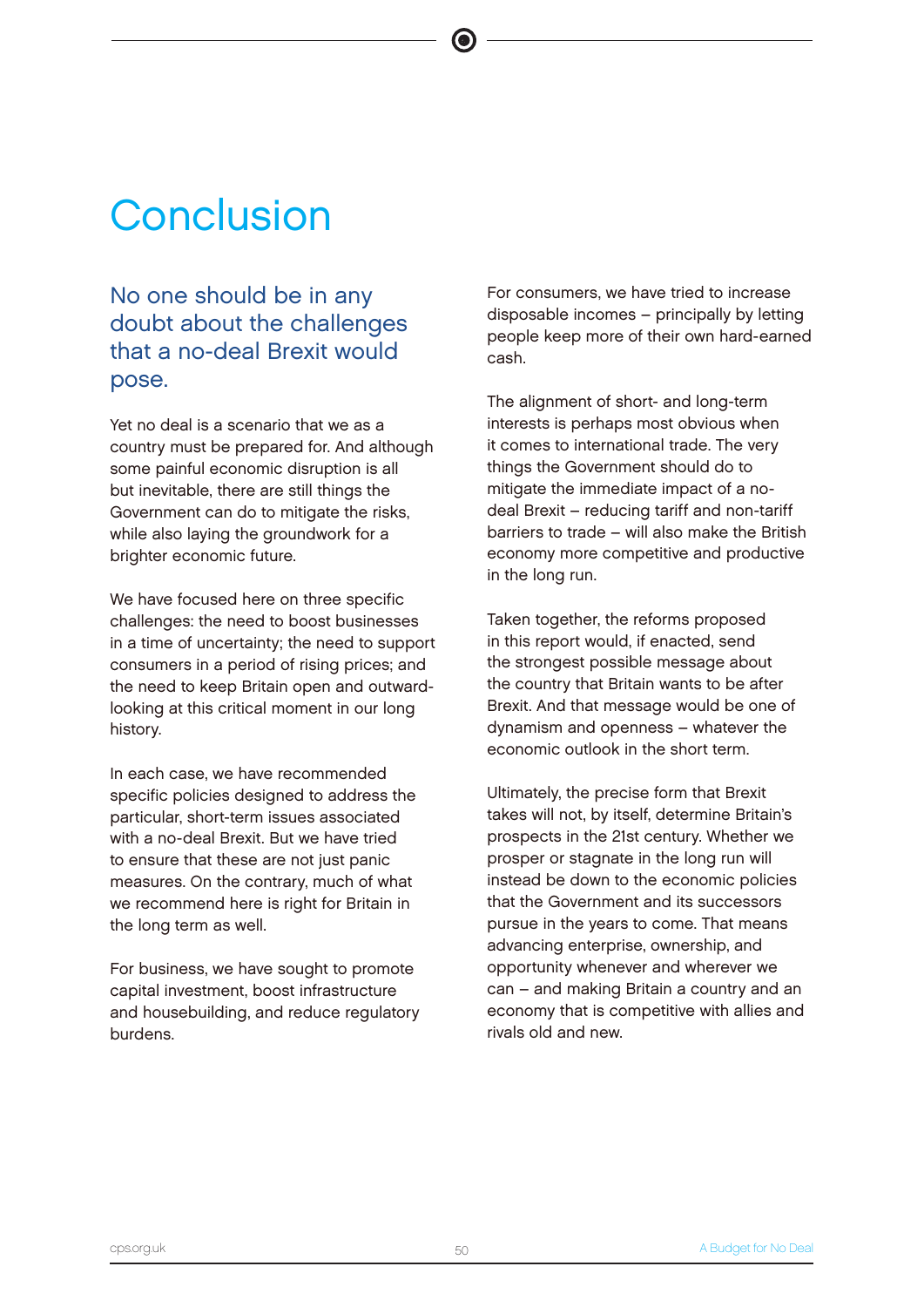# Conclusion

## No one should be in any doubt about the challenges that a no-deal Brexit would pose.

Yet no deal is a scenario that we as a country must be prepared for. And although some painful economic disruption is all but inevitable, there are still things the Government can do to mitigate the risks, while also laying the groundwork for a brighter economic future.

We have focused here on three specific challenges: the need to boost businesses in a time of uncertainty; the need to support consumers in a period of rising prices; and the need to keep Britain open and outward-looking at this critical moment in our long history.

In each case, we have recommended specific policies designed to address the particular, short-term issues associated with a no-deal Brexit. But we have tried to ensure that these are not just panic measures. On the contrary, much of what we recommend here is right for Britain in the long term as well.

For business, we have sought to promote capital investment, boost infrastructure and housebuilding, and reduce regulatory burdens.

For consumers, we have tried to increase disposable incomes – principally by letting people keep more of their own hard-earned cash.

The alignment of short- and long-term interests is perhaps most obvious when it comes to international trade. The very things the Government should do to mitigate the immediate impact of a no-deal Brexit – reducing tariff and non-tariff barriers to trade – will also make the British economy more competitive and productive in the long run.

Taken together, the reforms proposed in this report would, if enacted, send the strongest possible message about the country that Britain wants to be after Brexit. And that message would be one of dynamism and openness – whatever the economic outlook in the short term.

Ultimately, the precise form that Brexit takes will not, by itself, determine Britain's prospects in the 21st century. Whether we prosper or stagnate in the long run will instead be down to the economic policies that the Government and its successors pursue in the years to come. That means advancing enterprise, ownership, and opportunity whenever and wherever we can – and making Britain a country and an economy that is competitive with allies and rivals old and new.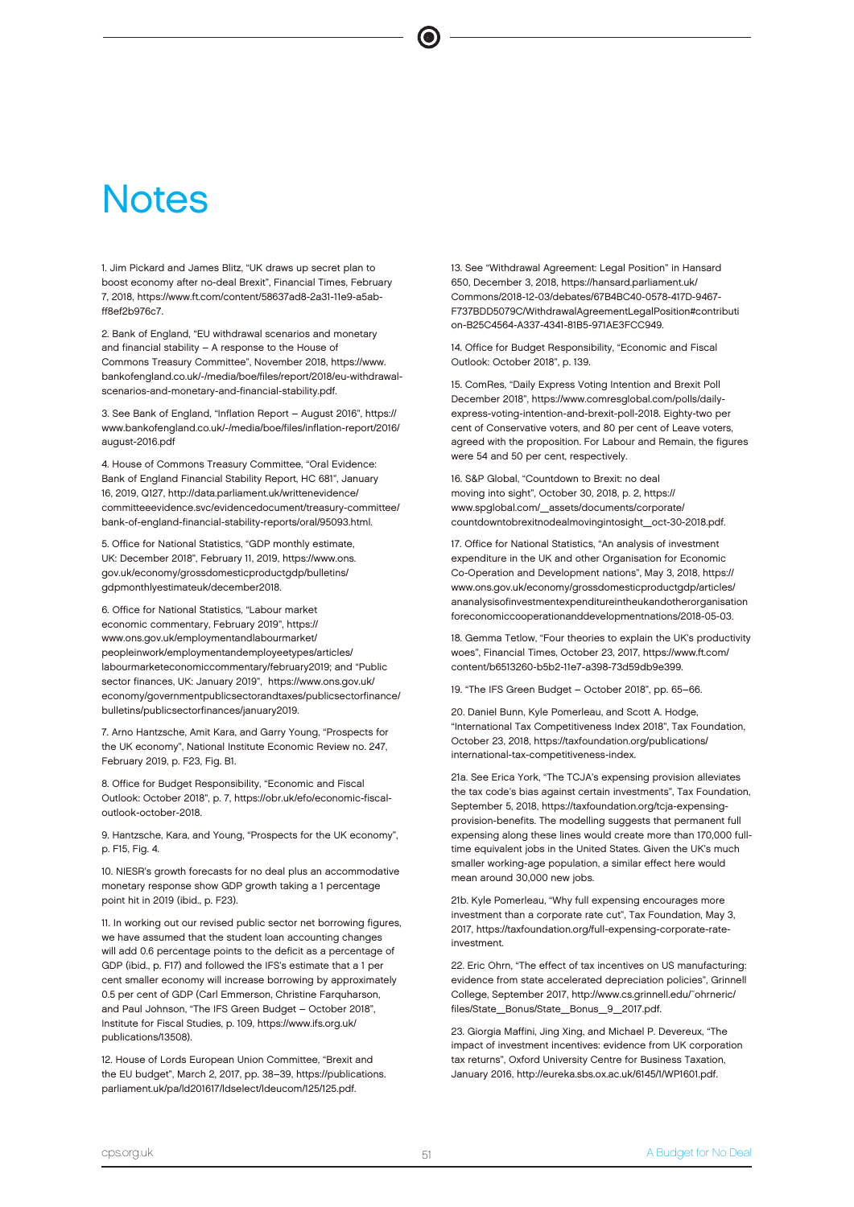# Notes

1. Jim Pickard and James Blitz, "UK draws up secret plan to boost economy after no-deal Brexit", Financial Times, February 7, 2018, https://www.ft.com/content/58637ad8-2a31-11e9-a5ab-ff8ef2b976c7.

2. Bank of England, "EU withdrawal scenarios and monetary and financial stability – A response to the House of Commons Treasury Committee", November 2018, https://www.bankofengland.co.uk/-/media/boe/files/report/2018/eu-withdrawal-scenarios-and-monetary-and-financial-stability.pdf.

3. See Bank of England, "Inflation Report – August 2016", https://www.bankofengland.co.uk/-/media/boe/files/inflation-report/2016/august-2016.pdf

4. House of Commons Treasury Committee, "Oral Evidence: Bank of England Financial Stability Report, HC 681", January 16, 2019, Q127, http://data.parliament.uk/writtenevidence/committeeevidence.svc/evidencedocument/treasury-committee/bank-of-england-financial-stability-reports/oral/95093.html.

5. Office for National Statistics, "GDP monthly estimate, UK: December 2018", February 11, 2019, https://www.ons.gov.uk/economy/grossdomesticproductgdp/bulletins/gdpmonthlyestimateuk/december2018.

6. Office for National Statistics, "Labour market economic commentary, February 2019", https://www.ons.gov.uk/employmentandlabourmarket/peopleinwork/employmentandemployeetypes/articles/labourmarketeconomiccommentary/february2019; and "Public sector finances, UK: January 2019", https://www.ons.gov.uk/economy/governmentpublicsectorandtaxes/publicsectorfinance/bulletins/publicsectorfinances/january2019.

7. Arno Hantzsche, Amit Kara, and Garry Young, "Prospects for the UK economy", National Institute Economic Review no. 247, February 2019, p. F23, Fig. B1.

8. Office for Budget Responsibility, "Economic and Fiscal Outlook: October 2018", p. 7, https://obr.uk/efo/economic-fiscal-outlook-october-2018.

9. Hantzsche, Kara, and Young, "Prospects for the UK economy", p. F15, Fig. 4.

10. NIESR's growth forecasts for no deal plus an accommodative monetary response show GDP growth taking a 1 percentage point hit in 2019 (ibid., p. F23).

11. In working out our revised public sector net borrowing figures, we have assumed that the student loan accounting changes will add 0.6 percentage points to the deficit as a percentage of GDP (ibid., p. F17) and followed the IFS's estimate that a 1 per cent smaller economy will increase borrowing by approximately 0.5 per cent of GDP (Carl Emmerson, Christine Farquharson, and Paul Johnson, "The IFS Green Budget – October 2018", Institute for Fiscal Studies, p. 109, https://www.ifs.org.uk/publications/13508).

12. House of Lords European Union Committee, "Brexit and the EU budget", March 2, 2017, pp. 38–39, https://publications.parliament.uk/pa/ld201617/ldselect/ldeucom/125/125.pdf.

13. See "Withdrawal Agreement: Legal Position" in Hansard 650, December 3, 2018, https://hansard.parliament.uk/Commons/2018-12-03/debates/67B4BC40-0578-417D-9467-F737BDD5079C/WithdrawalAgreementLegalPosition#contribution-B25C4564-A337-4341-81B5-971AE3FCC949.

14. Office for Budget Responsibility, "Economic and Fiscal Outlook: October 2018", p. 139.

15. ComRes, "Daily Express Voting Intention and Brexit Poll December 2018", https://www.comresglobal.com/polls/daily-express-voting-intention-and-brexit-poll-2018. Eighty-two per cent of Conservative voters, and 80 per cent of Leave voters, agreed with the proposition. For Labour and Remain, the figures were 54 and 50 per cent, respectively.

16. S&P Global, "Countdown to Brexit: no deal moving into sight", October 30, 2018, p. 2, https://www.spglobal.com/__assets/documents/corporate/countdowntobrexitnodealmovingintosight__oct-30-2018.pdf.

17. Office for National Statistics, "An analysis of investment expenditure in the UK and other Organisation for Economic Co-Operation and Development nations", May 3, 2018, https://www.ons.gov.uk/economy/grossdomesticproductgdp/articles/ananalysisofinvestmentexpenditureintheukandotherorganisationforeconomiccooperationanddevelopmentnations/2018-05-03.

18. Gemma Tetlow, "Four theories to explain the UK's productivity woes", Financial Times, October 23, 2017, https://www.ft.com/content/b6513260-b5b2-11e7-a398-73d59db9e399.

19. "The IFS Green Budget – October 2018", pp. 65–66.

20. Daniel Bunn, Kyle Pomerleau, and Scott A. Hodge, "International Tax Competitiveness Index 2018", Tax Foundation, October 23, 2018, https://taxfoundation.org/publications/international-tax-competitiveness-index.

21a. See Erica York, "The TCJA's expensing provision alleviates the tax code's bias against certain investments", Tax Foundation, September 5, 2018, https://taxfoundation.org/tcja-expensing-provision-benefits. The modelling suggests that permanent full expensing along these lines would create more than 170,000 full-time equivalent jobs in the United States. Given the UK's much smaller working-age population, a similar effect here would mean around 30,000 new jobs.

21b. Kyle Pomerleau, "Why full expensing encourages more investment than a corporate rate cut", Tax Foundation, May 3, 2017, https://taxfoundation.org/full-expensing-corporate-rate-investment.

22. Eric Ohrn, "The effect of tax incentives on US manufacturing: evidence from state accelerated depreciation policies", Grinnell College, September 2017, http://www.cs.grinnell.edu/~ohrneric/files/State__Bonus/State__Bonus__9__2017.pdf.

23. Giorgia Maffini, Jing Xing, and Michael P. Devereux, "The impact of investment incentives: evidence from UK corporation tax returns", Oxford University Centre for Business Taxation, January 2016, http://eureka.sbs.ox.ac.uk/6145/1/WP1601.pdf.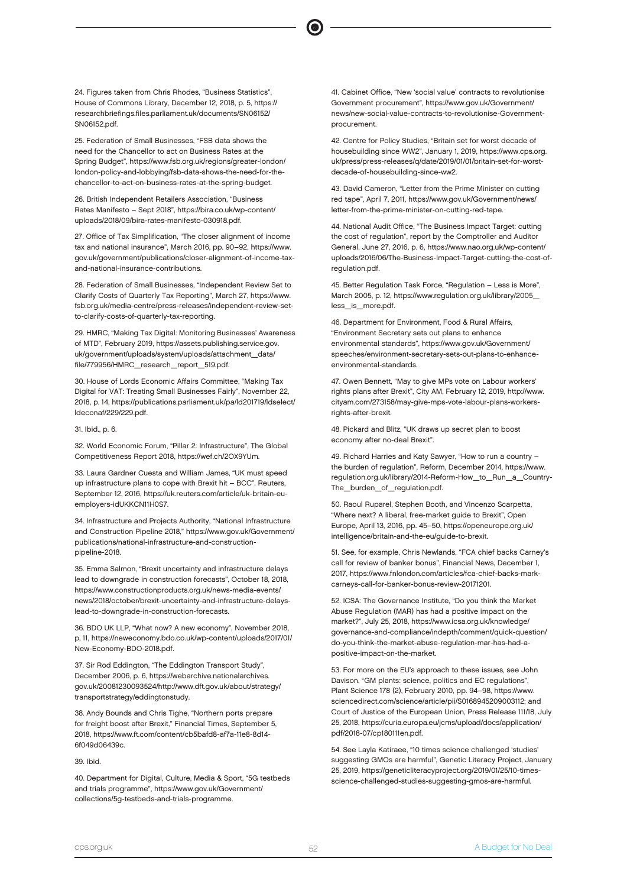24. Figures taken from Chris Rhodes, "Business Statistics", House of Commons Library, December 12, 2018, p. 5, https://researchbriefings.files.parliament.uk/documents/SN06152/SN06152.pdf.

25. Federation of Small Businesses, "FSB data shows the need for the Chancellor to act on Business Rates at the Spring Budget", https://www.fsb.org.uk/regions/greater-london/london-policy-and-lobbying/fsb-data-shows-the-need-for-the-chancellor-to-act-on-business-rates-at-the-spring-budget.

26. British Independent Retailers Association, "Business Rates Manifesto – Sept 2018", https://bira.co.uk/wp-content/uploads/2018/09/bira-rates-manifesto-030918.pdf.

27. Office of Tax Simplification, "The closer alignment of income tax and national insurance", March 2016, pp. 90–92, https://www.gov.uk/government/publications/closer-alignment-of-income-tax-and-national-insurance-contributions.

28. Federation of Small Businesses, "Independent Review Set to Clarify Costs of Quarterly Tax Reporting", March 27, https://www.fsb.org.uk/media-centre/press-releases/independent-review-set-to-clarify-costs-of-quarterly-tax-reporting.

29. HMRC, "Making Tax Digital: Monitoring Businesses' Awareness of MTD", February 2019, https://assets.publishing.service.gov.uk/government/uploads/system/uploads/attachment_data/file/779956/HMRC_research_report_519.pdf.

30. House of Lords Economic Affairs Committee, "Making Tax Digital for VAT: Treating Small Businesses Fairly", November 22, 2018, p. 14, https://publications.parliament.uk/pa/ld201719/ldselect/ldeconaf/229/229.pdf.

31. Ibid., p. 6.

32. World Economic Forum, "Pillar 2: Infrastructure", The Global Competitiveness Report 2018, https://wef.ch/2OX9YUm.

33. Laura Gardner Cuesta and William James, "UK must speed up infrastructure plans to cope with Brexit hit – BCC", Reuters, September 12, 2016, https://uk.reuters.com/article/uk-britain-eu-employers-idUKKCN11H0S7.

34. Infrastructure and Projects Authority, "National Infrastructure and Construction Pipeline 2018," https://www.gov.uk/Government/publications/national-infrastructure-and-construction-pipeline-2018.

35. Emma Salmon, "Brexit uncertainty and infrastructure delays lead to downgrade in construction forecasts", October 18, 2018, https://www.constructionproducts.org.uk/news-media-events/news/2018/october/brexit-uncertainty-and-infrastructure-delays-lead-to-downgrade-in-construction-forecasts.

36. BDO UK LLP, "What now? A new economy", November 2018, p, 11, https://neweconomy.bdo.co.uk/wp-content/uploads/2017/01/New-Economy-BDO-2018.pdf.

37. Sir Rod Eddington, "The Eddington Transport Study", December 2006, p. 6, https://webarchive.nationalarchives.gov.uk/20081230093524/http://www.dft.gov.uk/about/strategy/transportstrategy/eddingtonstudy.

38. Andy Bounds and Chris Tighe, "Northern ports prepare for freight boost after Brexit," Financial Times, September 5, 2018, https://www.ft.com/content/cb5bafd8-af7a-11e8-8d14-6f049d06439c.

39. Ibid.

40. Department for Digital, Culture, Media & Sport, "5G testbeds and trials programme", https://www.gov.uk/Government/collections/5g-testbeds-and-trials-programme.

41. Cabinet Office, "New 'social value' contracts to revolutionise Government procurement", https://www.gov.uk/Government/news/new-social-value-contracts-to-revolutionise-Government-procurement.

42. Centre for Policy Studies, "Britain set for worst decade of housebuilding since WW2", January 1, 2019, https://www.cps.org.uk/press/press-releases/q/date/2019/01/01/britain-set-for-worst-decade-of-housebuilding-since-ww2.

43. David Cameron, "Letter from the Prime Minister on cutting red tape", April 7, 2011, https://www.gov.uk/Government/news/letter-from-the-prime-minister-on-cutting-red-tape.

44. National Audit Office, "The Business Impact Target: cutting the cost of regulation", report by the Comptroller and Auditor General, June 27, 2016, p. 6, https://www.nao.org.uk/wp-content/uploads/2016/06/The-Business-Impact-Target-cutting-the-cost-of-regulation.pdf.

45. Better Regulation Task Force, "Regulation – Less is More", March 2005, p. 12, https://www.regulation.org.uk/library/2005__less__is__more.pdf.

46. Department for Environment, Food & Rural Affairs, "Environment Secretary sets out plans to enhance environmental standards", https://www.gov.uk/Government/speeches/environment-secretary-sets-out-plans-to-enhance-environmental-standards.

47. Owen Bennett, "May to give MPs vote on Labour workers' rights plans after Brexit", City AM, February 12, 2019, http://www.cityam.com/273158/may-give-mps-vote-labour-plans-workers-rights-after-brexit.

48. Pickard and Blitz, "UK draws up secret plan to boost economy after no-deal Brexit".

49. Richard Harries and Katy Sawyer, "How to run a country – the burden of regulation", Reform, December 2014, https://www.regulation.org.uk/library/2014-Reform-How__to__Run__a__Country-The__burden__of__regulation.pdf.

50. Raoul Ruparel, Stephen Booth, and Vincenzo Scarpetta, "Where next? A liberal, free-market guide to Brexit", Open Europe, April 13, 2016, pp. 45–50, https://openeurope.org.uk/intelligence/britain-and-the-eu/guide-to-brexit.

51. See, for example, Chris Newlands, "FCA chief backs Carney's call for review of banker bonus", Financial News, December 1, 2017, https://www.fnlondon.com/articles/fca-chief-backs-mark-carneys-call-for-banker-bonus-review-20171201.

52. ICSA: The Governance Institute, "Do you think the Market Abuse Regulation (MAR) has had a positive impact on the market?", July 25, 2018, https://www.icsa.org.uk/knowledge/governance-and-compliance/indepth/comment/quick-question/do-you-think-the-market-abuse-regulation-mar-has-had-a-positive-impact-on-the-market.

53. For more on the EU's approach to these issues, see John Davison, "GM plants: science, politics and EC regulations", Plant Science 178 (2), February 2010, pp. 94–98, https://www.sciencedirect.com/science/article/pii/S0168945209003112; and Court of Justice of the European Union, Press Release 111/18, July 25, 2018, https://curia.europa.eu/jcms/upload/docs/application/pdf/2018-07/cp180111en.pdf.

54. See Layla Katiraee, "10 times science challenged 'studies' suggesting GMOs are harmful", Genetic Literacy Project, January 25, 2019, https://geneticliteracyproject.org/2019/01/25/10-times-science-challenged-studies-suggesting-gmos-are-harmful.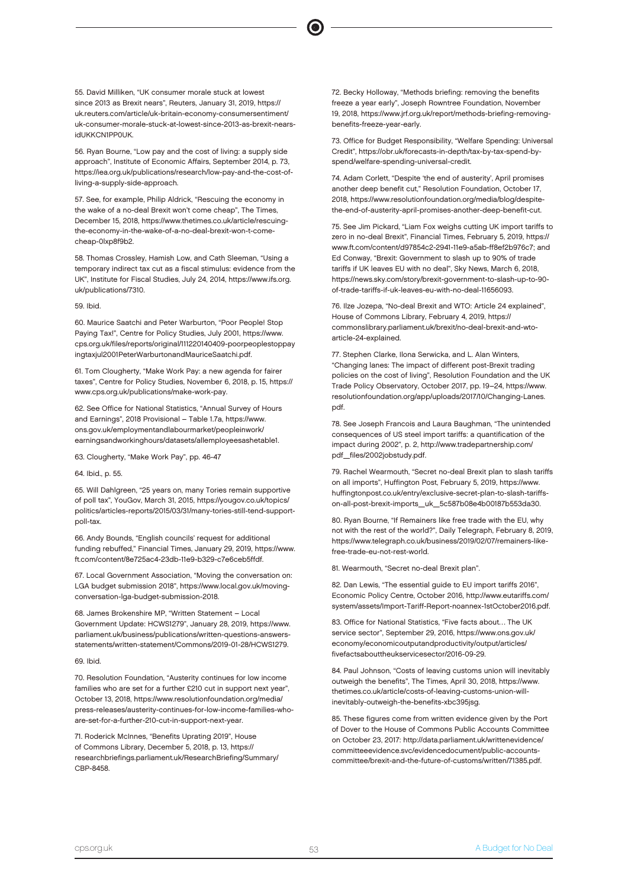55. David Milliken, "UK consumer morale stuck at lowest since 2013 as Brexit nears", Reuters, January 31, 2019, https://uk.reuters.com/article/uk-britain-economy-consumersentiment/uk-consumer-morale-stuck-at-lowest-since-2013-as-brexit-nears-idUKKCN1PP0UK.

56. Ryan Bourne, "Low pay and the cost of living: a supply side approach", Institute of Economic Affairs, September 2014, p. 73, https://iea.org.uk/publications/research/low-pay-and-the-cost-of-living-a-supply-side-approach.

57. See, for example, Philip Aldrick, "Rescuing the economy in the wake of a no-deal Brexit won't come cheap", The Times, December 15, 2018, https://www.thetimes.co.uk/article/rescuing-the-economy-in-the-wake-of-a-no-deal-brexit-won-t-come-cheap-0lxp8f9b2.

58. Thomas Crossley, Hamish Low, and Cath Sleeman, "Using a temporary indirect tax cut as a fiscal stimulus: evidence from the UK", Institute for Fiscal Studies, July 24, 2014, https://www.ifs.org.uk/publications/7310.

59. Ibid.

60. Maurice Saatchi and Peter Warburton, "Poor People! Stop Paying Tax!", Centre for Policy Studies, July 2001, https://www.cps.org.uk/files/reports/original/111220140409-poorpeoplestoppayingtaxjul2001PeterWarburtonandMauriceSaatchi.pdf.

61. Tom Clougherty, "Make Work Pay: a new agenda for fairer taxes", Centre for Policy Studies, November 6, 2018, p. 15, https://www.cps.org.uk/publications/make-work-pay.

62. See Office for National Statistics, "Annual Survey of Hours and Earnings", 2018 Provisional – Table 1.7a, https://www.ons.gov.uk/employmentandlabourmarket/peopleinwork/earningsandworkinghours/datasets/allemployeesashetable1.

63. Clougherty, "Make Work Pay", pp. 46-47

64. Ibid., p. 55.

65. Will Dahlgreen, "25 years on, many Tories remain supportive of poll tax", YouGov, March 31, 2015, https://yougov.co.uk/topics/politics/articles-reports/2015/03/31/many-tories-still-tend-support-poll-tax.

66. Andy Bounds, "English councils' request for additional funding rebuffed," Financial Times, January 29, 2019, https://www.ft.com/content/8e725ac4-23db-11e9-b329-c7e6ceb5ffdf.

67. Local Government Association, "Moving the conversation on: LGA budget submission 2018", https://www.local.gov.uk/moving-conversation-lga-budget-submission-2018.

68. James Brokenshire MP, "Written Statement – Local Government Update: HCWS1279", January 28, 2019, https://www.parliament.uk/business/publications/written-questions-answers-statements/written-statement/Commons/2019-01-28/HCWS1279.

69. Ibid.

70. Resolution Foundation, "Austerity continues for low income families who are set for a further £210 cut in support next year", October 13, 2018, https://www.resolutionfoundation.org/media/press-releases/austerity-continues-for-low-income-families-who-are-set-for-a-further-210-cut-in-support-next-year.

71. Roderick McInnes, "Benefits Uprating 2019", House of Commons Library, December 5, 2018, p. 13, https://researchbriefings.parliament.uk/ResearchBriefing/Summary/CBP-8458.

72. Becky Holloway, "Methods briefing: removing the benefits freeze a year early", Joseph Rowntree Foundation, November 19, 2018, https://www.jrf.org.uk/report/methods-briefing-removing-benefits-freeze-year-early.

73. Office for Budget Responsibility, "Welfare Spending: Universal Credit", https://obr.uk/forecasts-in-depth/tax-by-tax-spend-by-spend/welfare-spending-universal-credit.

74. Adam Corlett, "Despite 'the end of austerity', April promises another deep benefit cut," Resolution Foundation, October 17, 2018, https://www.resolutionfoundation.org/media/blog/despite-the-end-of-austerity-april-promises-another-deep-benefit-cut.

75. See Jim Pickard, "Liam Fox weighs cutting UK import tariffs to zero in no-deal Brexit", Financial Times, February 5, 2019, https://www.ft.com/content/d97854c2-2941-11e9-a5ab-ff8ef2b976c7; and Ed Conway, "Brexit: Government to slash up to 90% of trade tariffs if UK leaves EU with no deal", Sky News, March 6, 2018, https://news.sky.com/story/brexit-government-to-slash-up-to-90-of-trade-tariffs-if-uk-leaves-eu-with-no-deal-11656093.

76. Ilze Jozepa, "No-deal Brexit and WTO: Article 24 explained", House of Commons Library, February 4, 2019, https://commonslibrary.parliament.uk/brexit/no-deal-brexit-and-wto-article-24-explained.

77. Stephen Clarke, Ilona Serwicka, and L. Alan Winters, "Changing lanes: The impact of different post-Brexit trading policies on the cost of living", Resolution Foundation and the UK Trade Policy Observatory, October 2017, pp. 19–24, https://www.resolutionfoundation.org/app/uploads/2017/10/Changing-Lanes.pdf.

78. See Joseph Francois and Laura Baughman, "The unintended consequences of US steel import tariffs: a quantification of the impact during 2002", p. 2, http://www.tradepartnership.com/pdf_files/2002jobstudy.pdf.

79. Rachel Wearmouth, "Secret no-deal Brexit plan to slash tariffs on all imports", Huffington Post, February 5, 2019, https://www.huffingtonpost.co.uk/entry/exclusive-secret-plan-to-slash-tariffs-on-all-post-brexit-imports_uk_5c587b08e4b00187b553da30.

80. Ryan Bourne, "If Remainers like free trade with the EU, why not with the rest of the world?", Daily Telegraph, February 8, 2019, https://www.telegraph.co.uk/business/2019/02/07/remainers-like-free-trade-eu-not-rest-world.

81. Wearmouth, "Secret no-deal Brexit plan".

82. Dan Lewis, "The essential guide to EU import tariffs 2016", Economic Policy Centre, October 2016, http://www.eutariffs.com/system/assets/Import-Tariff-Report-noannex-1stOctober2016.pdf.

83. Office for National Statistics, "Five facts about… The UK service sector", September 29, 2016, https://www.ons.gov.uk/economy/economicoutputandproductivity/output/articles/fivefactsabouttheukservicesector/2016-09-29.

84. Paul Johnson, "Costs of leaving customs union will inevitably outweigh the benefits", The Times, April 30, 2018, https://www.thetimes.co.uk/article/costs-of-leaving-customs-union-will-inevitably-outweigh-the-benefits-xbc395jsg.

85. These figures come from written evidence given by the Port of Dover to the House of Commons Public Accounts Committee on October 23, 2017: http://data.parliament.uk/writtenevidence/committeeevidence.svc/evidencedocument/public-accounts-committee/brexit-and-the-future-of-customs/written/71385.pdf.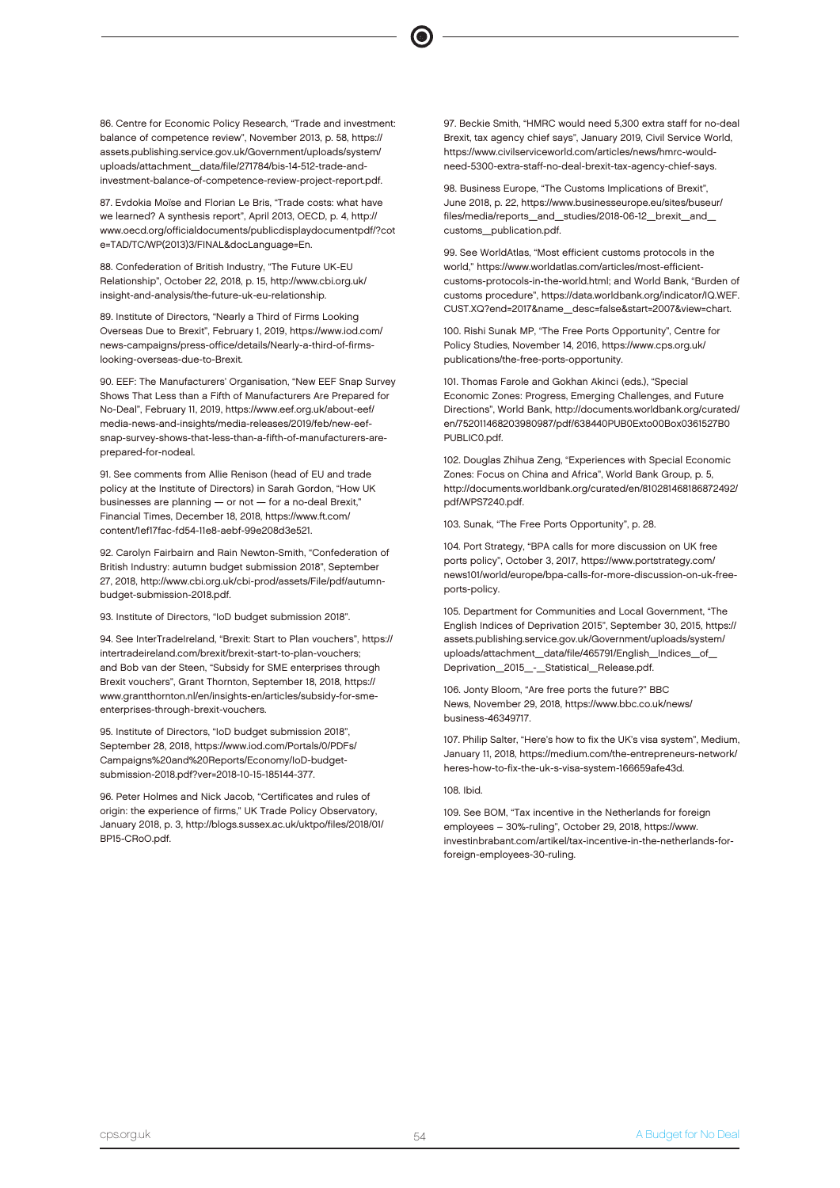86. Centre for Economic Policy Research, "Trade and investment: balance of competence review", November 2013, p. 58, https://assets.publishing.service.gov.uk/Government/uploads/system/uploads/attachment_data/file/271784/bis-14-512-trade-and-investment-balance-of-competence-review-project-report.pdf.

87. Evdokia Moïse and Florian Le Bris, "Trade costs: what have we learned? A synthesis report", April 2013, OECD, p. 4, http://www.oecd.org/officialdocuments/publicdisplaydocumentpdf/?cote=TAD/TC/WP(2013)3/FINAL&docLanguage=En.

88. Confederation of British Industry, "The Future UK-EU Relationship", October 22, 2018, p. 15, http://www.cbi.org.uk/insight-and-analysis/the-future-uk-eu-relationship.

89. Institute of Directors, "Nearly a Third of Firms Looking Overseas Due to Brexit", February 1, 2019, https://www.iod.com/news-campaigns/press-office/details/Nearly-a-third-of-firms-looking-overseas-due-to-Brexit.

90. EEF: The Manufacturers' Organisation, "New EEF Snap Survey Shows That Less than a Fifth of Manufacturers Are Prepared for No-Deal", February 11, 2019, https://www.eef.org.uk/about-eef/media-news-and-insights/media-releases/2019/feb/new-eef-snap-survey-shows-that-less-than-a-fifth-of-manufacturers-are-prepared-for-nodeal.

91. See comments from Allie Renison (head of EU and trade policy at the Institute of Directors) in Sarah Gordon, "How UK businesses are planning — or not — for a no-deal Brexit," Financial Times, December 18, 2018, https://www.ft.com/content/1ef17fac-fd54-11e8-aebf-99e208d3e521.

92. Carolyn Fairbairn and Rain Newton-Smith, "Confederation of British Industry: autumn budget submission 2018", September 27, 2018, http://www.cbi.org.uk/cbi-prod/assets/File/pdf/autumn-budget-submission-2018.pdf.

93. Institute of Directors, "IoD budget submission 2018".

94. See InterTradeIreland, "Brexit: Start to Plan vouchers", https://intertradeireland.com/brexit/brexit-start-to-plan-vouchers; and Bob van der Steen, "Subsidy for SME enterprises through Brexit vouchers", Grant Thornton, September 18, 2018, https://www.grantthornton.nl/en/insights-en/articles/subsidy-for-sme-enterprises-through-brexit-vouchers.

95. Institute of Directors, "IoD budget submission 2018", September 28, 2018, https://www.iod.com/Portals/0/PDFs/Campaigns%20and%20Reports/Economy/IoD-budget-submission-2018.pdf?ver=2018-10-15-185144-377.

96. Peter Holmes and Nick Jacob, "Certificates and rules of origin: the experience of firms," UK Trade Policy Observatory, January 2018, p. 3, http://blogs.sussex.ac.uk/uktpo/files/2018/01/BP15-CRoO.pdf.

97. Beckie Smith, "HMRC would need 5,300 extra staff for no-deal Brexit, tax agency chief says", January 2019, Civil Service World, https://www.civilserviceworld.com/articles/news/hmrc-would-need-5300-extra-staff-no-deal-brexit-tax-agency-chief-says.

98. Business Europe, "The Customs Implications of Brexit", June 2018, p. 22, https://www.businesseurope.eu/sites/buseur/files/media/reports_and_studies/2018-06-12_brexit_and_customs_publication.pdf.

99. See WorldAtlas, "Most efficient customs protocols in the world," https://www.worldatlas.com/articles/most-efficient-customs-protocols-in-the-world.html; and World Bank, "Burden of customs procedure", https://data.worldbank.org/indicator/IQ.WEF.CUST.XQ?end=2017&name_desc=false&start=2007&view=chart.

100. Rishi Sunak MP, "The Free Ports Opportunity", Centre for Policy Studies, November 14, 2016, https://www.cps.org.uk/publications/the-free-ports-opportunity.

101. Thomas Farole and Gokhan Akinci (eds.), "Special Economic Zones: Progress, Emerging Challenges, and Future Directions", World Bank, http://documents.worldbank.org/curated/en/752011468203980987/pdf/638440PUB0Exto00Box0361527B0PUBLIC0.pdf.

102. Douglas Zhihua Zeng, "Experiences with Special Economic Zones: Focus on China and Africa", World Bank Group, p. 5, http://documents.worldbank.org/curated/en/810281468186872492/pdf/WPS7240.pdf.

103. Sunak, "The Free Ports Opportunity", p. 28.

104. Port Strategy, "BPA calls for more discussion on UK free ports policy", October 3, 2017, https://www.portstrategy.com/news101/world/europe/bpa-calls-for-more-discussion-on-uk-free-ports-policy.

105. Department for Communities and Local Government, "The English Indices of Deprivation 2015", September 30, 2015, https://assets.publishing.service.gov.uk/Government/uploads/system/uploads/attachment_data/file/465791/English_Indices_of_Deprivation_2015_-_Statistical_Release.pdf.

106. Jonty Bloom, "Are free ports the future?" BBC News, November 29, 2018, https://www.bbc.co.uk/news/business-46349717.

107. Philip Salter, "Here's how to fix the UK's visa system", Medium, January 11, 2018, https://medium.com/the-entrepreneurs-network/heres-how-to-fix-the-uk-s-visa-system-166659afe43d.

108. Ibid.

109. See BOM, "Tax incentive in the Netherlands for foreign employees – 30%-ruling", October 29, 2018, https://www.investinbrabant.com/artikel/tax-incentive-in-the-netherlands-for-foreign-employees-30-ruling.